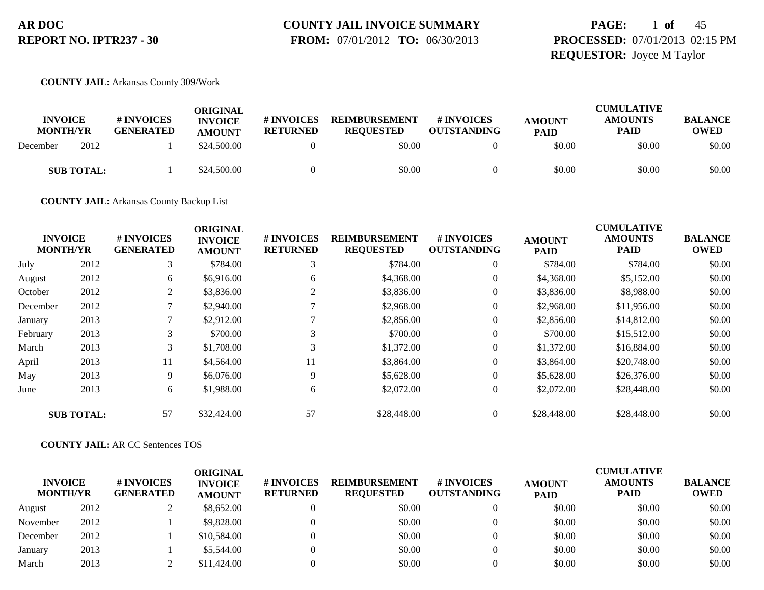**AR DOC**
**REPORT NO. IPTR237 - 30**

**COUNTY JAIL INVOICE SUMMARY**
**FROM:** 07/01/2012 **TO:** 06/30/2013

**PROCESSED:** 07/01/2013 02:15 PM
**REQUESTOR:** Joyce M Taylor

**COUNTY JAIL:** Arkansas County 309/Work

| INVOICE MONTH/YR | | # INVOICES GENERATED | ORIGINAL INVOICE AMOUNT | # INVOICES RETURNED | REIMBURSEMENT REQUESTED | # INVOICES OUTSTANDING | AMOUNT PAID | CUMULATIVE AMOUNTS PAID | BALANCE OWED |
|---|---|---|---|---|---|---|---|---|---|
| December | 2012 | 1 | $24,500.00 | 0 | $0.00 | 0 | $0.00 | $0.00 | $0.00 |
| **SUB TOTAL:** | | 1 | $24,500.00 | 0 | $0.00 | 0 | $0.00 | $0.00 | $0.00 |

**COUNTY JAIL:** Arkansas County Backup List

| INVOICE MONTH/YR | | # INVOICES GENERATED | ORIGINAL INVOICE AMOUNT | # INVOICES RETURNED | REIMBURSEMENT REQUESTED | # INVOICES OUTSTANDING | AMOUNT PAID | CUMULATIVE AMOUNTS PAID | BALANCE OWED |
|---|---|---|---|---|---|---|---|---|---|
| July | 2012 | 3 | $784.00 | 3 | $784.00 | 0 | $784.00 | $784.00 | $0.00 |
| August | 2012 | 6 | $6,916.00 | 6 | $4,368.00 | 0 | $4,368.00 | $5,152.00 | $0.00 |
| October | 2012 | 2 | $3,836.00 | 2 | $3,836.00 | 0 | $3,836.00 | $8,988.00 | $0.00 |
| December | 2012 | 7 | $2,940.00 | 7 | $2,968.00 | 0 | $2,968.00 | $11,956.00 | $0.00 |
| January | 2013 | 7 | $2,912.00 | 7 | $2,856.00 | 0 | $2,856.00 | $14,812.00 | $0.00 |
| February | 2013 | 3 | $700.00 | 3 | $700.00 | 0 | $700.00 | $15,512.00 | $0.00 |
| March | 2013 | 3 | $1,708.00 | 3 | $1,372.00 | 0 | $1,372.00 | $16,884.00 | $0.00 |
| April | 2013 | 11 | $4,564.00 | 11 | $3,864.00 | 0 | $3,864.00 | $20,748.00 | $0.00 |
| May | 2013 | 9 | $6,076.00 | 9 | $5,628.00 | 0 | $5,628.00 | $26,376.00 | $0.00 |
| June | 2013 | 6 | $1,988.00 | 6 | $2,072.00 | 0 | $2,072.00 | $28,448.00 | $0.00 |
| **SUB TOTAL:** | | 57 | $32,424.00 | 57 | $28,448.00 | 0 | $28,448.00 | $28,448.00 | $0.00 |

**COUNTY JAIL:** AR CC Sentences TOS

| INVOICE MONTH/YR | | # INVOICES GENERATED | ORIGINAL INVOICE AMOUNT | # INVOICES RETURNED | REIMBURSEMENT REQUESTED | # INVOICES OUTSTANDING | AMOUNT PAID | CUMULATIVE AMOUNTS PAID | BALANCE OWED |
|---|---|---|---|---|---|---|---|---|---|
| August | 2012 | 2 | $8,652.00 | 0 | $0.00 | 0 | $0.00 | $0.00 | $0.00 |
| November | 2012 | 1 | $9,828.00 | 0 | $0.00 | 0 | $0.00 | $0.00 | $0.00 |
| December | 2012 | 1 | $10,584.00 | 0 | $0.00 | 0 | $0.00 | $0.00 | $0.00 |
| January | 2013 | 1 | $5,544.00 | 0 | $0.00 | 0 | $0.00 | $0.00 | $0.00 |
| March | 2013 | 2 | $11,424.00 | 0 | $0.00 | 0 | $0.00 | $0.00 | $0.00 |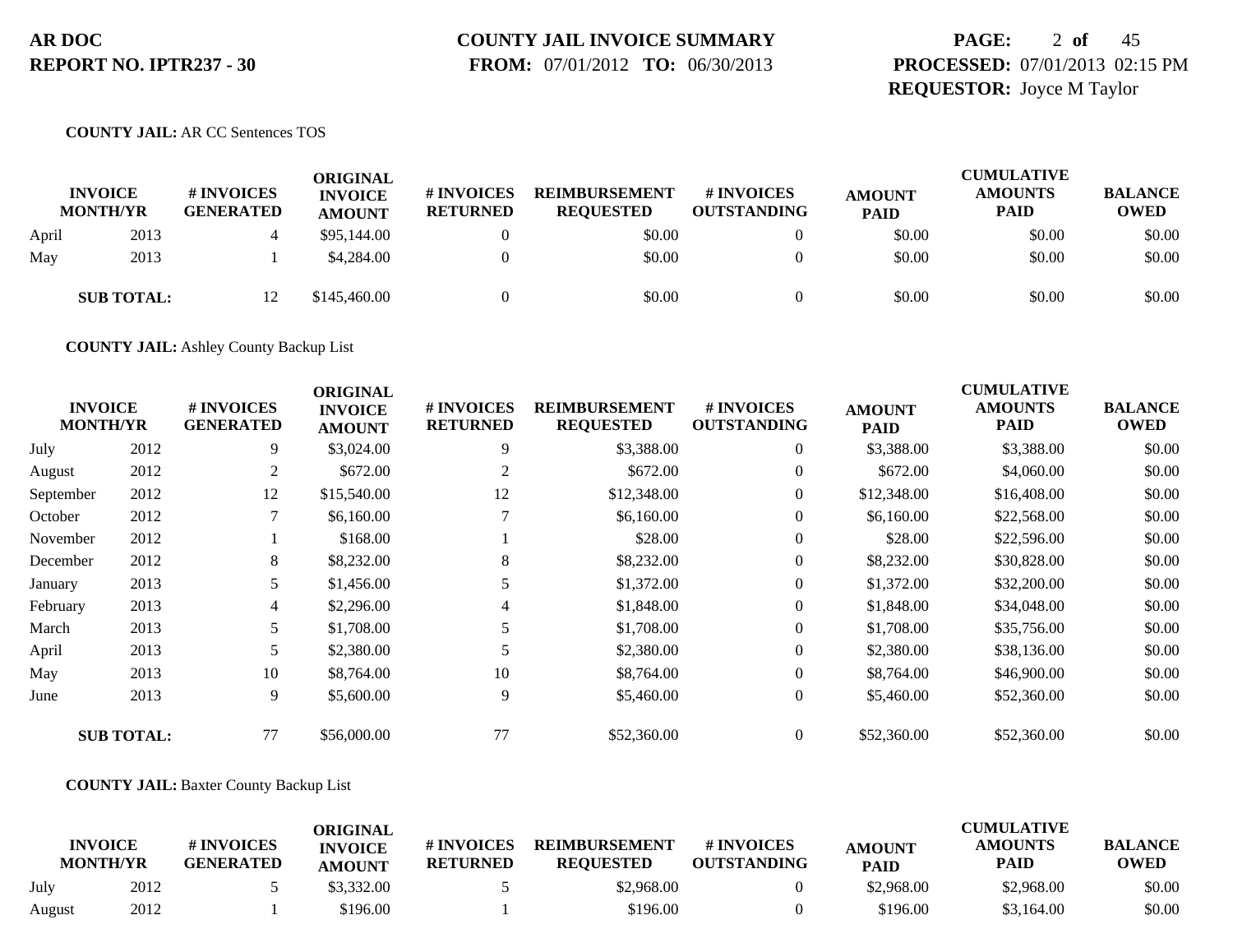**COUNTY JAIL:** AR CC Sentences TOS

| INVOICE MONTH/YR | | # INVOICES GENERATED | ORIGINAL INVOICE AMOUNT | # INVOICES RETURNED | REIMBURSEMENT REQUESTED | # INVOICES OUTSTANDING | AMOUNT PAID | CUMULATIVE AMOUNTS PAID | BALANCE OWED |
|---|---|---|---|---|---|---|---|---|---|
| April | 2013 | 4 | $95,144.00 | 0 | $0.00 | 0 | $0.00 | $0.00 | $0.00 |
| May | 2013 | 1 | $4,284.00 | 0 | $0.00 | 0 | $0.00 | $0.00 | $0.00 |
| **SUB TOTAL:** | | 12 | $145,460.00 | 0 | $0.00 | 0 | $0.00 | $0.00 | $0.00 |

**COUNTY JAIL:** Ashley County Backup List

| INVOICE MONTH/YR | | # INVOICES GENERATED | ORIGINAL INVOICE AMOUNT | # INVOICES RETURNED | REIMBURSEMENT REQUESTED | # INVOICES OUTSTANDING | AMOUNT PAID | CUMULATIVE AMOUNTS PAID | BALANCE OWED |
|---|---|---|---|---|---|---|---|---|---|
| July | 2012 | 9 | $3,024.00 | 9 | $3,388.00 | 0 | $3,388.00 | $3,388.00 | $0.00 |
| August | 2012 | 2 | $672.00 | 2 | $672.00 | 0 | $672.00 | $4,060.00 | $0.00 |
| September | 2012 | 12 | $15,540.00 | 12 | $12,348.00 | 0 | $12,348.00 | $16,408.00 | $0.00 |
| October | 2012 | 7 | $6,160.00 | 7 | $6,160.00 | 0 | $6,160.00 | $22,568.00 | $0.00 |
| November | 2012 | 1 | $168.00 | 1 | $28.00 | 0 | $28.00 | $22,596.00 | $0.00 |
| December | 2012 | 8 | $8,232.00 | 8 | $8,232.00 | 0 | $8,232.00 | $30,828.00 | $0.00 |
| January | 2013 | 5 | $1,456.00 | 5 | $1,372.00 | 0 | $1,372.00 | $32,200.00 | $0.00 |
| February | 2013 | 4 | $2,296.00 | 4 | $1,848.00 | 0 | $1,848.00 | $34,048.00 | $0.00 |
| March | 2013 | 5 | $1,708.00 | 5 | $1,708.00 | 0 | $1,708.00 | $35,756.00 | $0.00 |
| April | 2013 | 5 | $2,380.00 | 5 | $2,380.00 | 0 | $2,380.00 | $38,136.00 | $0.00 |
| May | 2013 | 10 | $8,764.00 | 10 | $8,764.00 | 0 | $8,764.00 | $46,900.00 | $0.00 |
| June | 2013 | 9 | $5,600.00 | 9 | $5,460.00 | 0 | $5,460.00 | $52,360.00 | $0.00 |
| **SUB TOTAL:** | | 77 | $56,000.00 | 77 | $52,360.00 | 0 | $52,360.00 | $52,360.00 | $0.00 |

**COUNTY JAIL:** Baxter County Backup List

| INVOICE MONTH/YR | | # INVOICES GENERATED | ORIGINAL INVOICE AMOUNT | # INVOICES RETURNED | REIMBURSEMENT REQUESTED | # INVOICES OUTSTANDING | AMOUNT PAID | CUMULATIVE AMOUNTS PAID | BALANCE OWED |
|---|---|---|---|---|---|---|---|---|---|
| July | 2012 | 5 | $3,332.00 | 5 | $2,968.00 | 0 | $2,968.00 | $2,968.00 | $0.00 |
| August | 2012 | 1 | $196.00 | 1 | $196.00 | 0 | $196.00 | $3,164.00 | $0.00 |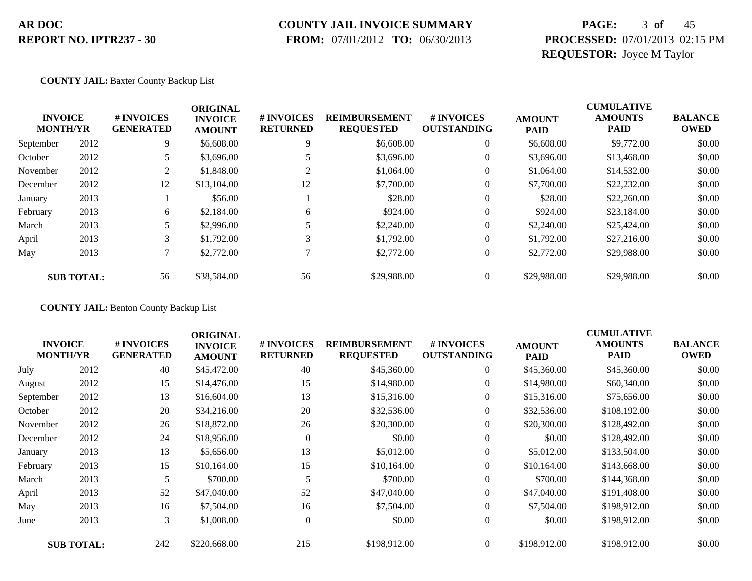**AR DOC**
**REPORT NO. IPTR237 - 30**

**COUNTY JAIL INVOICE SUMMARY**
**FROM:** 07/01/2012 **TO:** 06/30/2013

**PROCESSED:** 07/01/2013 02:15 PM
**REQUESTOR:** Joyce M Taylor

**COUNTY JAIL:** Baxter County Backup List

| INVOICE MONTH/YR | | # INVOICES GENERATED | ORIGINAL INVOICE AMOUNT | # INVOICES RETURNED | REIMBURSEMENT REQUESTED | # INVOICES OUTSTANDING | AMOUNT PAID | CUMULATIVE AMOUNTS PAID | BALANCE OWED |
|---|---|---|---|---|---|---|---|---|---|
| September | 2012 | 9 | $6,608.00 | 9 | $6,608.00 | 0 | $6,608.00 | $9,772.00 | $0.00 |
| October | 2012 | 5 | $3,696.00 | 5 | $3,696.00 | 0 | $3,696.00 | $13,468.00 | $0.00 |
| November | 2012 | 2 | $1,848.00 | 2 | $1,064.00 | 0 | $1,064.00 | $14,532.00 | $0.00 |
| December | 2012 | 12 | $13,104.00 | 12 | $7,700.00 | 0 | $7,700.00 | $22,232.00 | $0.00 |
| January | 2013 | 1 | $56.00 | 1 | $28.00 | 0 | $28.00 | $22,260.00 | $0.00 |
| February | 2013 | 6 | $2,184.00 | 6 | $924.00 | 0 | $924.00 | $23,184.00 | $0.00 |
| March | 2013 | 5 | $2,996.00 | 5 | $2,240.00 | 0 | $2,240.00 | $25,424.00 | $0.00 |
| April | 2013 | 3 | $1,792.00 | 3 | $1,792.00 | 0 | $1,792.00 | $27,216.00 | $0.00 |
| May | 2013 | 7 | $2,772.00 | 7 | $2,772.00 | 0 | $2,772.00 | $29,988.00 | $0.00 |
| **SUB TOTAL:** | | 56 | $38,584.00 | 56 | $29,988.00 | 0 | $29,988.00 | $29,988.00 | $0.00 |

**COUNTY JAIL:** Benton County Backup List

| INVOICE MONTH/YR | | # INVOICES GENERATED | ORIGINAL INVOICE AMOUNT | # INVOICES RETURNED | REIMBURSEMENT REQUESTED | # INVOICES OUTSTANDING | AMOUNT PAID | CUMULATIVE AMOUNTS PAID | BALANCE OWED |
|---|---|---|---|---|---|---|---|---|---|
| July | 2012 | 40 | $45,472.00 | 40 | $45,360.00 | 0 | $45,360.00 | $45,360.00 | $0.00 |
| August | 2012 | 15 | $14,476.00 | 15 | $14,980.00 | 0 | $14,980.00 | $60,340.00 | $0.00 |
| September | 2012 | 13 | $16,604.00 | 13 | $15,316.00 | 0 | $15,316.00 | $75,656.00 | $0.00 |
| October | 2012 | 20 | $34,216.00 | 20 | $32,536.00 | 0 | $32,536.00 | $108,192.00 | $0.00 |
| November | 2012 | 26 | $18,872.00 | 26 | $20,300.00 | 0 | $20,300.00 | $128,492.00 | $0.00 |
| December | 2012 | 24 | $18,956.00 | 0 | $0.00 | 0 | $0.00 | $128,492.00 | $0.00 |
| January | 2013 | 13 | $5,656.00 | 13 | $5,012.00 | 0 | $5,012.00 | $133,504.00 | $0.00 |
| February | 2013 | 15 | $10,164.00 | 15 | $10,164.00 | 0 | $10,164.00 | $143,668.00 | $0.00 |
| March | 2013 | 5 | $700.00 | 5 | $700.00 | 0 | $700.00 | $144,368.00 | $0.00 |
| April | 2013 | 52 | $47,040.00 | 52 | $47,040.00 | 0 | $47,040.00 | $191,408.00 | $0.00 |
| May | 2013 | 16 | $7,504.00 | 16 | $7,504.00 | 0 | $7,504.00 | $198,912.00 | $0.00 |
| June | 2013 | 3 | $1,008.00 | 0 | $0.00 | 0 | $0.00 | $198,912.00 | $0.00 |
| **SUB TOTAL:** | | 242 | $220,668.00 | 215 | $198,912.00 | 0 | $198,912.00 | $198,912.00 | $0.00 |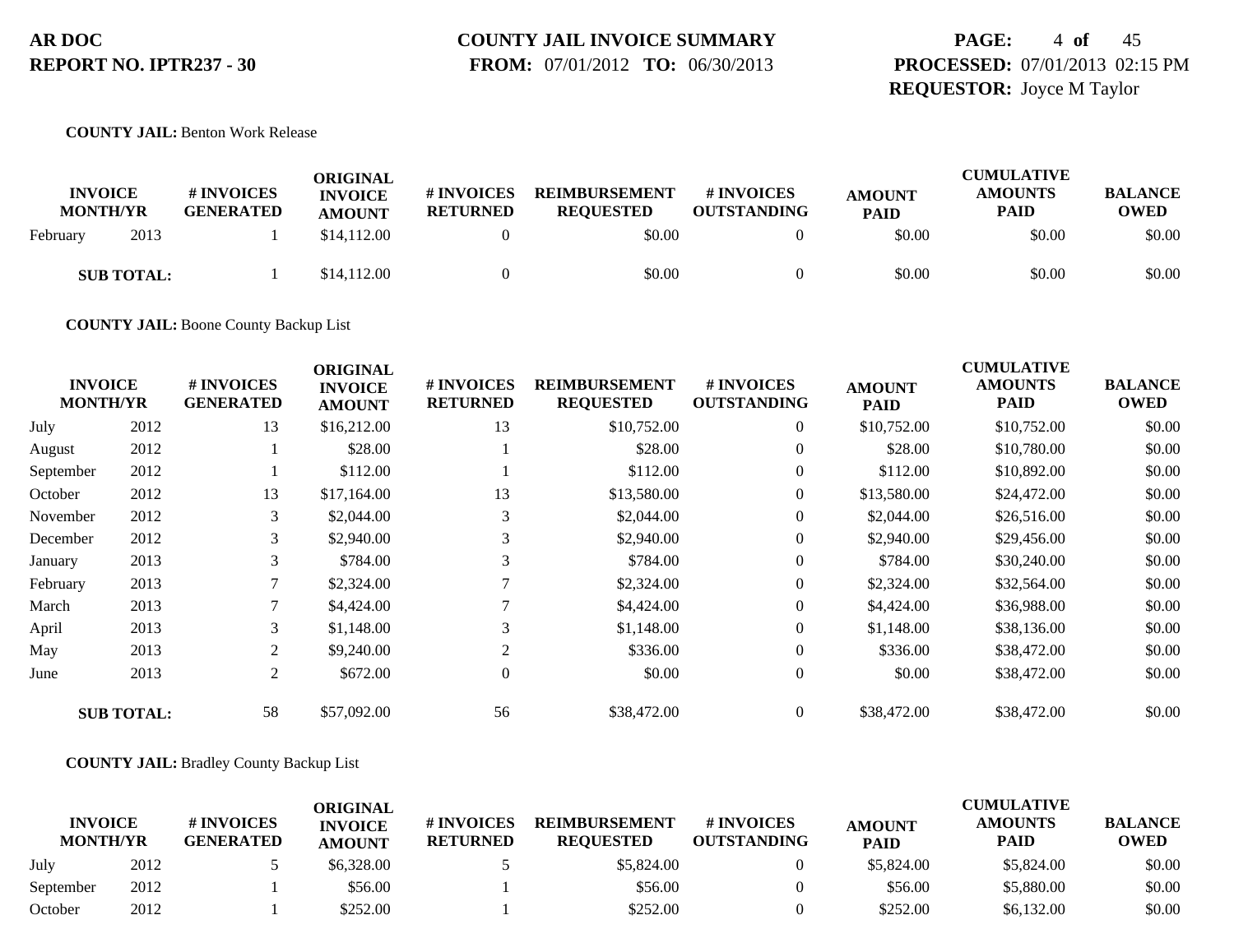**COUNTY JAIL:** Benton Work Release

| INVOICE MONTH/YR | | # INVOICES GENERATED | ORIGINAL INVOICE AMOUNT | # INVOICES RETURNED | REIMBURSEMENT REQUESTED | # INVOICES OUTSTANDING | AMOUNT PAID | CUMULATIVE AMOUNTS PAID | BALANCE OWED |
|---|---|---|---|---|---|---|---|---|---|
| February | 2013 | 1 | $14,112.00 | 0 | $0.00 | 0 | $0.00 | $0.00 | $0.00 |
| **SUB TOTAL:** | | 1 | $14,112.00 | 0 | $0.00 | 0 | $0.00 | $0.00 | $0.00 |

**COUNTY JAIL:** Boone County Backup List

| INVOICE MONTH/YR | | # INVOICES GENERATED | ORIGINAL INVOICE AMOUNT | # INVOICES RETURNED | REIMBURSEMENT REQUESTED | # INVOICES OUTSTANDING | AMOUNT PAID | CUMULATIVE AMOUNTS PAID | BALANCE OWED |
|---|---|---|---|---|---|---|---|---|---|
| July | 2012 | 13 | $16,212.00 | 13 | $10,752.00 | 0 | $10,752.00 | $10,752.00 | $0.00 |
| August | 2012 | 1 | $28.00 | 1 | $28.00 | 0 | $28.00 | $10,780.00 | $0.00 |
| September | 2012 | 1 | $112.00 | 1 | $112.00 | 0 | $112.00 | $10,892.00 | $0.00 |
| October | 2012 | 13 | $17,164.00 | 13 | $13,580.00 | 0 | $13,580.00 | $24,472.00 | $0.00 |
| November | 2012 | 3 | $2,044.00 | 3 | $2,044.00 | 0 | $2,044.00 | $26,516.00 | $0.00 |
| December | 2012 | 3 | $2,940.00 | 3 | $2,940.00 | 0 | $2,940.00 | $29,456.00 | $0.00 |
| January | 2013 | 3 | $784.00 | 3 | $784.00 | 0 | $784.00 | $30,240.00 | $0.00 |
| February | 2013 | 7 | $2,324.00 | 7 | $2,324.00 | 0 | $2,324.00 | $32,564.00 | $0.00 |
| March | 2013 | 7 | $4,424.00 | 7 | $4,424.00 | 0 | $4,424.00 | $36,988.00 | $0.00 |
| April | 2013 | 3 | $1,148.00 | 3 | $1,148.00 | 0 | $1,148.00 | $38,136.00 | $0.00 |
| May | 2013 | 2 | $9,240.00 | 2 | $336.00 | 0 | $336.00 | $38,472.00 | $0.00 |
| June | 2013 | 2 | $672.00 | 0 | $0.00 | 0 | $0.00 | $38,472.00 | $0.00 |
| **SUB TOTAL:** | | 58 | $57,092.00 | 56 | $38,472.00 | 0 | $38,472.00 | $38,472.00 | $0.00 |

**COUNTY JAIL:** Bradley County Backup List

| INVOICE MONTH/YR | | # INVOICES GENERATED | ORIGINAL INVOICE AMOUNT | # INVOICES RETURNED | REIMBURSEMENT REQUESTED | # INVOICES OUTSTANDING | AMOUNT PAID | CUMULATIVE AMOUNTS PAID | BALANCE OWED |
|---|---|---|---|---|---|---|---|---|---|
| July | 2012 | 5 | $6,328.00 | 5 | $5,824.00 | 0 | $5,824.00 | $5,824.00 | $0.00 |
| September | 2012 | 1 | $56.00 | 1 | $56.00 | 0 | $56.00 | $5,880.00 | $0.00 |
| October | 2012 | 1 | $252.00 | 1 | $252.00 | 0 | $252.00 | $6,132.00 | $0.00 |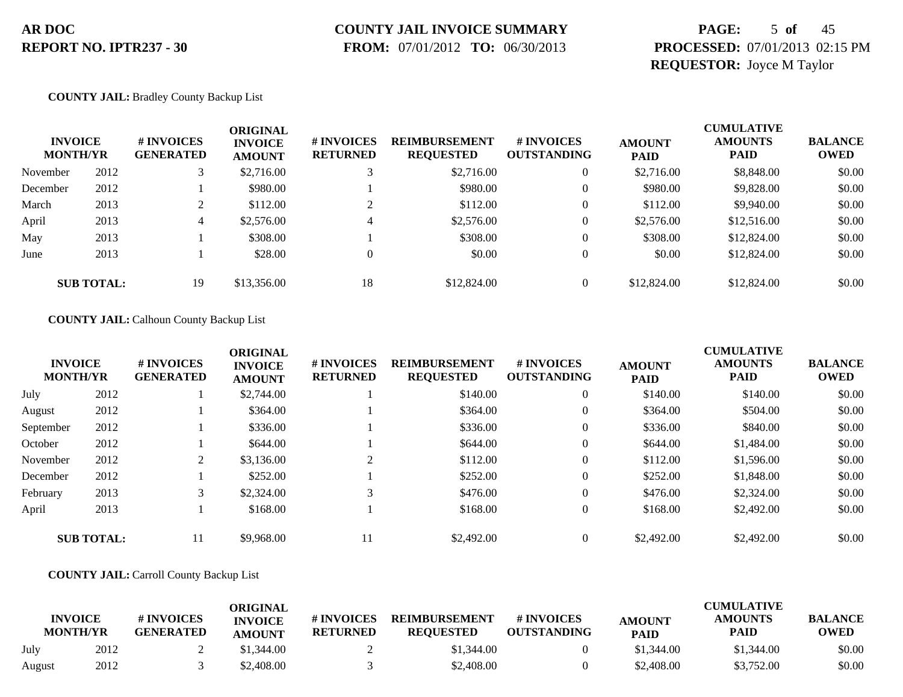**AR DOC**
**REPORT NO. IPTR237 - 30**

**COUNTY JAIL INVOICE SUMMARY**
**FROM:** 07/01/2012 **TO:** 06/30/2013

**PROCESSED:** 07/01/2013 02:15 PM
**REQUESTOR:** Joyce M Taylor

**COUNTY JAIL:** Bradley County Backup List

| INVOICE MONTH/YR | | # INVOICES GENERATED | ORIGINAL INVOICE AMOUNT | # INVOICES RETURNED | REIMBURSEMENT REQUESTED | # INVOICES OUTSTANDING | AMOUNT PAID | CUMULATIVE AMOUNTS PAID | BALANCE OWED |
|---|---|---|---|---|---|---|---|---|---|
| November | 2012 | 3 | $2,716.00 | 3 | $2,716.00 | 0 | $2,716.00 | $8,848.00 | $0.00 |
| December | 2012 | 1 | $980.00 | 1 | $980.00 | 0 | $980.00 | $9,828.00 | $0.00 |
| March | 2013 | 2 | $112.00 | 2 | $112.00 | 0 | $112.00 | $9,940.00 | $0.00 |
| April | 2013 | 4 | $2,576.00 | 4 | $2,576.00 | 0 | $2,576.00 | $12,516.00 | $0.00 |
| May | 2013 | 1 | $308.00 | 1 | $308.00 | 0 | $308.00 | $12,824.00 | $0.00 |
| June | 2013 | 1 | $28.00 | 0 | $0.00 | 0 | $0.00 | $12,824.00 | $0.00 |
| **SUB TOTAL:** | | 19 | $13,356.00 | 18 | $12,824.00 | 0 | $12,824.00 | $12,824.00 | $0.00 |

**COUNTY JAIL:** Calhoun County Backup List

| INVOICE MONTH/YR | | # INVOICES GENERATED | ORIGINAL INVOICE AMOUNT | # INVOICES RETURNED | REIMBURSEMENT REQUESTED | # INVOICES OUTSTANDING | AMOUNT PAID | CUMULATIVE AMOUNTS PAID | BALANCE OWED |
|---|---|---|---|---|---|---|---|---|---|
| July | 2012 | 1 | $2,744.00 | 1 | $140.00 | 0 | $140.00 | $140.00 | $0.00 |
| August | 2012 | 1 | $364.00 | 1 | $364.00 | 0 | $364.00 | $504.00 | $0.00 |
| September | 2012 | 1 | $336.00 | 1 | $336.00 | 0 | $336.00 | $840.00 | $0.00 |
| October | 2012 | 1 | $644.00 | 1 | $644.00 | 0 | $644.00 | $1,484.00 | $0.00 |
| November | 2012 | 2 | $3,136.00 | 2 | $112.00 | 0 | $112.00 | $1,596.00 | $0.00 |
| December | 2012 | 1 | $252.00 | 1 | $252.00 | 0 | $252.00 | $1,848.00 | $0.00 |
| February | 2013 | 3 | $2,324.00 | 3 | $476.00 | 0 | $476.00 | $2,324.00 | $0.00 |
| April | 2013 | 1 | $168.00 | 1 | $168.00 | 0 | $168.00 | $2,492.00 | $0.00 |
| **SUB TOTAL:** | | 11 | $9,968.00 | 11 | $2,492.00 | 0 | $2,492.00 | $2,492.00 | $0.00 |

**COUNTY JAIL:** Carroll County Backup List

| INVOICE MONTH/YR | | # INVOICES GENERATED | ORIGINAL INVOICE AMOUNT | # INVOICES RETURNED | REIMBURSEMENT REQUESTED | # INVOICES OUTSTANDING | AMOUNT PAID | CUMULATIVE AMOUNTS PAID | BALANCE OWED |
|---|---|---|---|---|---|---|---|---|---|
| July | 2012 | 2 | $1,344.00 | 2 | $1,344.00 | 0 | $1,344.00 | $1,344.00 | $0.00 |
| August | 2012 | 3 | $2,408.00 | 3 | $2,408.00 | 0 | $2,408.00 | $3,752.00 | $0.00 |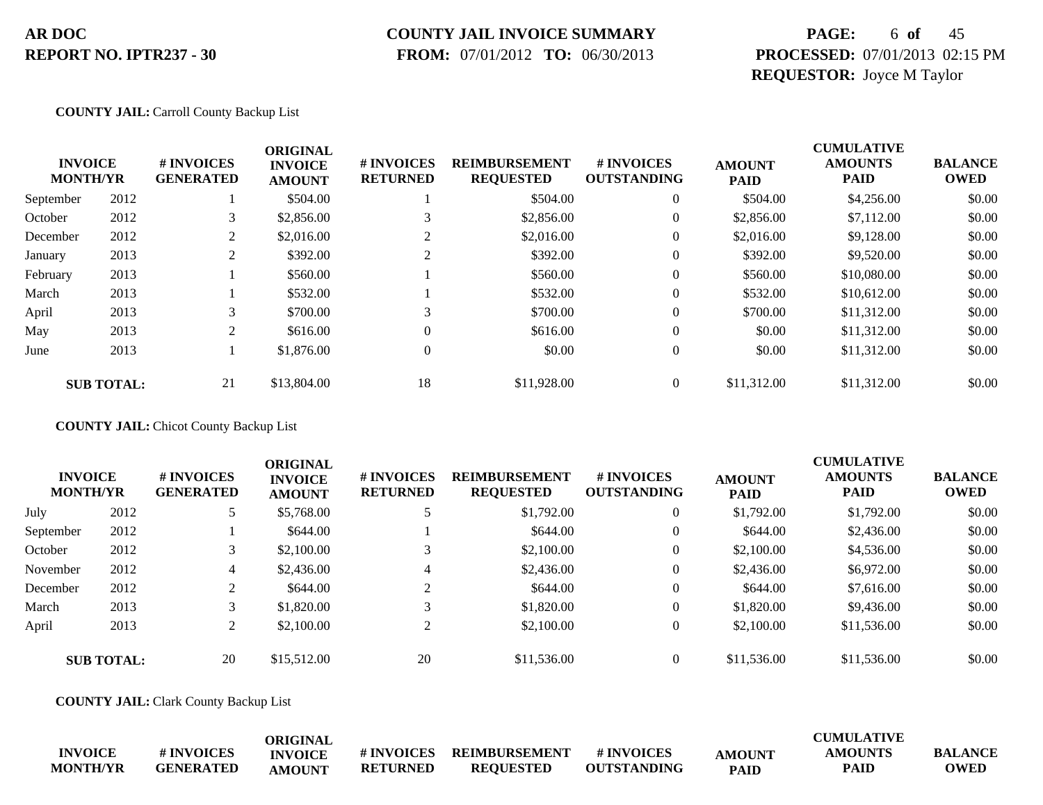**AR DOC**
**REPORT NO. IPTR237 - 30**

**COUNTY JAIL INVOICE SUMMARY**
**FROM:** 07/01/2012 **TO:** 06/30/2013

**PROCESSED:** 07/01/2013 02:15 PM
**REQUESTOR:** Joyce M Taylor

**COUNTY JAIL:** Carroll County Backup List

| INVOICE MONTH/YR | | # INVOICES GENERATED | ORIGINAL INVOICE AMOUNT | # INVOICES RETURNED | REIMBURSEMENT REQUESTED | # INVOICES OUTSTANDING | AMOUNT PAID | CUMULATIVE AMOUNTS PAID | BALANCE OWED |
|---|---|---|---|---|---|---|---|---|---|
| September | 2012 | 1 | $504.00 | 1 | $504.00 | 0 | $504.00 | $4,256.00 | $0.00 |
| October | 2012 | 3 | $2,856.00 | 3 | $2,856.00 | 0 | $2,856.00 | $7,112.00 | $0.00 |
| December | 2012 | 2 | $2,016.00 | 2 | $2,016.00 | 0 | $2,016.00 | $9,128.00 | $0.00 |
| January | 2013 | 2 | $392.00 | 2 | $392.00 | 0 | $392.00 | $9,520.00 | $0.00 |
| February | 2013 | 1 | $560.00 | 1 | $560.00 | 0 | $560.00 | $10,080.00 | $0.00 |
| March | 2013 | 1 | $532.00 | 1 | $532.00 | 0 | $532.00 | $10,612.00 | $0.00 |
| April | 2013 | 3 | $700.00 | 3 | $700.00 | 0 | $700.00 | $11,312.00 | $0.00 |
| May | 2013 | 2 | $616.00 | 0 | $616.00 | 0 | $0.00 | $11,312.00 | $0.00 |
| June | 2013 | 1 | $1,876.00 | 0 | $0.00 | 0 | $0.00 | $11,312.00 | $0.00 |
| **SUB TOTAL:** | | 21 | $13,804.00 | 18 | $11,928.00 | 0 | $11,312.00 | $11,312.00 | $0.00 |

**COUNTY JAIL:** Chicot County Backup List

| INVOICE MONTH/YR | | # INVOICES GENERATED | ORIGINAL INVOICE AMOUNT | # INVOICES RETURNED | REIMBURSEMENT REQUESTED | # INVOICES OUTSTANDING | AMOUNT PAID | CUMULATIVE AMOUNTS PAID | BALANCE OWED |
|---|---|---|---|---|---|---|---|---|---|
| July | 2012 | 5 | $5,768.00 | 5 | $1,792.00 | 0 | $1,792.00 | $1,792.00 | $0.00 |
| September | 2012 | 1 | $644.00 | 1 | $644.00 | 0 | $644.00 | $2,436.00 | $0.00 |
| October | 2012 | 3 | $2,100.00 | 3 | $2,100.00 | 0 | $2,100.00 | $4,536.00 | $0.00 |
| November | 2012 | 4 | $2,436.00 | 4 | $2,436.00 | 0 | $2,436.00 | $6,972.00 | $0.00 |
| December | 2012 | 2 | $644.00 | 2 | $644.00 | 0 | $644.00 | $7,616.00 | $0.00 |
| March | 2013 | 3 | $1,820.00 | 3 | $1,820.00 | 0 | $1,820.00 | $9,436.00 | $0.00 |
| April | 2013 | 2 | $2,100.00 | 2 | $2,100.00 | 0 | $2,100.00 | $11,536.00 | $0.00 |
| **SUB TOTAL:** | | 20 | $15,512.00 | 20 | $11,536.00 | 0 | $11,536.00 | $11,536.00 | $0.00 |

**COUNTY JAIL:** Clark County Backup List

| INVOICE MONTH/YR | # INVOICES GENERATED | ORIGINAL INVOICE AMOUNT | # INVOICES RETURNED | REIMBURSEMENT REQUESTED | # INVOICES OUTSTANDING | AMOUNT PAID | CUMULATIVE AMOUNTS PAID | BALANCE OWED |
|---|---|---|---|---|---|---|---|---|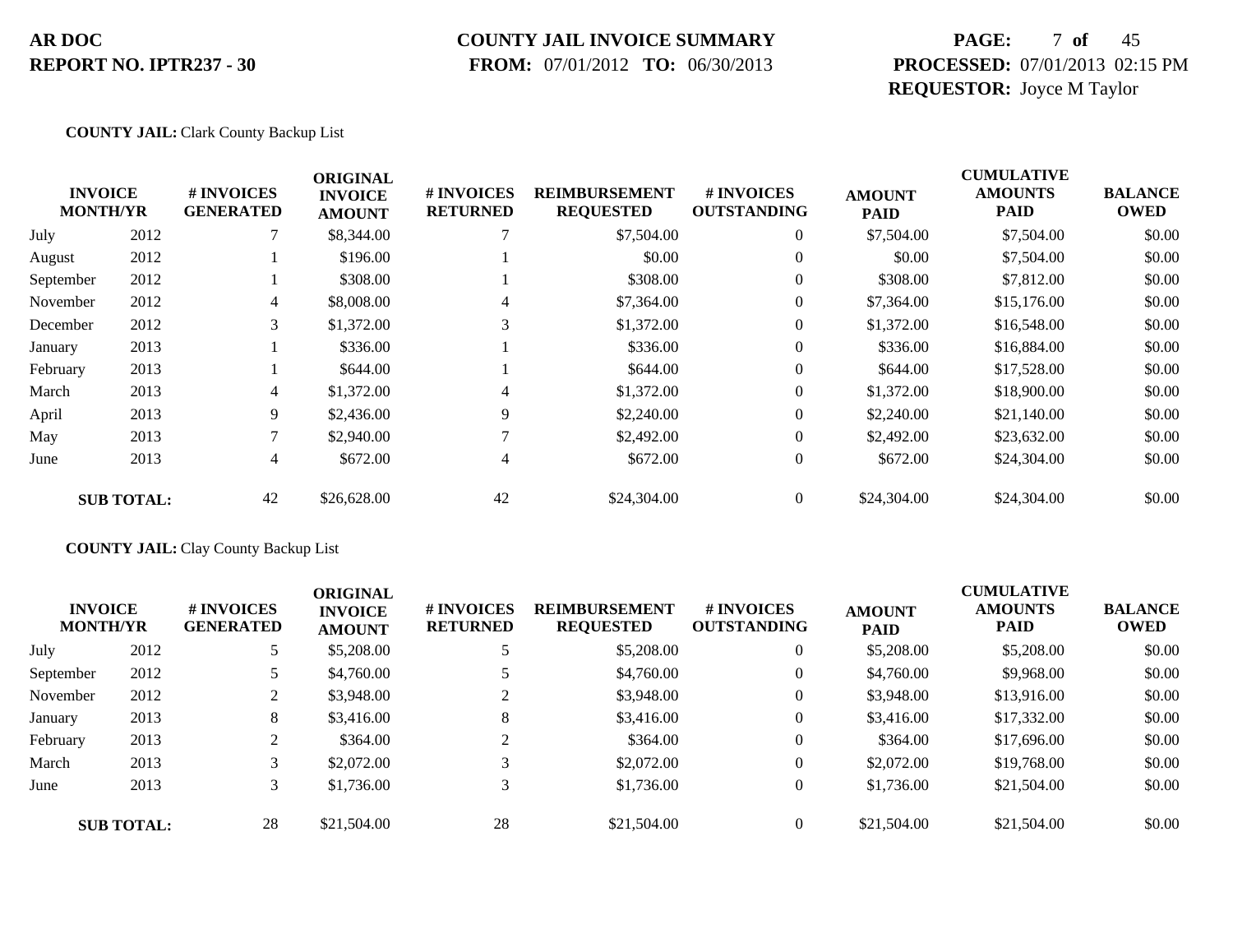**COUNTY JAIL:** Clark County Backup List

| INVOICE MONTH/YR | | # INVOICES GENERATED | ORIGINAL INVOICE AMOUNT | # INVOICES RETURNED | REIMBURSEMENT REQUESTED | # INVOICES OUTSTANDING | AMOUNT PAID | CUMULATIVE AMOUNTS PAID | BALANCE OWED |
|---|---|---|---|---|---|---|---|---|---|
| July | 2012 | 7 | $8,344.00 | 7 | $7,504.00 | 0 | $7,504.00 | $7,504.00 | $0.00 |
| August | 2012 | 1 | $196.00 | 1 | $0.00 | 0 | $0.00 | $7,504.00 | $0.00 |
| September | 2012 | 1 | $308.00 | 1 | $308.00 | 0 | $308.00 | $7,812.00 | $0.00 |
| November | 2012 | 4 | $8,008.00 | 4 | $7,364.00 | 0 | $7,364.00 | $15,176.00 | $0.00 |
| December | 2012 | 3 | $1,372.00 | 3 | $1,372.00 | 0 | $1,372.00 | $16,548.00 | $0.00 |
| January | 2013 | 1 | $336.00 | 1 | $336.00 | 0 | $336.00 | $16,884.00 | $0.00 |
| February | 2013 | 1 | $644.00 | 1 | $644.00 | 0 | $644.00 | $17,528.00 | $0.00 |
| March | 2013 | 4 | $1,372.00 | 4 | $1,372.00 | 0 | $1,372.00 | $18,900.00 | $0.00 |
| April | 2013 | 9 | $2,436.00 | 9 | $2,240.00 | 0 | $2,240.00 | $21,140.00 | $0.00 |
| May | 2013 | 7 | $2,940.00 | 7 | $2,492.00 | 0 | $2,492.00 | $23,632.00 | $0.00 |
| June | 2013 | 4 | $672.00 | 4 | $672.00 | 0 | $672.00 | $24,304.00 | $0.00 |
| **SUB TOTAL:** | | 42 | $26,628.00 | 42 | $24,304.00 | 0 | $24,304.00 | $24,304.00 | $0.00 |

**COUNTY JAIL:** Clay County Backup List

| INVOICE MONTH/YR | | # INVOICES GENERATED | ORIGINAL INVOICE AMOUNT | # INVOICES RETURNED | REIMBURSEMENT REQUESTED | # INVOICES OUTSTANDING | AMOUNT PAID | CUMULATIVE AMOUNTS PAID | BALANCE OWED |
|---|---|---|---|---|---|---|---|---|---|
| July | 2012 | 5 | $5,208.00 | 5 | $5,208.00 | 0 | $5,208.00 | $5,208.00 | $0.00 |
| September | 2012 | 5 | $4,760.00 | 5 | $4,760.00 | 0 | $4,760.00 | $9,968.00 | $0.00 |
| November | 2012 | 2 | $3,948.00 | 2 | $3,948.00 | 0 | $3,948.00 | $13,916.00 | $0.00 |
| January | 2013 | 8 | $3,416.00 | 8 | $3,416.00 | 0 | $3,416.00 | $17,332.00 | $0.00 |
| February | 2013 | 2 | $364.00 | 2 | $364.00 | 0 | $364.00 | $17,696.00 | $0.00 |
| March | 2013 | 3 | $2,072.00 | 3 | $2,072.00 | 0 | $2,072.00 | $19,768.00 | $0.00 |
| June | 2013 | 3 | $1,736.00 | 3 | $1,736.00 | 0 | $1,736.00 | $21,504.00 | $0.00 |
| **SUB TOTAL:** | | 28 | $21,504.00 | 28 | $21,504.00 | 0 | $21,504.00 | $21,504.00 | $0.00 |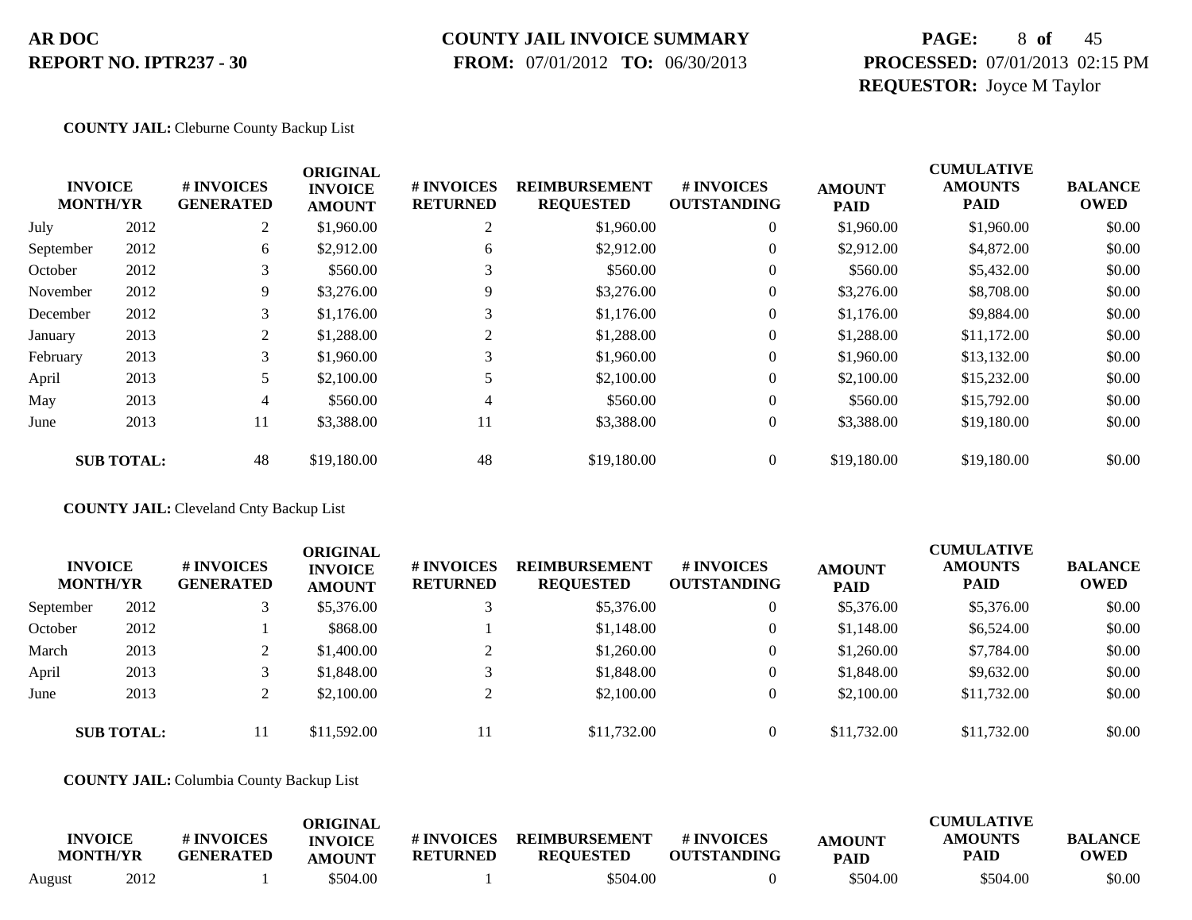**COUNTY JAIL:** Cleburne County Backup List

| INVOICE MONTH/YR | | # INVOICES GENERATED | ORIGINAL INVOICE AMOUNT | # INVOICES RETURNED | REIMBURSEMENT REQUESTED | # INVOICES OUTSTANDING | AMOUNT PAID | CUMULATIVE AMOUNTS PAID | BALANCE OWED |
|---|---|---|---|---|---|---|---|---|---|
| July | 2012 | 2 | $1,960.00 | 2 | $1,960.00 | 0 | $1,960.00 | $1,960.00 | $0.00 |
| September | 2012 | 6 | $2,912.00 | 6 | $2,912.00 | 0 | $2,912.00 | $4,872.00 | $0.00 |
| October | 2012 | 3 | $560.00 | 3 | $560.00 | 0 | $560.00 | $5,432.00 | $0.00 |
| November | 2012 | 9 | $3,276.00 | 9 | $3,276.00 | 0 | $3,276.00 | $8,708.00 | $0.00 |
| December | 2012 | 3 | $1,176.00 | 3 | $1,176.00 | 0 | $1,176.00 | $9,884.00 | $0.00 |
| January | 2013 | 2 | $1,288.00 | 2 | $1,288.00 | 0 | $1,288.00 | $11,172.00 | $0.00 |
| February | 2013 | 3 | $1,960.00 | 3 | $1,960.00 | 0 | $1,960.00 | $13,132.00 | $0.00 |
| April | 2013 | 5 | $2,100.00 | 5 | $2,100.00 | 0 | $2,100.00 | $15,232.00 | $0.00 |
| May | 2013 | 4 | $560.00 | 4 | $560.00 | 0 | $560.00 | $15,792.00 | $0.00 |
| June | 2013 | 11 | $3,388.00 | 11 | $3,388.00 | 0 | $3,388.00 | $19,180.00 | $0.00 |
| **SUB TOTAL:** | | 48 | $19,180.00 | 48 | $19,180.00 | 0 | $19,180.00 | $19,180.00 | $0.00 |

**COUNTY JAIL:** Cleveland Cnty Backup List

| INVOICE MONTH/YR | | # INVOICES GENERATED | ORIGINAL INVOICE AMOUNT | # INVOICES RETURNED | REIMBURSEMENT REQUESTED | # INVOICES OUTSTANDING | AMOUNT PAID | CUMULATIVE AMOUNTS PAID | BALANCE OWED |
|---|---|---|---|---|---|---|---|---|---|
| September | 2012 | 3 | $5,376.00 | 3 | $5,376.00 | 0 | $5,376.00 | $5,376.00 | $0.00 |
| October | 2012 | 1 | $868.00 | 1 | $1,148.00 | 0 | $1,148.00 | $6,524.00 | $0.00 |
| March | 2013 | 2 | $1,400.00 | 2 | $1,260.00 | 0 | $1,260.00 | $7,784.00 | $0.00 |
| April | 2013 | 3 | $1,848.00 | 3 | $1,848.00 | 0 | $1,848.00 | $9,632.00 | $0.00 |
| June | 2013 | 2 | $2,100.00 | 2 | $2,100.00 | 0 | $2,100.00 | $11,732.00 | $0.00 |
| **SUB TOTAL:** | | 11 | $11,592.00 | 11 | $11,732.00 | 0 | $11,732.00 | $11,732.00 | $0.00 |

**COUNTY JAIL:** Columbia County Backup List

| INVOICE MONTH/YR | | # INVOICES GENERATED | ORIGINAL INVOICE AMOUNT | # INVOICES RETURNED | REIMBURSEMENT REQUESTED | # INVOICES OUTSTANDING | AMOUNT PAID | CUMULATIVE AMOUNTS PAID | BALANCE OWED |
|---|---|---|---|---|---|---|---|---|---|
| August | 2012 | 1 | $504.00 | 1 | $504.00 | 0 | $504.00 | $504.00 | $0.00 |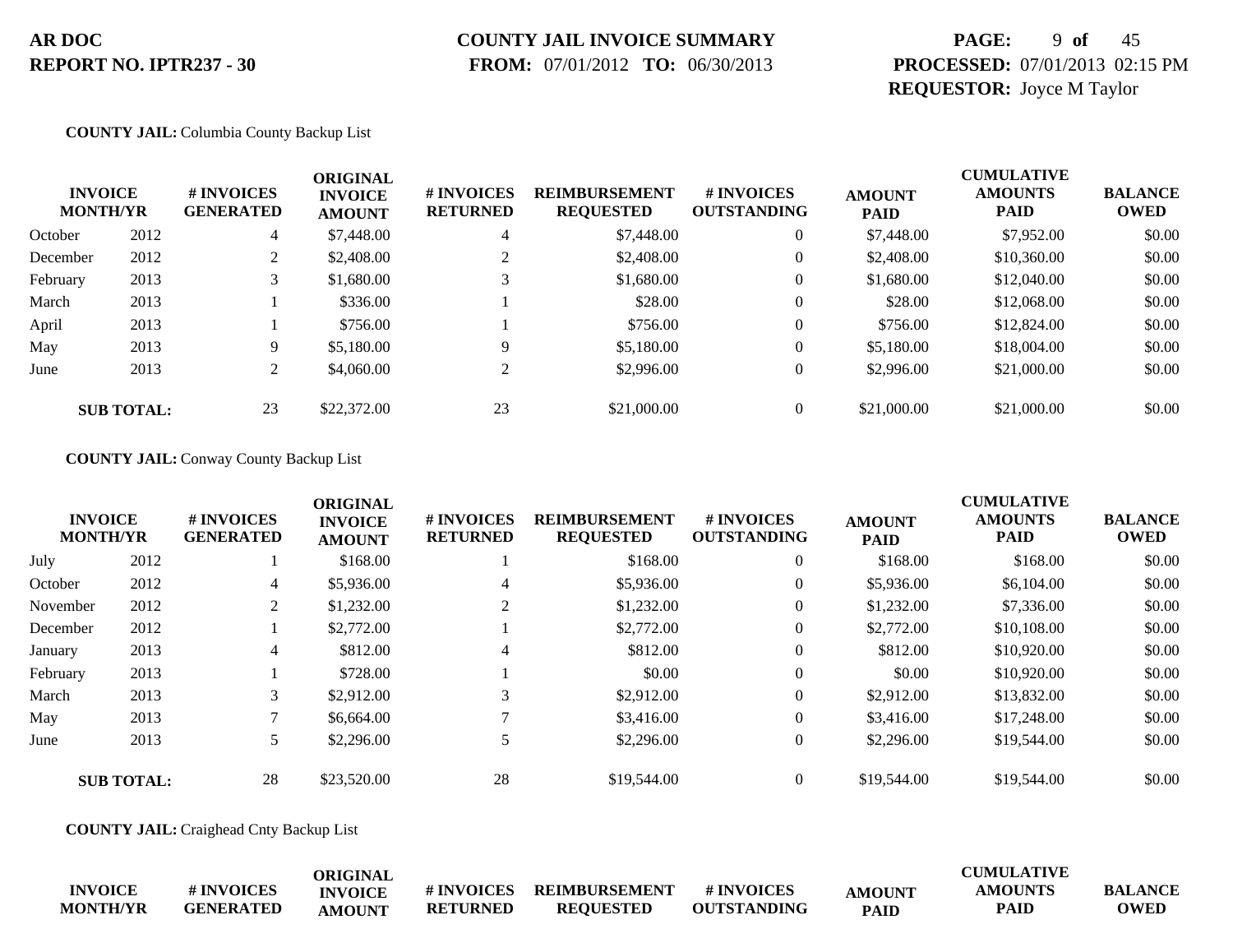**AR DOC**
**REPORT NO. IPTR237 - 30**

**COUNTY JAIL INVOICE SUMMARY**
**FROM:** 07/01/2012 **TO:** 06/30/2013

**PROCESSED:** 07/01/2013 02:15 PM
**REQUESTOR:** Joyce M Taylor

**COUNTY JAIL:** Columbia County Backup List

| INVOICE MONTH/YR | | # INVOICES GENERATED | ORIGINAL INVOICE AMOUNT | # INVOICES RETURNED | REIMBURSEMENT REQUESTED | # INVOICES OUTSTANDING | AMOUNT PAID | CUMULATIVE AMOUNTS PAID | BALANCE OWED |
|---|---|---|---|---|---|---|---|---|---|
| October | 2012 | 4 | $7,448.00 | 4 | $7,448.00 | 0 | $7,448.00 | $7,952.00 | $0.00 |
| December | 2012 | 2 | $2,408.00 | 2 | $2,408.00 | 0 | $2,408.00 | $10,360.00 | $0.00 |
| February | 2013 | 3 | $1,680.00 | 3 | $1,680.00 | 0 | $1,680.00 | $12,040.00 | $0.00 |
| March | 2013 | 1 | $336.00 | 1 | $28.00 | 0 | $28.00 | $12,068.00 | $0.00 |
| April | 2013 | 1 | $756.00 | 1 | $756.00 | 0 | $756.00 | $12,824.00 | $0.00 |
| May | 2013 | 9 | $5,180.00 | 9 | $5,180.00 | 0 | $5,180.00 | $18,004.00 | $0.00 |
| June | 2013 | 2 | $4,060.00 | 2 | $2,996.00 | 0 | $2,996.00 | $21,000.00 | $0.00 |
| **SUB TOTAL:** | | 23 | $22,372.00 | 23 | $21,000.00 | 0 | $21,000.00 | $21,000.00 | $0.00 |

**COUNTY JAIL:** Conway County Backup List

| INVOICE MONTH/YR | | # INVOICES GENERATED | ORIGINAL INVOICE AMOUNT | # INVOICES RETURNED | REIMBURSEMENT REQUESTED | # INVOICES OUTSTANDING | AMOUNT PAID | CUMULATIVE AMOUNTS PAID | BALANCE OWED |
|---|---|---|---|---|---|---|---|---|---|
| July | 2012 | 1 | $168.00 | 1 | $168.00 | 0 | $168.00 | $168.00 | $0.00 |
| October | 2012 | 4 | $5,936.00 | 4 | $5,936.00 | 0 | $5,936.00 | $6,104.00 | $0.00 |
| November | 2012 | 2 | $1,232.00 | 2 | $1,232.00 | 0 | $1,232.00 | $7,336.00 | $0.00 |
| December | 2012 | 1 | $2,772.00 | 1 | $2,772.00 | 0 | $2,772.00 | $10,108.00 | $0.00 |
| January | 2013 | 4 | $812.00 | 4 | $812.00 | 0 | $812.00 | $10,920.00 | $0.00 |
| February | 2013 | 1 | $728.00 | 1 | $0.00 | 0 | $0.00 | $10,920.00 | $0.00 |
| March | 2013 | 3 | $2,912.00 | 3 | $2,912.00 | 0 | $2,912.00 | $13,832.00 | $0.00 |
| May | 2013 | 7 | $6,664.00 | 7 | $3,416.00 | 0 | $3,416.00 | $17,248.00 | $0.00 |
| June | 2013 | 5 | $2,296.00 | 5 | $2,296.00 | 0 | $2,296.00 | $19,544.00 | $0.00 |
| **SUB TOTAL:** | | 28 | $23,520.00 | 28 | $19,544.00 | 0 | $19,544.00 | $19,544.00 | $0.00 |

**COUNTY JAIL:** Craighead Cnty Backup List

| INVOICE MONTH/YR | # INVOICES GENERATED | ORIGINAL INVOICE AMOUNT | # INVOICES RETURNED | REIMBURSEMENT REQUESTED | # INVOICES OUTSTANDING | AMOUNT PAID | CUMULATIVE AMOUNTS PAID | BALANCE OWED |
|---|---|---|---|---|---|---|---|---|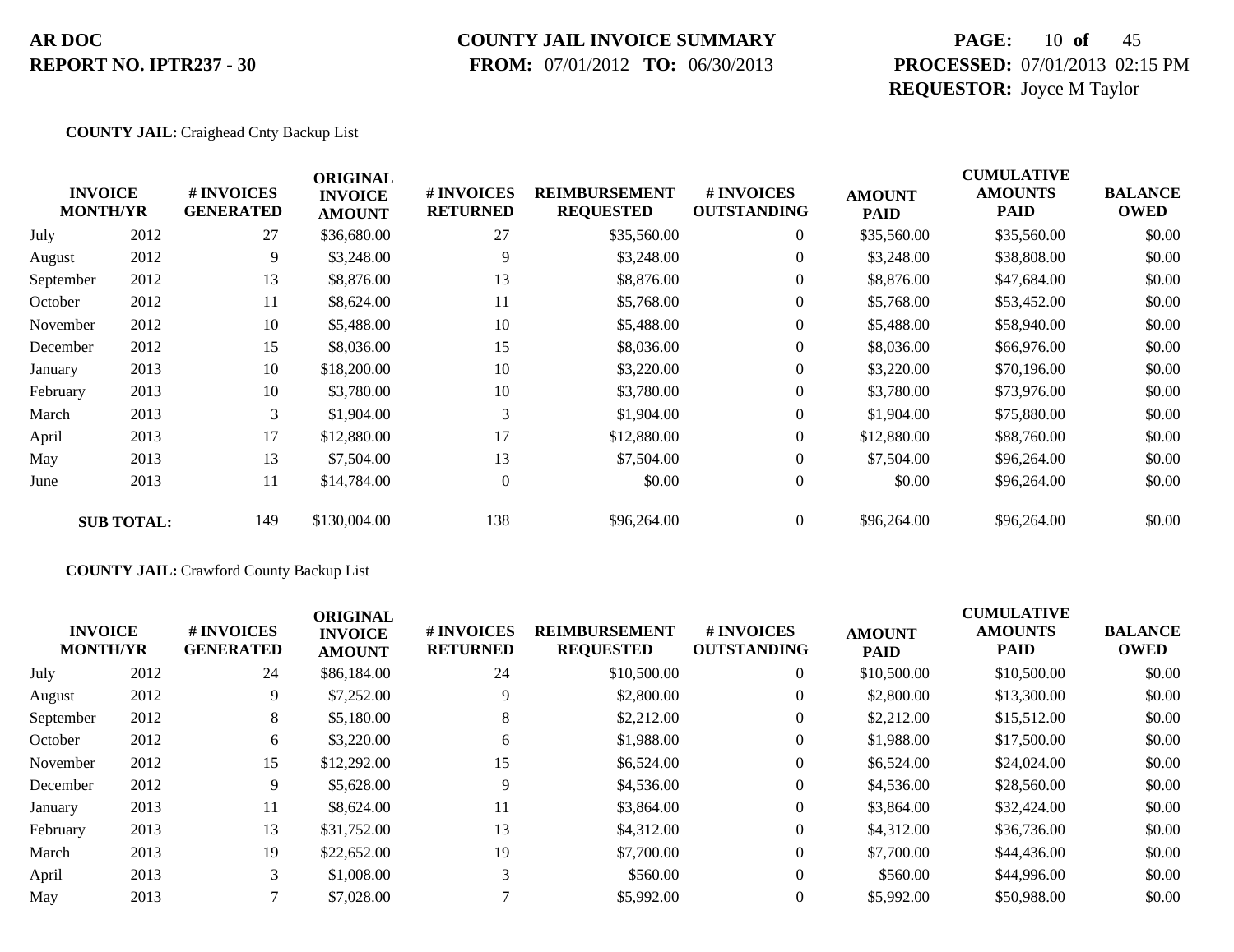**AR DOC**
**REPORT NO. IPTR237 - 30**

**COUNTY JAIL INVOICE SUMMARY**
**FROM:** 07/01/2012 **TO:** 06/30/2013

**PROCESSED:** 07/01/2013 02:15 PM
**REQUESTOR:** Joyce M Taylor

**COUNTY JAIL:** Craighead Cnty Backup List

| INVOICE MONTH | YR | # INVOICES GENERATED | ORIGINAL INVOICE AMOUNT | # INVOICES RETURNED | REIMBURSEMENT REQUESTED | # INVOICES OUTSTANDING | AMOUNT PAID | CUMULATIVE AMOUNTS PAID | BALANCE OWED |
|---|---|---|---|---|---|---|---|---|---|
| July | 2012 | 27 | $36,680.00 | 27 | $35,560.00 | 0 | $35,560.00 | $35,560.00 | $0.00 |
| August | 2012 | 9 | $3,248.00 | 9 | $3,248.00 | 0 | $3,248.00 | $38,808.00 | $0.00 |
| September | 2012 | 13 | $8,876.00 | 13 | $8,876.00 | 0 | $8,876.00 | $47,684.00 | $0.00 |
| October | 2012 | 11 | $8,624.00 | 11 | $5,768.00 | 0 | $5,768.00 | $53,452.00 | $0.00 |
| November | 2012 | 10 | $5,488.00 | 10 | $5,488.00 | 0 | $5,488.00 | $58,940.00 | $0.00 |
| December | 2012 | 15 | $8,036.00 | 15 | $8,036.00 | 0 | $8,036.00 | $66,976.00 | $0.00 |
| January | 2013 | 10 | $18,200.00 | 10 | $3,220.00 | 0 | $3,220.00 | $70,196.00 | $0.00 |
| February | 2013 | 10 | $3,780.00 | 10 | $3,780.00 | 0 | $3,780.00 | $73,976.00 | $0.00 |
| March | 2013 | 3 | $1,904.00 | 3 | $1,904.00 | 0 | $1,904.00 | $75,880.00 | $0.00 |
| April | 2013 | 17 | $12,880.00 | 17 | $12,880.00 | 0 | $12,880.00 | $88,760.00 | $0.00 |
| May | 2013 | 13 | $7,504.00 | 13 | $7,504.00 | 0 | $7,504.00 | $96,264.00 | $0.00 |
| June | 2013 | 11 | $14,784.00 | 0 | $0.00 | 0 | $0.00 | $96,264.00 | $0.00 |
| **SUB TOTAL:** | | 149 | $130,004.00 | 138 | $96,264.00 | 0 | $96,264.00 | $96,264.00 | $0.00 |

**COUNTY JAIL:** Crawford County Backup List

| INVOICE MONTH | YR | # INVOICES GENERATED | ORIGINAL INVOICE AMOUNT | # INVOICES RETURNED | REIMBURSEMENT REQUESTED | # INVOICES OUTSTANDING | AMOUNT PAID | CUMULATIVE AMOUNTS PAID | BALANCE OWED |
|---|---|---|---|---|---|---|---|---|---|
| July | 2012 | 24 | $86,184.00 | 24 | $10,500.00 | 0 | $10,500.00 | $10,500.00 | $0.00 |
| August | 2012 | 9 | $7,252.00 | 9 | $2,800.00 | 0 | $2,800.00 | $13,300.00 | $0.00 |
| September | 2012 | 8 | $5,180.00 | 8 | $2,212.00 | 0 | $2,212.00 | $15,512.00 | $0.00 |
| October | 2012 | 6 | $3,220.00 | 6 | $1,988.00 | 0 | $1,988.00 | $17,500.00 | $0.00 |
| November | 2012 | 15 | $12,292.00 | 15 | $6,524.00 | 0 | $6,524.00 | $24,024.00 | $0.00 |
| December | 2012 | 9 | $5,628.00 | 9 | $4,536.00 | 0 | $4,536.00 | $28,560.00 | $0.00 |
| January | 2013 | 11 | $8,624.00 | 11 | $3,864.00 | 0 | $3,864.00 | $32,424.00 | $0.00 |
| February | 2013 | 13 | $31,752.00 | 13 | $4,312.00 | 0 | $4,312.00 | $36,736.00 | $0.00 |
| March | 2013 | 19 | $22,652.00 | 19 | $7,700.00 | 0 | $7,700.00 | $44,436.00 | $0.00 |
| April | 2013 | 3 | $1,008.00 | 3 | $560.00 | 0 | $560.00 | $44,996.00 | $0.00 |
| May | 2013 | 7 | $7,028.00 | 7 | $5,992.00 | 0 | $5,992.00 | $50,988.00 | $0.00 |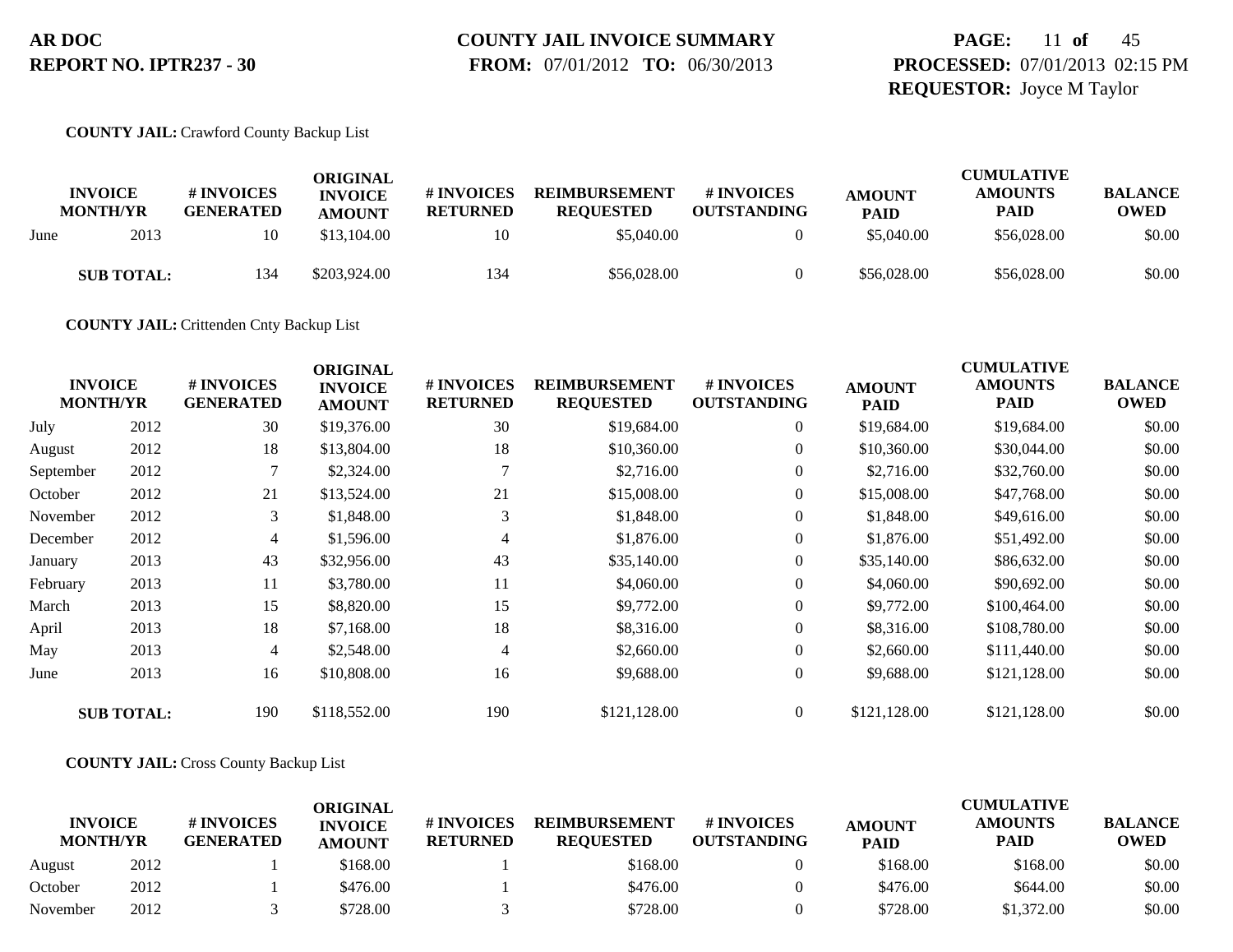**COUNTY JAIL:** Crawford County Backup List

| INVOICE MONTH/YR | | # INVOICES GENERATED | ORIGINAL INVOICE AMOUNT | # INVOICES RETURNED | REIMBURSEMENT REQUESTED | # INVOICES OUTSTANDING | AMOUNT PAID | CUMULATIVE AMOUNTS PAID | BALANCE OWED |
|---|---|---|---|---|---|---|---|---|---|
| June | 2013 | 10 | $13,104.00 | 10 | $5,040.00 | 0 | $5,040.00 | $56,028.00 | $0.00 |
| **SUB TOTAL:** | | 134 | $203,924.00 | 134 | $56,028.00 | 0 | $56,028.00 | $56,028.00 | $0.00 |

**COUNTY JAIL:** Crittenden Cnty Backup List

| INVOICE MONTH/YR | | # INVOICES GENERATED | ORIGINAL INVOICE AMOUNT | # INVOICES RETURNED | REIMBURSEMENT REQUESTED | # INVOICES OUTSTANDING | AMOUNT PAID | CUMULATIVE AMOUNTS PAID | BALANCE OWED |
|---|---|---|---|---|---|---|---|---|---|
| July | 2012 | 30 | $19,376.00 | 30 | $19,684.00 | 0 | $19,684.00 | $19,684.00 | $0.00 |
| August | 2012 | 18 | $13,804.00 | 18 | $10,360.00 | 0 | $10,360.00 | $30,044.00 | $0.00 |
| September | 2012 | 7 | $2,324.00 | 7 | $2,716.00 | 0 | $2,716.00 | $32,760.00 | $0.00 |
| October | 2012 | 21 | $13,524.00 | 21 | $15,008.00 | 0 | $15,008.00 | $47,768.00 | $0.00 |
| November | 2012 | 3 | $1,848.00 | 3 | $1,848.00 | 0 | $1,848.00 | $49,616.00 | $0.00 |
| December | 2012 | 4 | $1,596.00 | 4 | $1,876.00 | 0 | $1,876.00 | $51,492.00 | $0.00 |
| January | 2013 | 43 | $32,956.00 | 43 | $35,140.00 | 0 | $35,140.00 | $86,632.00 | $0.00 |
| February | 2013 | 11 | $3,780.00 | 11 | $4,060.00 | 0 | $4,060.00 | $90,692.00 | $0.00 |
| March | 2013 | 15 | $8,820.00 | 15 | $9,772.00 | 0 | $9,772.00 | $100,464.00 | $0.00 |
| April | 2013 | 18 | $7,168.00 | 18 | $8,316.00 | 0 | $8,316.00 | $108,780.00 | $0.00 |
| May | 2013 | 4 | $2,548.00 | 4 | $2,660.00 | 0 | $2,660.00 | $111,440.00 | $0.00 |
| June | 2013 | 16 | $10,808.00 | 16 | $9,688.00 | 0 | $9,688.00 | $121,128.00 | $0.00 |
| **SUB TOTAL:** | | 190 | $118,552.00 | 190 | $121,128.00 | 0 | $121,128.00 | $121,128.00 | $0.00 |

**COUNTY JAIL:** Cross County Backup List

| INVOICE MONTH/YR | | # INVOICES GENERATED | ORIGINAL INVOICE AMOUNT | # INVOICES RETURNED | REIMBURSEMENT REQUESTED | # INVOICES OUTSTANDING | AMOUNT PAID | CUMULATIVE AMOUNTS PAID | BALANCE OWED |
|---|---|---|---|---|---|---|---|---|---|
| August | 2012 | 1 | $168.00 | 1 | $168.00 | 0 | $168.00 | $168.00 | $0.00 |
| October | 2012 | 1 | $476.00 | 1 | $476.00 | 0 | $476.00 | $644.00 | $0.00 |
| November | 2012 | 3 | $728.00 | 3 | $728.00 | 0 | $728.00 | $1,372.00 | $0.00 |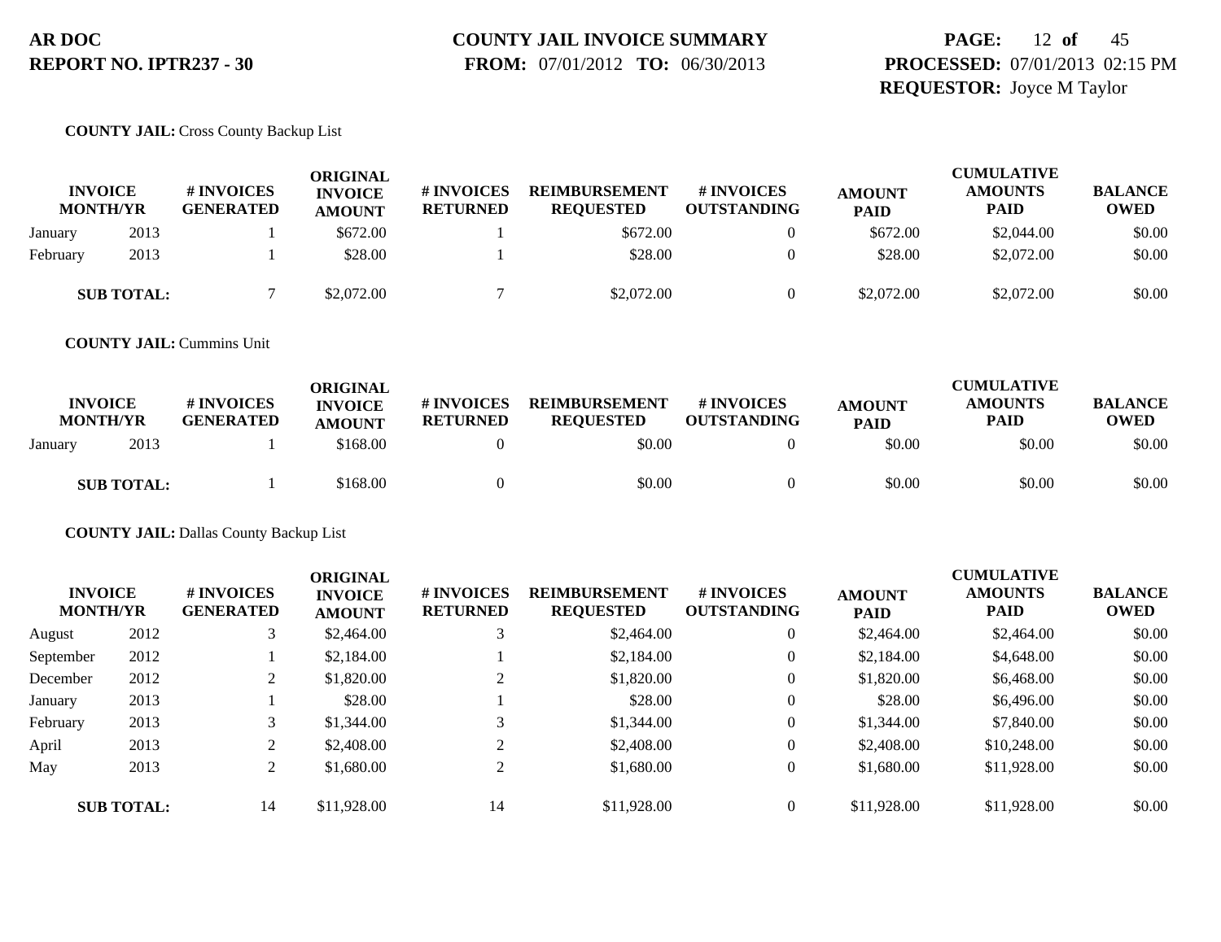**COUNTY JAIL:** Cross County Backup List

| INVOICE MONTH/YR | | # INVOICES GENERATED | ORIGINAL INVOICE AMOUNT | # INVOICES RETURNED | REIMBURSEMENT REQUESTED | # INVOICES OUTSTANDING | AMOUNT PAID | CUMULATIVE AMOUNTS PAID | BALANCE OWED |
|---|---|---|---|---|---|---|---|---|---|
| January | 2013 | 1 | $672.00 | 1 | $672.00 | 0 | $672.00 | $2,044.00 | $0.00 |
| February | 2013 | 1 | $28.00 | 1 | $28.00 | 0 | $28.00 | $2,072.00 | $0.00 |
| **SUB TOTAL:** | | 7 | $2,072.00 | 7 | $2,072.00 | 0 | $2,072.00 | $2,072.00 | $0.00 |

**COUNTY JAIL:** Cummins Unit

| INVOICE MONTH/YR | | # INVOICES GENERATED | ORIGINAL INVOICE AMOUNT | # INVOICES RETURNED | REIMBURSEMENT REQUESTED | # INVOICES OUTSTANDING | AMOUNT PAID | CUMULATIVE AMOUNTS PAID | BALANCE OWED |
|---|---|---|---|---|---|---|---|---|---|
| January | 2013 | 1 | $168.00 | 0 | $0.00 | 0 | $0.00 | $0.00 | $0.00 |
| **SUB TOTAL:** | | 1 | $168.00 | 0 | $0.00 | 0 | $0.00 | $0.00 | $0.00 |

**COUNTY JAIL:** Dallas County Backup List

| INVOICE MONTH/YR | | # INVOICES GENERATED | ORIGINAL INVOICE AMOUNT | # INVOICES RETURNED | REIMBURSEMENT REQUESTED | # INVOICES OUTSTANDING | AMOUNT PAID | CUMULATIVE AMOUNTS PAID | BALANCE OWED |
|---|---|---|---|---|---|---|---|---|---|
| August | 2012 | 3 | $2,464.00 | 3 | $2,464.00 | 0 | $2,464.00 | $2,464.00 | $0.00 |
| September | 2012 | 1 | $2,184.00 | 1 | $2,184.00 | 0 | $2,184.00 | $4,648.00 | $0.00 |
| December | 2012 | 2 | $1,820.00 | 2 | $1,820.00 | 0 | $1,820.00 | $6,468.00 | $0.00 |
| January | 2013 | 1 | $28.00 | 1 | $28.00 | 0 | $28.00 | $6,496.00 | $0.00 |
| February | 2013 | 3 | $1,344.00 | 3 | $1,344.00 | 0 | $1,344.00 | $7,840.00 | $0.00 |
| April | 2013 | 2 | $2,408.00 | 2 | $2,408.00 | 0 | $2,408.00 | $10,248.00 | $0.00 |
| May | 2013 | 2 | $1,680.00 | 2 | $1,680.00 | 0 | $1,680.00 | $11,928.00 | $0.00 |
| **SUB TOTAL:** | | 14 | $11,928.00 | 14 | $11,928.00 | 0 | $11,928.00 | $11,928.00 | $0.00 |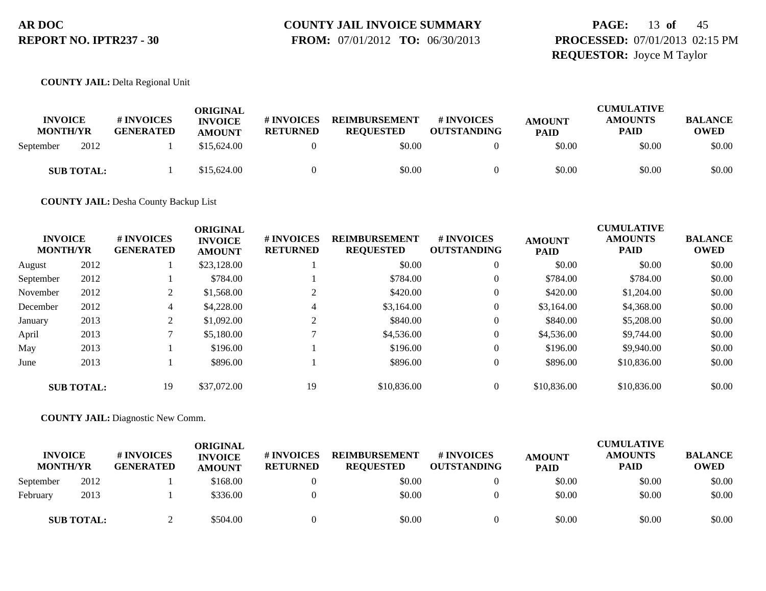**AR DOC**
**REPORT NO. IPTR237 - 30**

**COUNTY JAIL INVOICE SUMMARY**
**FROM:** 07/01/2012 **TO:** 06/30/2013

**PROCESSED:** 07/01/2013 02:15 PM
**REQUESTOR:** Joyce M Taylor

**COUNTY JAIL:** Delta Regional Unit

| INVOICE MONTH/YR | | # INVOICES GENERATED | ORIGINAL INVOICE AMOUNT | # INVOICES RETURNED | REIMBURSEMENT REQUESTED | # INVOICES OUTSTANDING | AMOUNT PAID | CUMULATIVE AMOUNTS PAID | BALANCE OWED |
|---|---|---|---|---|---|---|---|---|---|
| September | 2012 | 1 | $15,624.00 | 0 | $0.00 | 0 | $0.00 | $0.00 | $0.00 |
| **SUB TOTAL:** | | 1 | $15,624.00 | 0 | $0.00 | 0 | $0.00 | $0.00 | $0.00 |

**COUNTY JAIL:** Desha County Backup List

| INVOICE MONTH/YR | | # INVOICES GENERATED | ORIGINAL INVOICE AMOUNT | # INVOICES RETURNED | REIMBURSEMENT REQUESTED | # INVOICES OUTSTANDING | AMOUNT PAID | CUMULATIVE AMOUNTS PAID | BALANCE OWED |
|---|---|---|---|---|---|---|---|---|---|
| August | 2012 | 1 | $23,128.00 | 1 | $0.00 | 0 | $0.00 | $0.00 | $0.00 |
| September | 2012 | 1 | $784.00 | 1 | $784.00 | 0 | $784.00 | $784.00 | $0.00 |
| November | 2012 | 2 | $1,568.00 | 2 | $420.00 | 0 | $420.00 | $1,204.00 | $0.00 |
| December | 2012 | 4 | $4,228.00 | 4 | $3,164.00 | 0 | $3,164.00 | $4,368.00 | $0.00 |
| January | 2013 | 2 | $1,092.00 | 2 | $840.00 | 0 | $840.00 | $5,208.00 | $0.00 |
| April | 2013 | 7 | $5,180.00 | 7 | $4,536.00 | 0 | $4,536.00 | $9,744.00 | $0.00 |
| May | 2013 | 1 | $196.00 | 1 | $196.00 | 0 | $196.00 | $9,940.00 | $0.00 |
| June | 2013 | 1 | $896.00 | 1 | $896.00 | 0 | $896.00 | $10,836.00 | $0.00 |
| **SUB TOTAL:** | | 19 | $37,072.00 | 19 | $10,836.00 | 0 | $10,836.00 | $10,836.00 | $0.00 |

**COUNTY JAIL:** Diagnostic New Comm.

| INVOICE MONTH/YR | | # INVOICES GENERATED | ORIGINAL INVOICE AMOUNT | # INVOICES RETURNED | REIMBURSEMENT REQUESTED | # INVOICES OUTSTANDING | AMOUNT PAID | CUMULATIVE AMOUNTS PAID | BALANCE OWED |
|---|---|---|---|---|---|---|---|---|---|
| September | 2012 | 1 | $168.00 | 0 | $0.00 | 0 | $0.00 | $0.00 | $0.00 |
| February | 2013 | 1 | $336.00 | 0 | $0.00 | 0 | $0.00 | $0.00 | $0.00 |
| **SUB TOTAL:** | | 2 | $504.00 | 0 | $0.00 | 0 | $0.00 | $0.00 | $0.00 |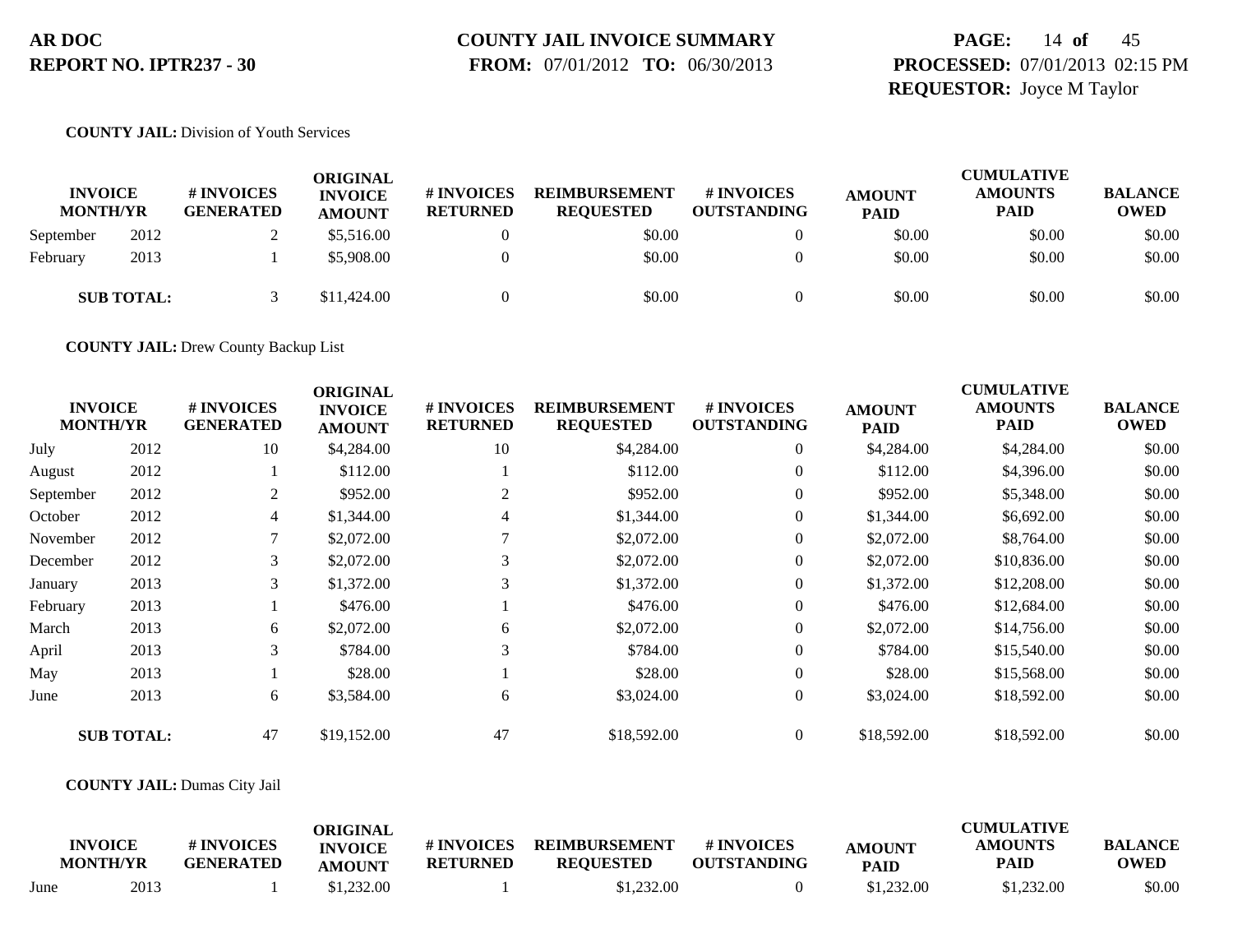**AR DOC**
**REPORT NO. IPTR237 - 30**

**COUNTY JAIL INVOICE SUMMARY**
**FROM:** 07/01/2012 **TO:** 06/30/2013

**PROCESSED:** 07/01/2013 02:15 PM
**REQUESTOR:** Joyce M Taylor

**COUNTY JAIL:** Division of Youth Services

| INVOICE MONTH/YR | | # INVOICES GENERATED | ORIGINAL INVOICE AMOUNT | # INVOICES RETURNED | REIMBURSEMENT REQUESTED | # INVOICES OUTSTANDING | AMOUNT PAID | CUMULATIVE AMOUNTS PAID | BALANCE OWED |
|---|---|---|---|---|---|---|---|---|---|
| September | 2012 | 2 | $5,516.00 | 0 | $0.00 | 0 | $0.00 | $0.00 | $0.00 |
| February | 2013 | 1 | $5,908.00 | 0 | $0.00 | 0 | $0.00 | $0.00 | $0.00 |
| **SUB TOTAL:** | | 3 | $11,424.00 | 0 | $0.00 | 0 | $0.00 | $0.00 | $0.00 |

**COUNTY JAIL:** Drew County Backup List

| INVOICE MONTH/YR | | # INVOICES GENERATED | ORIGINAL INVOICE AMOUNT | # INVOICES RETURNED | REIMBURSEMENT REQUESTED | # INVOICES OUTSTANDING | AMOUNT PAID | CUMULATIVE AMOUNTS PAID | BALANCE OWED |
|---|---|---|---|---|---|---|---|---|---|
| July | 2012 | 10 | $4,284.00 | 10 | $4,284.00 | 0 | $4,284.00 | $4,284.00 | $0.00 |
| August | 2012 | 1 | $112.00 | 1 | $112.00 | 0 | $112.00 | $4,396.00 | $0.00 |
| September | 2012 | 2 | $952.00 | 2 | $952.00 | 0 | $952.00 | $5,348.00 | $0.00 |
| October | 2012 | 4 | $1,344.00 | 4 | $1,344.00 | 0 | $1,344.00 | $6,692.00 | $0.00 |
| November | 2012 | 7 | $2,072.00 | 7 | $2,072.00 | 0 | $2,072.00 | $8,764.00 | $0.00 |
| December | 2012 | 3 | $2,072.00 | 3 | $2,072.00 | 0 | $2,072.00 | $10,836.00 | $0.00 |
| January | 2013 | 3 | $1,372.00 | 3 | $1,372.00 | 0 | $1,372.00 | $12,208.00 | $0.00 |
| February | 2013 | 1 | $476.00 | 1 | $476.00 | 0 | $476.00 | $12,684.00 | $0.00 |
| March | 2013 | 6 | $2,072.00 | 6 | $2,072.00 | 0 | $2,072.00 | $14,756.00 | $0.00 |
| April | 2013 | 3 | $784.00 | 3 | $784.00 | 0 | $784.00 | $15,540.00 | $0.00 |
| May | 2013 | 1 | $28.00 | 1 | $28.00 | 0 | $28.00 | $15,568.00 | $0.00 |
| June | 2013 | 6 | $3,584.00 | 6 | $3,024.00 | 0 | $3,024.00 | $18,592.00 | $0.00 |
| **SUB TOTAL:** | | 47 | $19,152.00 | 47 | $18,592.00 | 0 | $18,592.00 | $18,592.00 | $0.00 |

**COUNTY JAIL:** Dumas City Jail

| INVOICE MONTH/YR | | # INVOICES GENERATED | ORIGINAL INVOICE AMOUNT | # INVOICES RETURNED | REIMBURSEMENT REQUESTED | # INVOICES OUTSTANDING | AMOUNT PAID | CUMULATIVE AMOUNTS PAID | BALANCE OWED |
|---|---|---|---|---|---|---|---|---|---|
| June | 2013 | 1 | $1,232.00 | 1 | $1,232.00 | 0 | $1,232.00 | $1,232.00 | $0.00 |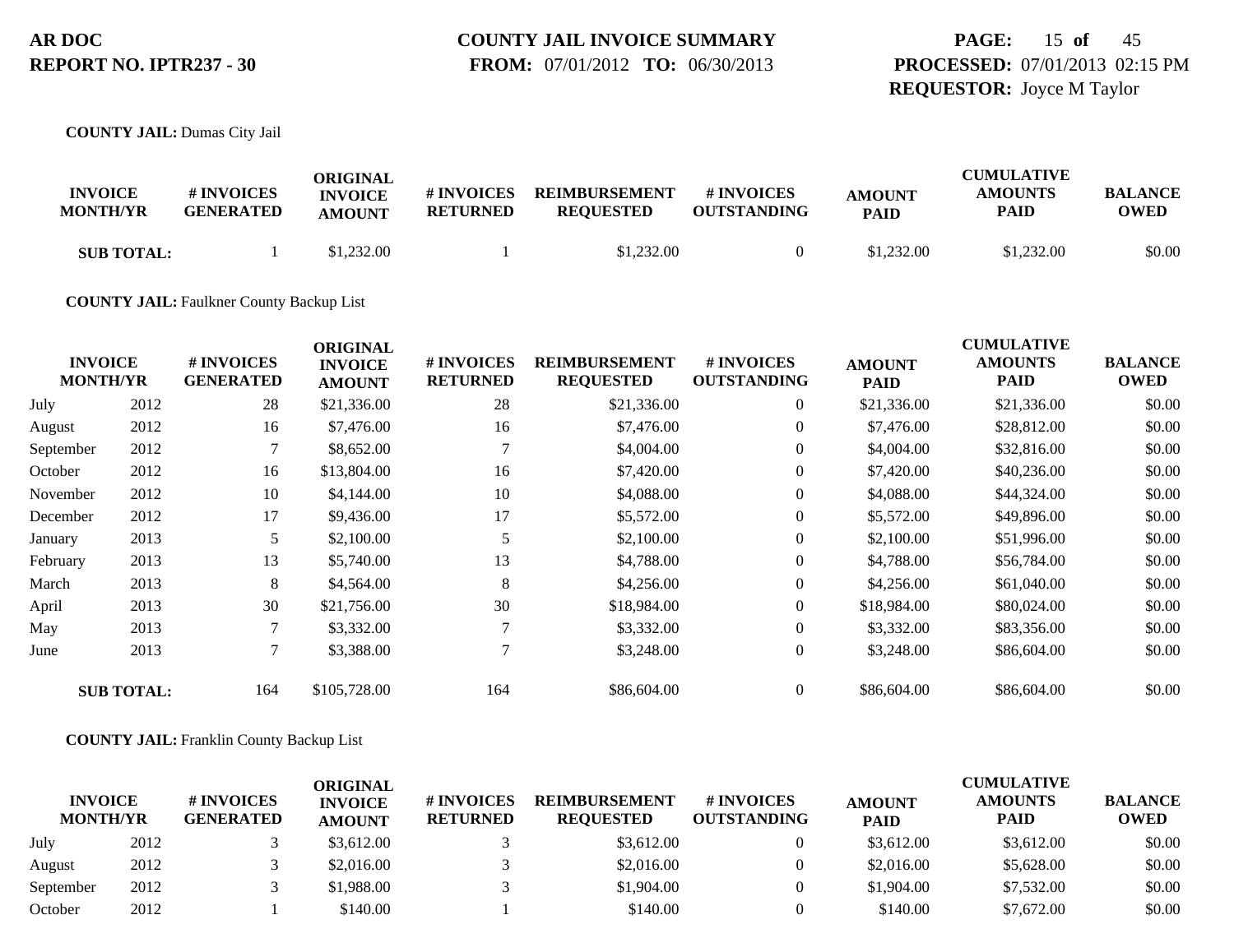**COUNTY JAIL:** Dumas City Jail

| INVOICE MONTH/YR | | # INVOICES GENERATED | ORIGINAL INVOICE AMOUNT | # INVOICES RETURNED | REIMBURSEMENT REQUESTED | # INVOICES OUTSTANDING | AMOUNT PAID | CUMULATIVE AMOUNTS PAID | BALANCE OWED |
|---|---|---|---|---|---|---|---|---|---|
| SUB TOTAL: | | 1 | $1,232.00 | 1 | $1,232.00 | 0 | $1,232.00 | $1,232.00 | $0.00 |

**COUNTY JAIL:** Faulkner County Backup List

| INVOICE MONTH/YR | | # INVOICES GENERATED | ORIGINAL INVOICE AMOUNT | # INVOICES RETURNED | REIMBURSEMENT REQUESTED | # INVOICES OUTSTANDING | AMOUNT PAID | CUMULATIVE AMOUNTS PAID | BALANCE OWED |
|---|---|---|---|---|---|---|---|---|---|
| July | 2012 | 28 | $21,336.00 | 28 | $21,336.00 | 0 | $21,336.00 | $21,336.00 | $0.00 |
| August | 2012 | 16 | $7,476.00 | 16 | $7,476.00 | 0 | $7,476.00 | $28,812.00 | $0.00 |
| September | 2012 | 7 | $8,652.00 | 7 | $4,004.00 | 0 | $4,004.00 | $32,816.00 | $0.00 |
| October | 2012 | 16 | $13,804.00 | 16 | $7,420.00 | 0 | $7,420.00 | $40,236.00 | $0.00 |
| November | 2012 | 10 | $4,144.00 | 10 | $4,088.00 | 0 | $4,088.00 | $44,324.00 | $0.00 |
| December | 2012 | 17 | $9,436.00 | 17 | $5,572.00 | 0 | $5,572.00 | $49,896.00 | $0.00 |
| January | 2013 | 5 | $2,100.00 | 5 | $2,100.00 | 0 | $2,100.00 | $51,996.00 | $0.00 |
| February | 2013 | 13 | $5,740.00 | 13 | $4,788.00 | 0 | $4,788.00 | $56,784.00 | $0.00 |
| March | 2013 | 8 | $4,564.00 | 8 | $4,256.00 | 0 | $4,256.00 | $61,040.00 | $0.00 |
| April | 2013 | 30 | $21,756.00 | 30 | $18,984.00 | 0 | $18,984.00 | $80,024.00 | $0.00 |
| May | 2013 | 7 | $3,332.00 | 7 | $3,332.00 | 0 | $3,332.00 | $83,356.00 | $0.00 |
| June | 2013 | 7 | $3,388.00 | 7 | $3,248.00 | 0 | $3,248.00 | $86,604.00 | $0.00 |
| SUB TOTAL: | | 164 | $105,728.00 | 164 | $86,604.00 | 0 | $86,604.00 | $86,604.00 | $0.00 |

**COUNTY JAIL:** Franklin County Backup List

| INVOICE MONTH/YR | | # INVOICES GENERATED | ORIGINAL INVOICE AMOUNT | # INVOICES RETURNED | REIMBURSEMENT REQUESTED | # INVOICES OUTSTANDING | AMOUNT PAID | CUMULATIVE AMOUNTS PAID | BALANCE OWED |
|---|---|---|---|---|---|---|---|---|---|
| July | 2012 | 3 | $3,612.00 | 3 | $3,612.00 | 0 | $3,612.00 | $3,612.00 | $0.00 |
| August | 2012 | 3 | $2,016.00 | 3 | $2,016.00 | 0 | $2,016.00 | $5,628.00 | $0.00 |
| September | 2012 | 3 | $1,988.00 | 3 | $1,904.00 | 0 | $1,904.00 | $7,532.00 | $0.00 |
| October | 2012 | 1 | $140.00 | 1 | $140.00 | 0 | $140.00 | $7,672.00 | $0.00 |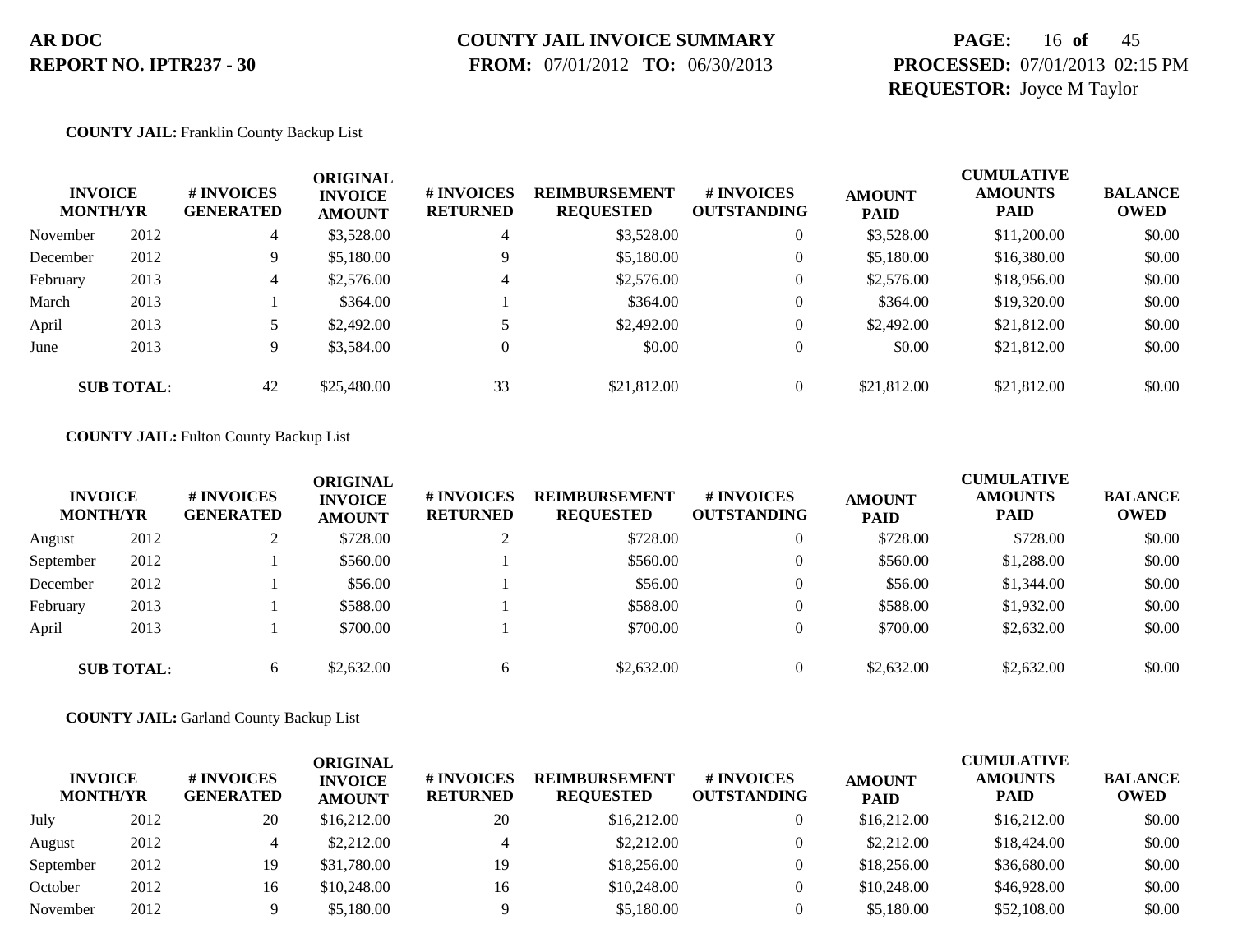**AR DOC**
**REPORT NO. IPTR237 - 30**

**COUNTY JAIL INVOICE SUMMARY**
**FROM:** 07/01/2012 **TO:** 06/30/2013

**PROCESSED:** 07/01/2013 02:15 PM
**REQUESTOR:** Joyce M Taylor

**COUNTY JAIL:** Franklin County Backup List

| INVOICE MONTH/YR | | # INVOICES GENERATED | ORIGINAL INVOICE AMOUNT | # INVOICES RETURNED | REIMBURSEMENT REQUESTED | # INVOICES OUTSTANDING | AMOUNT PAID | CUMULATIVE AMOUNTS PAID | BALANCE OWED |
|---|---|---|---|---|---|---|---|---|---|
| November | 2012 | 4 | $3,528.00 | 4 | $3,528.00 | 0 | $3,528.00 | $11,200.00 | $0.00 |
| December | 2012 | 9 | $5,180.00 | 9 | $5,180.00 | 0 | $5,180.00 | $16,380.00 | $0.00 |
| February | 2013 | 4 | $2,576.00 | 4 | $2,576.00 | 0 | $2,576.00 | $18,956.00 | $0.00 |
| March | 2013 | 1 | $364.00 | 1 | $364.00 | 0 | $364.00 | $19,320.00 | $0.00 |
| April | 2013 | 5 | $2,492.00 | 5 | $2,492.00 | 0 | $2,492.00 | $21,812.00 | $0.00 |
| June | 2013 | 9 | $3,584.00 | 0 | $0.00 | 0 | $0.00 | $21,812.00 | $0.00 |
| **SUB TOTAL:** | | 42 | $25,480.00 | 33 | $21,812.00 | 0 | $21,812.00 | $21,812.00 | $0.00 |

**COUNTY JAIL:** Fulton County Backup List

| INVOICE MONTH/YR | | # INVOICES GENERATED | ORIGINAL INVOICE AMOUNT | # INVOICES RETURNED | REIMBURSEMENT REQUESTED | # INVOICES OUTSTANDING | AMOUNT PAID | CUMULATIVE AMOUNTS PAID | BALANCE OWED |
|---|---|---|---|---|---|---|---|---|---|
| August | 2012 | 2 | $728.00 | 2 | $728.00 | 0 | $728.00 | $728.00 | $0.00 |
| September | 2012 | 1 | $560.00 | 1 | $560.00 | 0 | $560.00 | $1,288.00 | $0.00 |
| December | 2012 | 1 | $56.00 | 1 | $56.00 | 0 | $56.00 | $1,344.00 | $0.00 |
| February | 2013 | 1 | $588.00 | 1 | $588.00 | 0 | $588.00 | $1,932.00 | $0.00 |
| April | 2013 | 1 | $700.00 | 1 | $700.00 | 0 | $700.00 | $2,632.00 | $0.00 |
| **SUB TOTAL:** | | 6 | $2,632.00 | 6 | $2,632.00 | 0 | $2,632.00 | $2,632.00 | $0.00 |

**COUNTY JAIL:** Garland County Backup List

| INVOICE MONTH/YR | | # INVOICES GENERATED | ORIGINAL INVOICE AMOUNT | # INVOICES RETURNED | REIMBURSEMENT REQUESTED | # INVOICES OUTSTANDING | AMOUNT PAID | CUMULATIVE AMOUNTS PAID | BALANCE OWED |
|---|---|---|---|---|---|---|---|---|---|
| July | 2012 | 20 | $16,212.00 | 20 | $16,212.00 | 0 | $16,212.00 | $16,212.00 | $0.00 |
| August | 2012 | 4 | $2,212.00 | 4 | $2,212.00 | 0 | $2,212.00 | $18,424.00 | $0.00 |
| September | 2012 | 19 | $31,780.00 | 19 | $18,256.00 | 0 | $18,256.00 | $36,680.00 | $0.00 |
| October | 2012 | 16 | $10,248.00 | 16 | $10,248.00 | 0 | $10,248.00 | $46,928.00 | $0.00 |
| November | 2012 | 9 | $5,180.00 | 9 | $5,180.00 | 0 | $5,180.00 | $52,108.00 | $0.00 |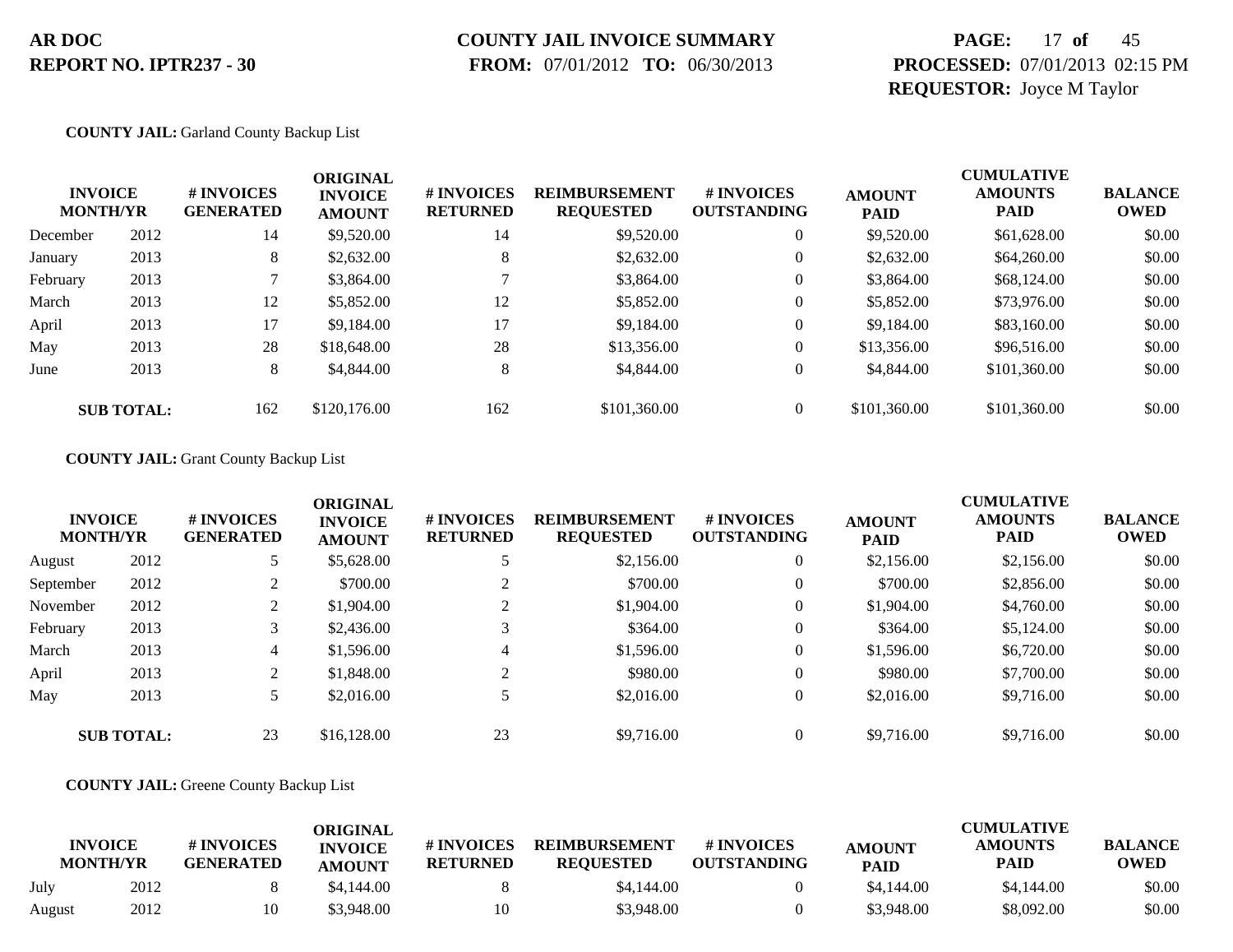**AR DOC**
**REPORT NO. IPTR237 - 30**

**COUNTY JAIL INVOICE SUMMARY**
**FROM:** 07/01/2012 **TO:** 06/30/2013

**PROCESSED:** 07/01/2013 02:15 PM
**REQUESTOR:** Joyce M Taylor

**COUNTY JAIL:** Garland County Backup List

| INVOICE MONTH/YR | | # INVOICES GENERATED | ORIGINAL INVOICE AMOUNT | # INVOICES RETURNED | REIMBURSEMENT REQUESTED | # INVOICES OUTSTANDING | AMOUNT PAID | CUMULATIVE AMOUNTS PAID | BALANCE OWED |
|---|---|---|---|---|---|---|---|---|---|
| December | 2012 | 14 | $9,520.00 | 14 | $9,520.00 | 0 | $9,520.00 | $61,628.00 | $0.00 |
| January | 2013 | 8 | $2,632.00 | 8 | $2,632.00 | 0 | $2,632.00 | $64,260.00 | $0.00 |
| February | 2013 | 7 | $3,864.00 | 7 | $3,864.00 | 0 | $3,864.00 | $68,124.00 | $0.00 |
| March | 2013 | 12 | $5,852.00 | 12 | $5,852.00 | 0 | $5,852.00 | $73,976.00 | $0.00 |
| April | 2013 | 17 | $9,184.00 | 17 | $9,184.00 | 0 | $9,184.00 | $83,160.00 | $0.00 |
| May | 2013 | 28 | $18,648.00 | 28 | $13,356.00 | 0 | $13,356.00 | $96,516.00 | $0.00 |
| June | 2013 | 8 | $4,844.00 | 8 | $4,844.00 | 0 | $4,844.00 | $101,360.00 | $0.00 |
| **SUB TOTAL:** | | 162 | $120,176.00 | 162 | $101,360.00 | 0 | $101,360.00 | $101,360.00 | $0.00 |

**COUNTY JAIL:** Grant County Backup List

| INVOICE MONTH/YR | | # INVOICES GENERATED | ORIGINAL INVOICE AMOUNT | # INVOICES RETURNED | REIMBURSEMENT REQUESTED | # INVOICES OUTSTANDING | AMOUNT PAID | CUMULATIVE AMOUNTS PAID | BALANCE OWED |
|---|---|---|---|---|---|---|---|---|---|
| August | 2012 | 5 | $5,628.00 | 5 | $2,156.00 | 0 | $2,156.00 | $2,156.00 | $0.00 |
| September | 2012 | 2 | $700.00 | 2 | $700.00 | 0 | $700.00 | $2,856.00 | $0.00 |
| November | 2012 | 2 | $1,904.00 | 2 | $1,904.00 | 0 | $1,904.00 | $4,760.00 | $0.00 |
| February | 2013 | 3 | $2,436.00 | 3 | $364.00 | 0 | $364.00 | $5,124.00 | $0.00 |
| March | 2013 | 4 | $1,596.00 | 4 | $1,596.00 | 0 | $1,596.00 | $6,720.00 | $0.00 |
| April | 2013 | 2 | $1,848.00 | 2 | $980.00 | 0 | $980.00 | $7,700.00 | $0.00 |
| May | 2013 | 5 | $2,016.00 | 5 | $2,016.00 | 0 | $2,016.00 | $9,716.00 | $0.00 |
| **SUB TOTAL:** | | 23 | $16,128.00 | 23 | $9,716.00 | 0 | $9,716.00 | $9,716.00 | $0.00 |

**COUNTY JAIL:** Greene County Backup List

| INVOICE MONTH/YR | | # INVOICES GENERATED | ORIGINAL INVOICE AMOUNT | # INVOICES RETURNED | REIMBURSEMENT REQUESTED | # INVOICES OUTSTANDING | AMOUNT PAID | CUMULATIVE AMOUNTS PAID | BALANCE OWED |
|---|---|---|---|---|---|---|---|---|---|
| July | 2012 | 8 | $4,144.00 | 8 | $4,144.00 | 0 | $4,144.00 | $4,144.00 | $0.00 |
| August | 2012 | 10 | $3,948.00 | 10 | $3,948.00 | 0 | $3,948.00 | $8,092.00 | $0.00 |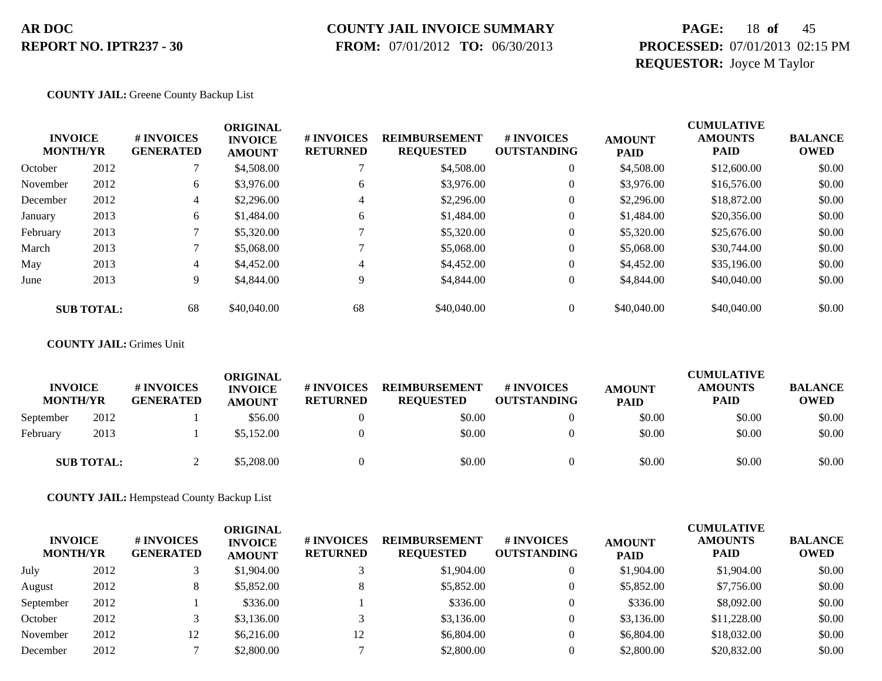**AR DOC**
**REPORT NO. IPTR237 - 30**

**COUNTY JAIL INVOICE SUMMARY**
**FROM:** 07/01/2012 **TO:** 06/30/2013

**PAGE:** 18 **of** 45
**PROCESSED:** 07/01/2013 02:15 PM
**REQUESTOR:** Joyce M Taylor

**COUNTY JAIL:** Greene County Backup List

| INVOICE MONTH/YR | | # INVOICES GENERATED | ORIGINAL INVOICE AMOUNT | # INVOICES RETURNED | REIMBURSEMENT REQUESTED | # INVOICES OUTSTANDING | AMOUNT PAID | CUMULATIVE AMOUNTS PAID | BALANCE OWED |
|---|---|---|---|---|---|---|---|---|---|
| October | 2012 | 7 | $4,508.00 | 7 | $4,508.00 | 0 | $4,508.00 | $12,600.00 | $0.00 |
| November | 2012 | 6 | $3,976.00 | 6 | $3,976.00 | 0 | $3,976.00 | $16,576.00 | $0.00 |
| December | 2012 | 4 | $2,296.00 | 4 | $2,296.00 | 0 | $2,296.00 | $18,872.00 | $0.00 |
| January | 2013 | 6 | $1,484.00 | 6 | $1,484.00 | 0 | $1,484.00 | $20,356.00 | $0.00 |
| February | 2013 | 7 | $5,320.00 | 7 | $5,320.00 | 0 | $5,320.00 | $25,676.00 | $0.00 |
| March | 2013 | 7 | $5,068.00 | 7 | $5,068.00 | 0 | $5,068.00 | $30,744.00 | $0.00 |
| May | 2013 | 4 | $4,452.00 | 4 | $4,452.00 | 0 | $4,452.00 | $35,196.00 | $0.00 |
| June | 2013 | 9 | $4,844.00 | 9 | $4,844.00 | 0 | $4,844.00 | $40,040.00 | $0.00 |
| **SUB TOTAL:** | | 68 | $40,040.00 | 68 | $40,040.00 | 0 | $40,040.00 | $40,040.00 | $0.00 |

**COUNTY JAIL:** Grimes Unit

| INVOICE MONTH/YR | | # INVOICES GENERATED | ORIGINAL INVOICE AMOUNT | # INVOICES RETURNED | REIMBURSEMENT REQUESTED | # INVOICES OUTSTANDING | AMOUNT PAID | CUMULATIVE AMOUNTS PAID | BALANCE OWED |
|---|---|---|---|---|---|---|---|---|---|
| September | 2012 | 1 | $56.00 | 0 | $0.00 | 0 | $0.00 | $0.00 | $0.00 |
| February | 2013 | 1 | $5,152.00 | 0 | $0.00 | 0 | $0.00 | $0.00 | $0.00 |
| **SUB TOTAL:** | | 2 | $5,208.00 | 0 | $0.00 | 0 | $0.00 | $0.00 | $0.00 |

**COUNTY JAIL:** Hempstead County Backup List

| INVOICE MONTH/YR | | # INVOICES GENERATED | ORIGINAL INVOICE AMOUNT | # INVOICES RETURNED | REIMBURSEMENT REQUESTED | # INVOICES OUTSTANDING | AMOUNT PAID | CUMULATIVE AMOUNTS PAID | BALANCE OWED |
|---|---|---|---|---|---|---|---|---|---|
| July | 2012 | 3 | $1,904.00 | 3 | $1,904.00 | 0 | $1,904.00 | $1,904.00 | $0.00 |
| August | 2012 | 8 | $5,852.00 | 8 | $5,852.00 | 0 | $5,852.00 | $7,756.00 | $0.00 |
| September | 2012 | 1 | $336.00 | 1 | $336.00 | 0 | $336.00 | $8,092.00 | $0.00 |
| October | 2012 | 3 | $3,136.00 | 3 | $3,136.00 | 0 | $3,136.00 | $11,228.00 | $0.00 |
| November | 2012 | 12 | $6,216.00 | 12 | $6,804.00 | 0 | $6,804.00 | $18,032.00 | $0.00 |
| December | 2012 | 7 | $2,800.00 | 7 | $2,800.00 | 0 | $2,800.00 | $20,832.00 | $0.00 |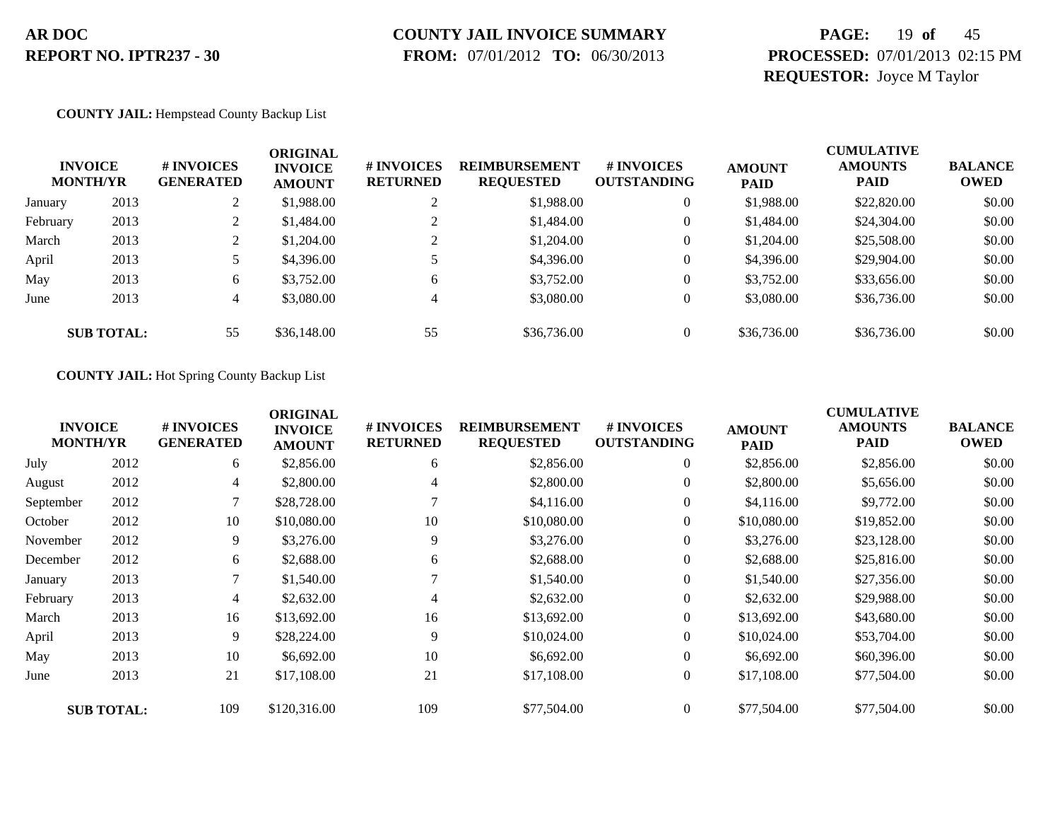**COUNTY JAIL:** Hempstead County Backup List

| INVOICE MONTH/YR | | # INVOICES GENERATED | ORIGINAL INVOICE AMOUNT | # INVOICES RETURNED | REIMBURSEMENT REQUESTED | # INVOICES OUTSTANDING | AMOUNT PAID | CUMULATIVE AMOUNTS PAID | BALANCE OWED |
|---|---|---|---|---|---|---|---|---|---|
| January | 2013 | 2 | $1,988.00 | 2 | $1,988.00 | 0 | $1,988.00 | $22,820.00 | $0.00 |
| February | 2013 | 2 | $1,484.00 | 2 | $1,484.00 | 0 | $1,484.00 | $24,304.00 | $0.00 |
| March | 2013 | 2 | $1,204.00 | 2 | $1,204.00 | 0 | $1,204.00 | $25,508.00 | $0.00 |
| April | 2013 | 5 | $4,396.00 | 5 | $4,396.00 | 0 | $4,396.00 | $29,904.00 | $0.00 |
| May | 2013 | 6 | $3,752.00 | 6 | $3,752.00 | 0 | $3,752.00 | $33,656.00 | $0.00 |
| June | 2013 | 4 | $3,080.00 | 4 | $3,080.00 | 0 | $3,080.00 | $36,736.00 | $0.00 |
| **SUB TOTAL:** | | 55 | $36,148.00 | 55 | $36,736.00 | 0 | $36,736.00 | $36,736.00 | $0.00 |

**COUNTY JAIL:** Hot Spring County Backup List

| INVOICE MONTH/YR | | # INVOICES GENERATED | ORIGINAL INVOICE AMOUNT | # INVOICES RETURNED | REIMBURSEMENT REQUESTED | # INVOICES OUTSTANDING | AMOUNT PAID | CUMULATIVE AMOUNTS PAID | BALANCE OWED |
|---|---|---|---|---|---|---|---|---|---|
| July | 2012 | 6 | $2,856.00 | 6 | $2,856.00 | 0 | $2,856.00 | $2,856.00 | $0.00 |
| August | 2012 | 4 | $2,800.00 | 4 | $2,800.00 | 0 | $2,800.00 | $5,656.00 | $0.00 |
| September | 2012 | 7 | $28,728.00 | 7 | $4,116.00 | 0 | $4,116.00 | $9,772.00 | $0.00 |
| October | 2012 | 10 | $10,080.00 | 10 | $10,080.00 | 0 | $10,080.00 | $19,852.00 | $0.00 |
| November | 2012 | 9 | $3,276.00 | 9 | $3,276.00 | 0 | $3,276.00 | $23,128.00 | $0.00 |
| December | 2012 | 6 | $2,688.00 | 6 | $2,688.00 | 0 | $2,688.00 | $25,816.00 | $0.00 |
| January | 2013 | 7 | $1,540.00 | 7 | $1,540.00 | 0 | $1,540.00 | $27,356.00 | $0.00 |
| February | 2013 | 4 | $2,632.00 | 4 | $2,632.00 | 0 | $2,632.00 | $29,988.00 | $0.00 |
| March | 2013 | 16 | $13,692.00 | 16 | $13,692.00 | 0 | $13,692.00 | $43,680.00 | $0.00 |
| April | 2013 | 9 | $28,224.00 | 9 | $10,024.00 | 0 | $10,024.00 | $53,704.00 | $0.00 |
| May | 2013 | 10 | $6,692.00 | 10 | $6,692.00 | 0 | $6,692.00 | $60,396.00 | $0.00 |
| June | 2013 | 21 | $17,108.00 | 21 | $17,108.00 | 0 | $17,108.00 | $77,504.00 | $0.00 |
| **SUB TOTAL:** | | 109 | $120,316.00 | 109 | $77,504.00 | 0 | $77,504.00 | $77,504.00 | $0.00 |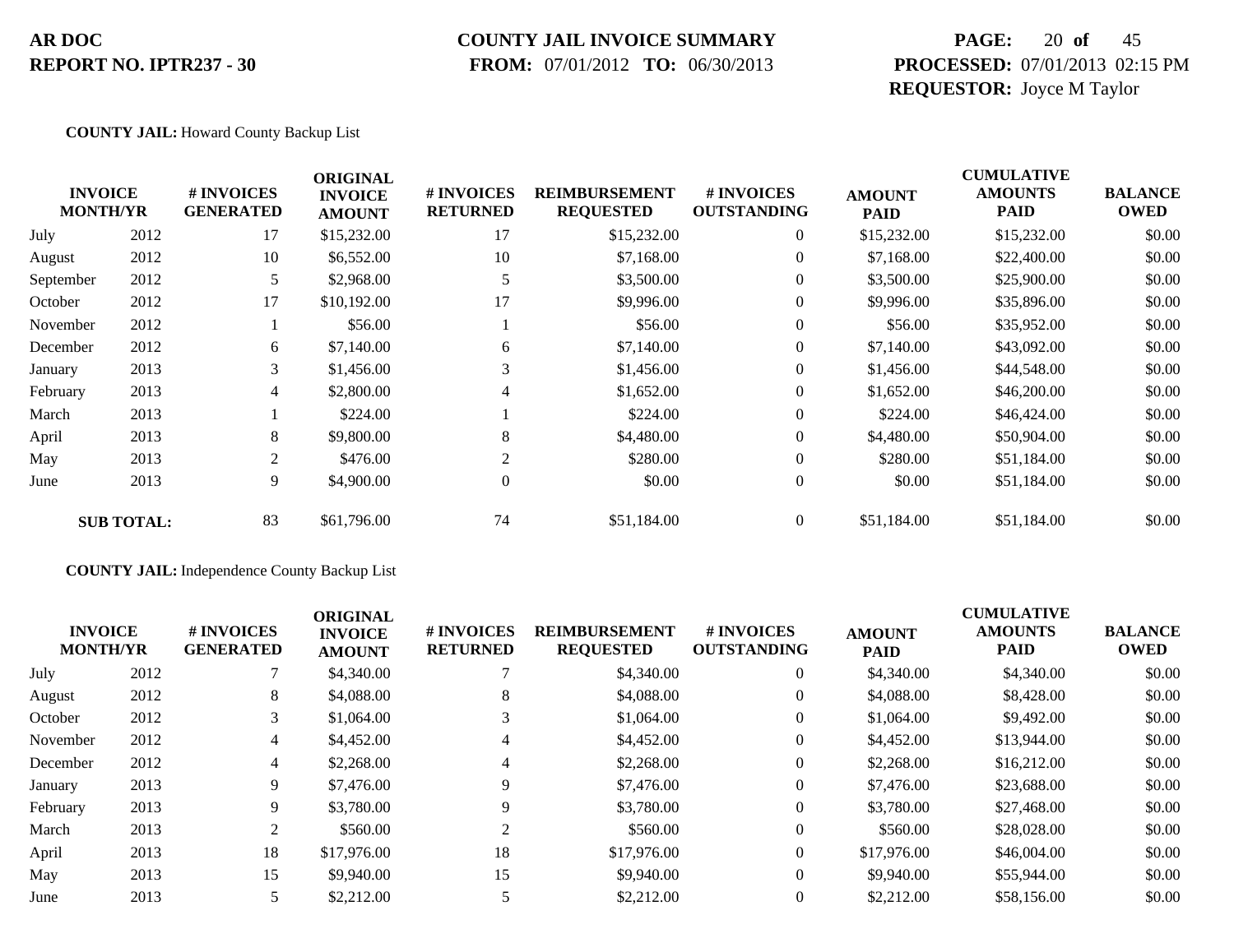**COUNTY JAIL:** Howard County Backup List

| INVOICE MONTH/YR | | # INVOICES GENERATED | ORIGINAL INVOICE AMOUNT | # INVOICES RETURNED | REIMBURSEMENT REQUESTED | # INVOICES OUTSTANDING | AMOUNT PAID | CUMULATIVE AMOUNTS PAID | BALANCE OWED |
|---|---|---|---|---|---|---|---|---|---|
| July | 2012 | 17 | $15,232.00 | 17 | $15,232.00 | 0 | $15,232.00 | $15,232.00 | $0.00 |
| August | 2012 | 10 | $6,552.00 | 10 | $7,168.00 | 0 | $7,168.00 | $22,400.00 | $0.00 |
| September | 2012 | 5 | $2,968.00 | 5 | $3,500.00 | 0 | $3,500.00 | $25,900.00 | $0.00 |
| October | 2012 | 17 | $10,192.00 | 17 | $9,996.00 | 0 | $9,996.00 | $35,896.00 | $0.00 |
| November | 2012 | 1 | $56.00 | 1 | $56.00 | 0 | $56.00 | $35,952.00 | $0.00 |
| December | 2012 | 6 | $7,140.00 | 6 | $7,140.00 | 0 | $7,140.00 | $43,092.00 | $0.00 |
| January | 2013 | 3 | $1,456.00 | 3 | $1,456.00 | 0 | $1,456.00 | $44,548.00 | $0.00 |
| February | 2013 | 4 | $2,800.00 | 4 | $1,652.00 | 0 | $1,652.00 | $46,200.00 | $0.00 |
| March | 2013 | 1 | $224.00 | 1 | $224.00 | 0 | $224.00 | $46,424.00 | $0.00 |
| April | 2013 | 8 | $9,800.00 | 8 | $4,480.00 | 0 | $4,480.00 | $50,904.00 | $0.00 |
| May | 2013 | 2 | $476.00 | 2 | $280.00 | 0 | $280.00 | $51,184.00 | $0.00 |
| June | 2013 | 9 | $4,900.00 | 0 | $0.00 | 0 | $0.00 | $51,184.00 | $0.00 |
| **SUB TOTAL:** | | 83 | $61,796.00 | 74 | $51,184.00 | 0 | $51,184.00 | $51,184.00 | $0.00 |

**COUNTY JAIL:** Independence County Backup List

| INVOICE MONTH/YR | | # INVOICES GENERATED | ORIGINAL INVOICE AMOUNT | # INVOICES RETURNED | REIMBURSEMENT REQUESTED | # INVOICES OUTSTANDING | AMOUNT PAID | CUMULATIVE AMOUNTS PAID | BALANCE OWED |
|---|---|---|---|---|---|---|---|---|---|
| July | 2012 | 7 | $4,340.00 | 7 | $4,340.00 | 0 | $4,340.00 | $4,340.00 | $0.00 |
| August | 2012 | 8 | $4,088.00 | 8 | $4,088.00 | 0 | $4,088.00 | $8,428.00 | $0.00 |
| October | 2012 | 3 | $1,064.00 | 3 | $1,064.00 | 0 | $1,064.00 | $9,492.00 | $0.00 |
| November | 2012 | 4 | $4,452.00 | 4 | $4,452.00 | 0 | $4,452.00 | $13,944.00 | $0.00 |
| December | 2012 | 4 | $2,268.00 | 4 | $2,268.00 | 0 | $2,268.00 | $16,212.00 | $0.00 |
| January | 2013 | 9 | $7,476.00 | 9 | $7,476.00 | 0 | $7,476.00 | $23,688.00 | $0.00 |
| February | 2013 | 9 | $3,780.00 | 9 | $3,780.00 | 0 | $3,780.00 | $27,468.00 | $0.00 |
| March | 2013 | 2 | $560.00 | 2 | $560.00 | 0 | $560.00 | $28,028.00 | $0.00 |
| April | 2013 | 18 | $17,976.00 | 18 | $17,976.00 | 0 | $17,976.00 | $46,004.00 | $0.00 |
| May | 2013 | 15 | $9,940.00 | 15 | $9,940.00 | 0 | $9,940.00 | $55,944.00 | $0.00 |
| June | 2013 | 5 | $2,212.00 | 5 | $2,212.00 | 0 | $2,212.00 | $58,156.00 | $0.00 |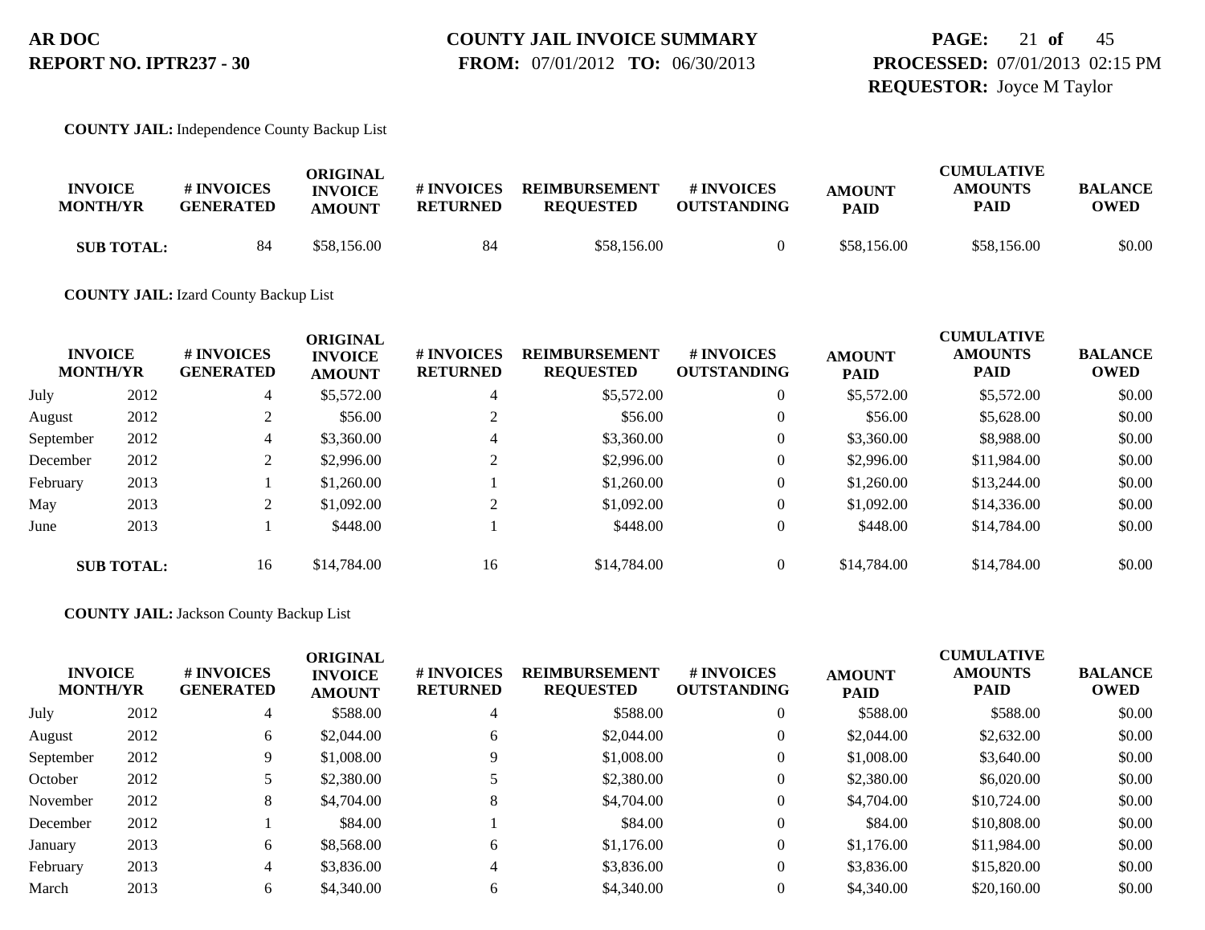**AR DOC**
**REPORT NO. IPTR237 - 30**

**COUNTY JAIL INVOICE SUMMARY**
**FROM:** 07/01/2012 **TO:** 06/30/2013

**PROCESSED:** 07/01/2013 02:15 PM
**REQUESTOR:** Joyce M Taylor

**COUNTY JAIL:** Independence County Backup List

| INVOICE MONTH/YR | | # INVOICES GENERATED | ORIGINAL INVOICE AMOUNT | # INVOICES RETURNED | REIMBURSEMENT REQUESTED | # INVOICES OUTSTANDING | AMOUNT PAID | CUMULATIVE AMOUNTS PAID | BALANCE OWED |
|---|---|---|---|---|---|---|---|---|---|
| **SUB TOTAL:** | | 84 | $58,156.00 | 84 | $58,156.00 | 0 | $58,156.00 | $58,156.00 | $0.00 |

**COUNTY JAIL:** Izard County Backup List

| INVOICE MONTH/YR | | # INVOICES GENERATED | ORIGINAL INVOICE AMOUNT | # INVOICES RETURNED | REIMBURSEMENT REQUESTED | # INVOICES OUTSTANDING | AMOUNT PAID | CUMULATIVE AMOUNTS PAID | BALANCE OWED |
|---|---|---|---|---|---|---|---|---|---|
| July | 2012 | 4 | $5,572.00 | 4 | $5,572.00 | 0 | $5,572.00 | $5,572.00 | $0.00 |
| August | 2012 | 2 | $56.00 | 2 | $56.00 | 0 | $56.00 | $5,628.00 | $0.00 |
| September | 2012 | 4 | $3,360.00 | 4 | $3,360.00 | 0 | $3,360.00 | $8,988.00 | $0.00 |
| December | 2012 | 2 | $2,996.00 | 2 | $2,996.00 | 0 | $2,996.00 | $11,984.00 | $0.00 |
| February | 2013 | 1 | $1,260.00 | 1 | $1,260.00 | 0 | $1,260.00 | $13,244.00 | $0.00 |
| May | 2013 | 2 | $1,092.00 | 2 | $1,092.00 | 0 | $1,092.00 | $14,336.00 | $0.00 |
| June | 2013 | 1 | $448.00 | 1 | $448.00 | 0 | $448.00 | $14,784.00 | $0.00 |
| **SUB TOTAL:** | | 16 | $14,784.00 | 16 | $14,784.00 | 0 | $14,784.00 | $14,784.00 | $0.00 |

**COUNTY JAIL:** Jackson County Backup List

| INVOICE MONTH/YR | | # INVOICES GENERATED | ORIGINAL INVOICE AMOUNT | # INVOICES RETURNED | REIMBURSEMENT REQUESTED | # INVOICES OUTSTANDING | AMOUNT PAID | CUMULATIVE AMOUNTS PAID | BALANCE OWED |
|---|---|---|---|---|---|---|---|---|---|
| July | 2012 | 4 | $588.00 | 4 | $588.00 | 0 | $588.00 | $588.00 | $0.00 |
| August | 2012 | 6 | $2,044.00 | 6 | $2,044.00 | 0 | $2,044.00 | $2,632.00 | $0.00 |
| September | 2012 | 9 | $1,008.00 | 9 | $1,008.00 | 0 | $1,008.00 | $3,640.00 | $0.00 |
| October | 2012 | 5 | $2,380.00 | 5 | $2,380.00 | 0 | $2,380.00 | $6,020.00 | $0.00 |
| November | 2012 | 8 | $4,704.00 | 8 | $4,704.00 | 0 | $4,704.00 | $10,724.00 | $0.00 |
| December | 2012 | 1 | $84.00 | 1 | $84.00 | 0 | $84.00 | $10,808.00 | $0.00 |
| January | 2013 | 6 | $8,568.00 | 6 | $1,176.00 | 0 | $1,176.00 | $11,984.00 | $0.00 |
| February | 2013 | 4 | $3,836.00 | 4 | $3,836.00 | 0 | $3,836.00 | $15,820.00 | $0.00 |
| March | 2013 | 6 | $4,340.00 | 6 | $4,340.00 | 0 | $4,340.00 | $20,160.00 | $0.00 |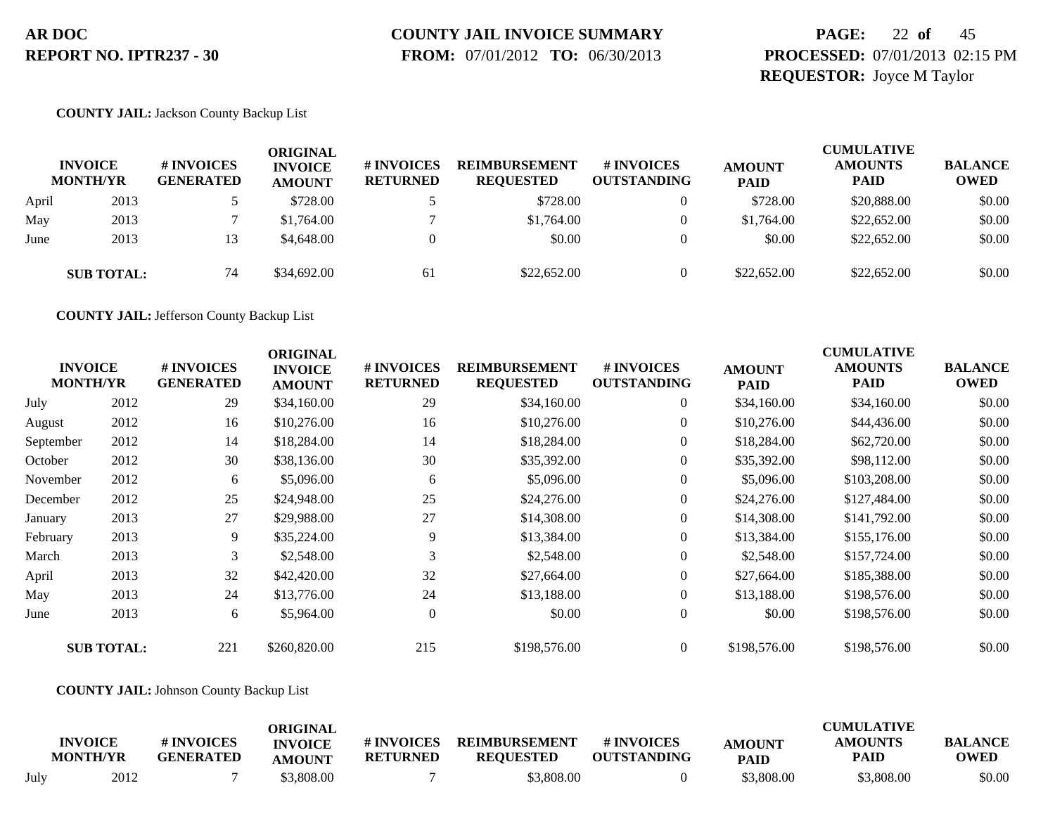**COUNTY JAIL:** Jackson County Backup List

| INVOICE MONTH/YR | | # INVOICES GENERATED | ORIGINAL INVOICE AMOUNT | # INVOICES RETURNED | REIMBURSEMENT REQUESTED | # INVOICES OUTSTANDING | AMOUNT PAID | CUMULATIVE AMOUNTS PAID | BALANCE OWED |
|---|---|---|---|---|---|---|---|---|---|
| April | 2013 | 5 | $728.00 | 5 | $728.00 | 0 | $728.00 | $20,888.00 | $0.00 |
| May | 2013 | 7 | $1,764.00 | 7 | $1,764.00 | 0 | $1,764.00 | $22,652.00 | $0.00 |
| June | 2013 | 13 | $4,648.00 | 0 | $0.00 | 0 | $0.00 | $22,652.00 | $0.00 |
| **SUB TOTAL:** | | 74 | $34,692.00 | 61 | $22,652.00 | 0 | $22,652.00 | $22,652.00 | $0.00 |

**COUNTY JAIL:** Jefferson County Backup List

| INVOICE MONTH/YR | | # INVOICES GENERATED | ORIGINAL INVOICE AMOUNT | # INVOICES RETURNED | REIMBURSEMENT REQUESTED | # INVOICES OUTSTANDING | AMOUNT PAID | CUMULATIVE AMOUNTS PAID | BALANCE OWED |
|---|---|---|---|---|---|---|---|---|---|
| July | 2012 | 29 | $34,160.00 | 29 | $34,160.00 | 0 | $34,160.00 | $34,160.00 | $0.00 |
| August | 2012 | 16 | $10,276.00 | 16 | $10,276.00 | 0 | $10,276.00 | $44,436.00 | $0.00 |
| September | 2012 | 14 | $18,284.00 | 14 | $18,284.00 | 0 | $18,284.00 | $62,720.00 | $0.00 |
| October | 2012 | 30 | $38,136.00 | 30 | $35,392.00 | 0 | $35,392.00 | $98,112.00 | $0.00 |
| November | 2012 | 6 | $5,096.00 | 6 | $5,096.00 | 0 | $5,096.00 | $103,208.00 | $0.00 |
| December | 2012 | 25 | $24,948.00 | 25 | $24,276.00 | 0 | $24,276.00 | $127,484.00 | $0.00 |
| January | 2013 | 27 | $29,988.00 | 27 | $14,308.00 | 0 | $14,308.00 | $141,792.00 | $0.00 |
| February | 2013 | 9 | $35,224.00 | 9 | $13,384.00 | 0 | $13,384.00 | $155,176.00 | $0.00 |
| March | 2013 | 3 | $2,548.00 | 3 | $2,548.00 | 0 | $2,548.00 | $157,724.00 | $0.00 |
| April | 2013 | 32 | $42,420.00 | 32 | $27,664.00 | 0 | $27,664.00 | $185,388.00 | $0.00 |
| May | 2013 | 24 | $13,776.00 | 24 | $13,188.00 | 0 | $13,188.00 | $198,576.00 | $0.00 |
| June | 2013 | 6 | $5,964.00 | 0 | $0.00 | 0 | $0.00 | $198,576.00 | $0.00 |
| **SUB TOTAL:** | | 221 | $260,820.00 | 215 | $198,576.00 | 0 | $198,576.00 | $198,576.00 | $0.00 |

**COUNTY JAIL:** Johnson County Backup List

| INVOICE MONTH/YR | | # INVOICES GENERATED | ORIGINAL INVOICE AMOUNT | # INVOICES RETURNED | REIMBURSEMENT REQUESTED | # INVOICES OUTSTANDING | AMOUNT PAID | CUMULATIVE AMOUNTS PAID | BALANCE OWED |
|---|---|---|---|---|---|---|---|---|---|
| July | 2012 | 7 | $3,808.00 | 7 | $3,808.00 | 0 | $3,808.00 | $3,808.00 | $0.00 |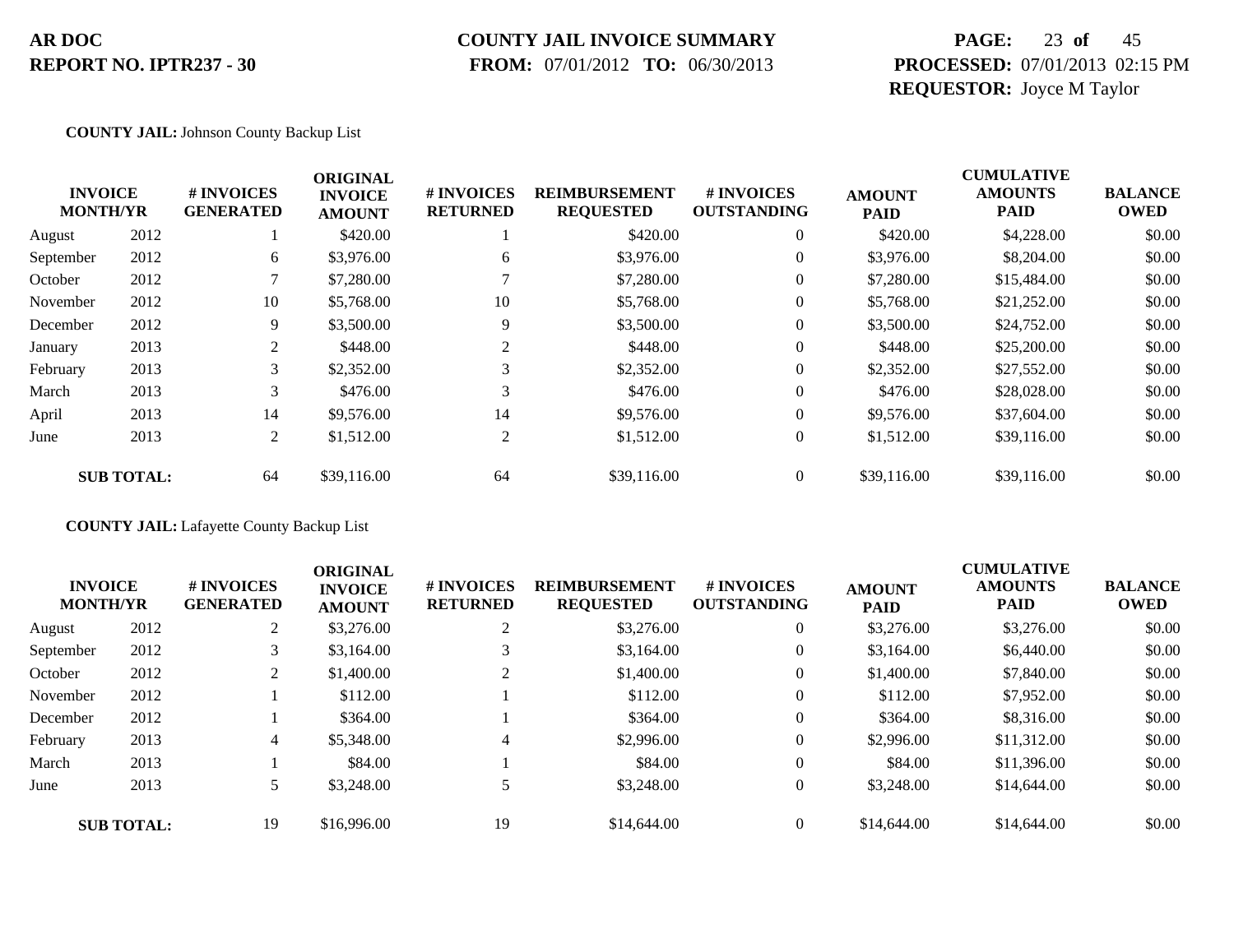**AR DOC** **COUNTY JAIL INVOICE SUMMARY**
**REPORT NO. IPTR237 - 30** **FROM:** 07/01/2012 **TO:** 06/30/2013

**PROCESSED:** 07/01/2013 02:15 PM
**REQUESTOR:** Joyce M Taylor

**COUNTY JAIL:** Johnson County Backup List

| INVOICE MONTH/YR | | # INVOICES GENERATED | ORIGINAL INVOICE AMOUNT | # INVOICES RETURNED | REIMBURSEMENT REQUESTED | # INVOICES OUTSTANDING | AMOUNT PAID | CUMULATIVE AMOUNTS PAID | BALANCE OWED |
|---|---|---|---|---|---|---|---|---|---|
| August | 2012 | 1 | $420.00 | 1 | $420.00 | 0 | $420.00 | $4,228.00 | $0.00 |
| September | 2012 | 6 | $3,976.00 | 6 | $3,976.00 | 0 | $3,976.00 | $8,204.00 | $0.00 |
| October | 2012 | 7 | $7,280.00 | 7 | $7,280.00 | 0 | $7,280.00 | $15,484.00 | $0.00 |
| November | 2012 | 10 | $5,768.00 | 10 | $5,768.00 | 0 | $5,768.00 | $21,252.00 | $0.00 |
| December | 2012 | 9 | $3,500.00 | 9 | $3,500.00 | 0 | $3,500.00 | $24,752.00 | $0.00 |
| January | 2013 | 2 | $448.00 | 2 | $448.00 | 0 | $448.00 | $25,200.00 | $0.00 |
| February | 2013 | 3 | $2,352.00 | 3 | $2,352.00 | 0 | $2,352.00 | $27,552.00 | $0.00 |
| March | 2013 | 3 | $476.00 | 3 | $476.00 | 0 | $476.00 | $28,028.00 | $0.00 |
| April | 2013 | 14 | $9,576.00 | 14 | $9,576.00 | 0 | $9,576.00 | $37,604.00 | $0.00 |
| June | 2013 | 2 | $1,512.00 | 2 | $1,512.00 | 0 | $1,512.00 | $39,116.00 | $0.00 |
| **SUB TOTAL:** | | 64 | $39,116.00 | 64 | $39,116.00 | 0 | $39,116.00 | $39,116.00 | $0.00 |

**COUNTY JAIL:** Lafayette County Backup List

| INVOICE MONTH/YR | | # INVOICES GENERATED | ORIGINAL INVOICE AMOUNT | # INVOICES RETURNED | REIMBURSEMENT REQUESTED | # INVOICES OUTSTANDING | AMOUNT PAID | CUMULATIVE AMOUNTS PAID | BALANCE OWED |
|---|---|---|---|---|---|---|---|---|---|
| August | 2012 | 2 | $3,276.00 | 2 | $3,276.00 | 0 | $3,276.00 | $3,276.00 | $0.00 |
| September | 2012 | 3 | $3,164.00 | 3 | $3,164.00 | 0 | $3,164.00 | $6,440.00 | $0.00 |
| October | 2012 | 2 | $1,400.00 | 2 | $1,400.00 | 0 | $1,400.00 | $7,840.00 | $0.00 |
| November | 2012 | 1 | $112.00 | 1 | $112.00 | 0 | $112.00 | $7,952.00 | $0.00 |
| December | 2012 | 1 | $364.00 | 1 | $364.00 | 0 | $364.00 | $8,316.00 | $0.00 |
| February | 2013 | 4 | $5,348.00 | 4 | $2,996.00 | 0 | $2,996.00 | $11,312.00 | $0.00 |
| March | 2013 | 1 | $84.00 | 1 | $84.00 | 0 | $84.00 | $11,396.00 | $0.00 |
| June | 2013 | 5 | $3,248.00 | 5 | $3,248.00 | 0 | $3,248.00 | $14,644.00 | $0.00 |
| **SUB TOTAL:** | | 19 | $16,996.00 | 19 | $14,644.00 | 0 | $14,644.00 | $14,644.00 | $0.00 |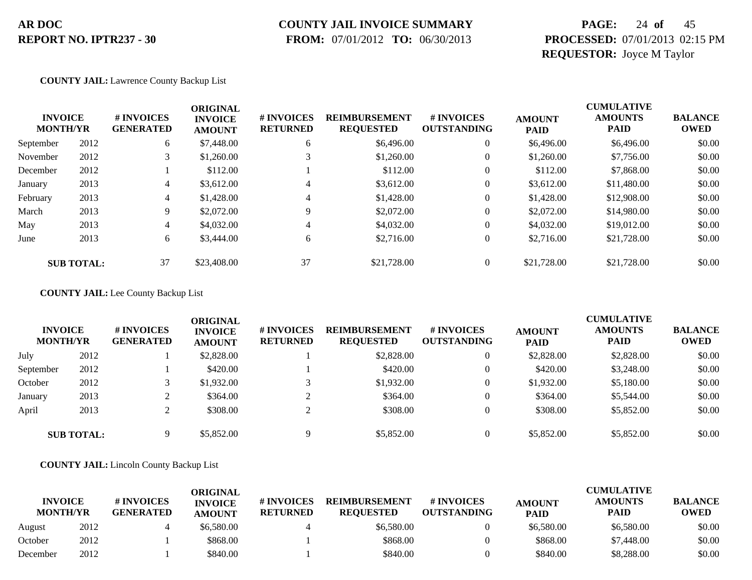**COUNTY JAIL:** Lawrence County Backup List

| INVOICE MONTH/YR | | # INVOICES GENERATED | ORIGINAL INVOICE AMOUNT | # INVOICES RETURNED | REIMBURSEMENT REQUESTED | # INVOICES OUTSTANDING | AMOUNT PAID | CUMULATIVE AMOUNTS PAID | BALANCE OWED |
|---|---|---|---|---|---|---|---|---|---|
| September | 2012 | 6 | $7,448.00 | 6 | $6,496.00 | 0 | $6,496.00 | $6,496.00 | $0.00 |
| November | 2012 | 3 | $1,260.00 | 3 | $1,260.00 | 0 | $1,260.00 | $7,756.00 | $0.00 |
| December | 2012 | 1 | $112.00 | 1 | $112.00 | 0 | $112.00 | $7,868.00 | $0.00 |
| January | 2013 | 4 | $3,612.00 | 4 | $3,612.00 | 0 | $3,612.00 | $11,480.00 | $0.00 |
| February | 2013 | 4 | $1,428.00 | 4 | $1,428.00 | 0 | $1,428.00 | $12,908.00 | $0.00 |
| March | 2013 | 9 | $2,072.00 | 9 | $2,072.00 | 0 | $2,072.00 | $14,980.00 | $0.00 |
| May | 2013 | 4 | $4,032.00 | 4 | $4,032.00 | 0 | $4,032.00 | $19,012.00 | $0.00 |
| June | 2013 | 6 | $3,444.00 | 6 | $2,716.00 | 0 | $2,716.00 | $21,728.00 | $0.00 |
| **SUB TOTAL:** | | 37 | $23,408.00 | 37 | $21,728.00 | 0 | $21,728.00 | $21,728.00 | $0.00 |

**COUNTY JAIL:** Lee County Backup List

| INVOICE MONTH/YR | | # INVOICES GENERATED | ORIGINAL INVOICE AMOUNT | # INVOICES RETURNED | REIMBURSEMENT REQUESTED | # INVOICES OUTSTANDING | AMOUNT PAID | CUMULATIVE AMOUNTS PAID | BALANCE OWED |
|---|---|---|---|---|---|---|---|---|---|
| July | 2012 | 1 | $2,828.00 | 1 | $2,828.00 | 0 | $2,828.00 | $2,828.00 | $0.00 |
| September | 2012 | 1 | $420.00 | 1 | $420.00 | 0 | $420.00 | $3,248.00 | $0.00 |
| October | 2012 | 3 | $1,932.00 | 3 | $1,932.00 | 0 | $1,932.00 | $5,180.00 | $0.00 |
| January | 2013 | 2 | $364.00 | 2 | $364.00 | 0 | $364.00 | $5,544.00 | $0.00 |
| April | 2013 | 2 | $308.00 | 2 | $308.00 | 0 | $308.00 | $5,852.00 | $0.00 |
| **SUB TOTAL:** | | 9 | $5,852.00 | 9 | $5,852.00 | 0 | $5,852.00 | $5,852.00 | $0.00 |

**COUNTY JAIL:** Lincoln County Backup List

| INVOICE MONTH/YR | | # INVOICES GENERATED | ORIGINAL INVOICE AMOUNT | # INVOICES RETURNED | REIMBURSEMENT REQUESTED | # INVOICES OUTSTANDING | AMOUNT PAID | CUMULATIVE AMOUNTS PAID | BALANCE OWED |
|---|---|---|---|---|---|---|---|---|---|
| August | 2012 | 4 | $6,580.00 | 4 | $6,580.00 | 0 | $6,580.00 | $6,580.00 | $0.00 |
| October | 2012 | 1 | $868.00 | 1 | $868.00 | 0 | $868.00 | $7,448.00 | $0.00 |
| December | 2012 | 1 | $840.00 | 1 | $840.00 | 0 | $840.00 | $8,288.00 | $0.00 |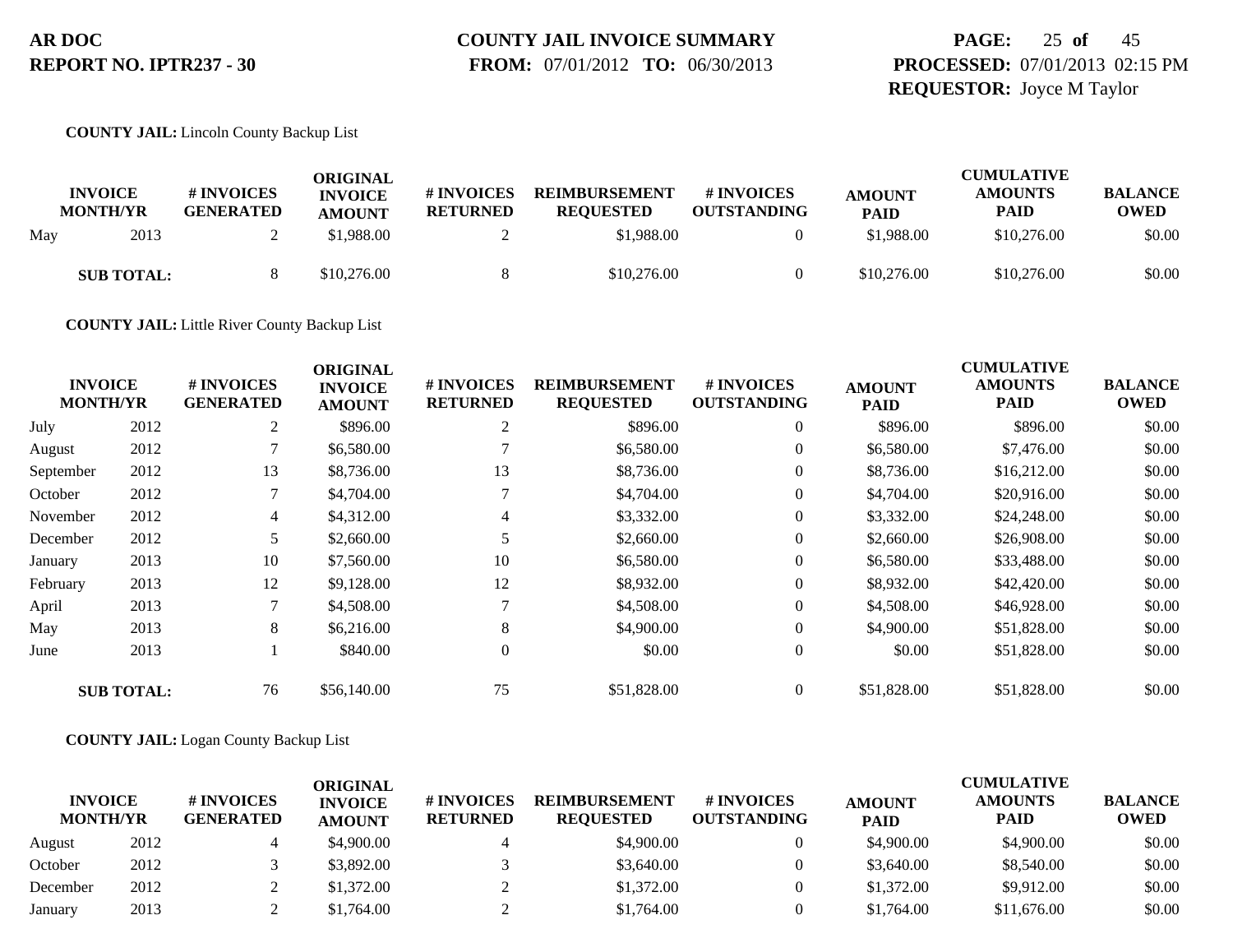**AR DOC**
**REPORT NO. IPTR237 - 30**

**COUNTY JAIL INVOICE SUMMARY**
**FROM:** 07/01/2012 **TO:** 06/30/2013

**PROCESSED:** 07/01/2013 02:15 PM
**REQUESTOR:** Joyce M Taylor

**COUNTY JAIL:** Lincoln County Backup List

| INVOICE MONTH/YR | | # INVOICES GENERATED | ORIGINAL INVOICE AMOUNT | # INVOICES RETURNED | REIMBURSEMENT REQUESTED | # INVOICES OUTSTANDING | AMOUNT PAID | CUMULATIVE AMOUNTS PAID | BALANCE OWED |
|---|---|---|---|---|---|---|---|---|---|
| May | 2013 | 2 | $1,988.00 | 2 | $1,988.00 | 0 | $1,988.00 | $10,276.00 | $0.00 |
| **SUB TOTAL:** | | 8 | $10,276.00 | 8 | $10,276.00 | 0 | $10,276.00 | $10,276.00 | $0.00 |

**COUNTY JAIL:** Little River County Backup List

| INVOICE MONTH/YR | | # INVOICES GENERATED | ORIGINAL INVOICE AMOUNT | # INVOICES RETURNED | REIMBURSEMENT REQUESTED | # INVOICES OUTSTANDING | AMOUNT PAID | CUMULATIVE AMOUNTS PAID | BALANCE OWED |
|---|---|---|---|---|---|---|---|---|---|
| July | 2012 | 2 | $896.00 | 2 | $896.00 | 0 | $896.00 | $896.00 | $0.00 |
| August | 2012 | 7 | $6,580.00 | 7 | $6,580.00 | 0 | $6,580.00 | $7,476.00 | $0.00 |
| September | 2012 | 13 | $8,736.00 | 13 | $8,736.00 | 0 | $8,736.00 | $16,212.00 | $0.00 |
| October | 2012 | 7 | $4,704.00 | 7 | $4,704.00 | 0 | $4,704.00 | $20,916.00 | $0.00 |
| November | 2012 | 4 | $4,312.00 | 4 | $3,332.00 | 0 | $3,332.00 | $24,248.00 | $0.00 |
| December | 2012 | 5 | $2,660.00 | 5 | $2,660.00 | 0 | $2,660.00 | $26,908.00 | $0.00 |
| January | 2013 | 10 | $7,560.00 | 10 | $6,580.00 | 0 | $6,580.00 | $33,488.00 | $0.00 |
| February | 2013 | 12 | $9,128.00 | 12 | $8,932.00 | 0 | $8,932.00 | $42,420.00 | $0.00 |
| April | 2013 | 7 | $4,508.00 | 7 | $4,508.00 | 0 | $4,508.00 | $46,928.00 | $0.00 |
| May | 2013 | 8 | $6,216.00 | 8 | $4,900.00 | 0 | $4,900.00 | $51,828.00 | $0.00 |
| June | 2013 | 1 | $840.00 | 0 | $0.00 | 0 | $0.00 | $51,828.00 | $0.00 |
| **SUB TOTAL:** | | 76 | $56,140.00 | 75 | $51,828.00 | 0 | $51,828.00 | $51,828.00 | $0.00 |

**COUNTY JAIL:** Logan County Backup List

| INVOICE MONTH/YR | | # INVOICES GENERATED | ORIGINAL INVOICE AMOUNT | # INVOICES RETURNED | REIMBURSEMENT REQUESTED | # INVOICES OUTSTANDING | AMOUNT PAID | CUMULATIVE AMOUNTS PAID | BALANCE OWED |
|---|---|---|---|---|---|---|---|---|---|
| August | 2012 | 4 | $4,900.00 | 4 | $4,900.00 | 0 | $4,900.00 | $4,900.00 | $0.00 |
| October | 2012 | 3 | $3,892.00 | 3 | $3,640.00 | 0 | $3,640.00 | $8,540.00 | $0.00 |
| December | 2012 | 2 | $1,372.00 | 2 | $1,372.00 | 0 | $1,372.00 | $9,912.00 | $0.00 |
| January | 2013 | 2 | $1,764.00 | 2 | $1,764.00 | 0 | $1,764.00 | $11,676.00 | $0.00 |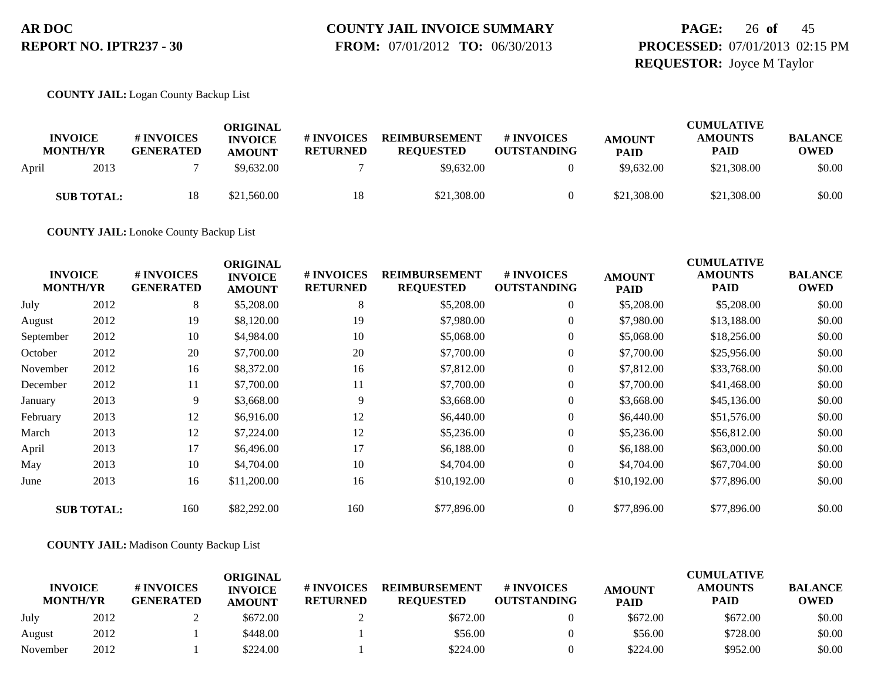**COUNTY JAIL:** Logan County Backup List

| INVOICE MONTH/YR | | # INVOICES GENERATED | ORIGINAL INVOICE AMOUNT | # INVOICES RETURNED | REIMBURSEMENT REQUESTED | # INVOICES OUTSTANDING | AMOUNT PAID | CUMULATIVE AMOUNTS PAID | BALANCE OWED |
|---|---|---|---|---|---|---|---|---|---|
| April | 2013 | 7 | $9,632.00 | 7 | $9,632.00 | 0 | $9,632.00 | $21,308.00 | $0.00 |
| **SUB TOTAL:** | | 18 | $21,560.00 | 18 | $21,308.00 | 0 | $21,308.00 | $21,308.00 | $0.00 |

**COUNTY JAIL:** Lonoke County Backup List

| INVOICE MONTH/YR | | # INVOICES GENERATED | ORIGINAL INVOICE AMOUNT | # INVOICES RETURNED | REIMBURSEMENT REQUESTED | # INVOICES OUTSTANDING | AMOUNT PAID | CUMULATIVE AMOUNTS PAID | BALANCE OWED |
|---|---|---|---|---|---|---|---|---|---|
| July | 2012 | 8 | $5,208.00 | 8 | $5,208.00 | 0 | $5,208.00 | $5,208.00 | $0.00 |
| August | 2012 | 19 | $8,120.00 | 19 | $7,980.00 | 0 | $7,980.00 | $13,188.00 | $0.00 |
| September | 2012 | 10 | $4,984.00 | 10 | $5,068.00 | 0 | $5,068.00 | $18,256.00 | $0.00 |
| October | 2012 | 20 | $7,700.00 | 20 | $7,700.00 | 0 | $7,700.00 | $25,956.00 | $0.00 |
| November | 2012 | 16 | $8,372.00 | 16 | $7,812.00 | 0 | $7,812.00 | $33,768.00 | $0.00 |
| December | 2012 | 11 | $7,700.00 | 11 | $7,700.00 | 0 | $7,700.00 | $41,468.00 | $0.00 |
| January | 2013 | 9 | $3,668.00 | 9 | $3,668.00 | 0 | $3,668.00 | $45,136.00 | $0.00 |
| February | 2013 | 12 | $6,916.00 | 12 | $6,440.00 | 0 | $6,440.00 | $51,576.00 | $0.00 |
| March | 2013 | 12 | $7,224.00 | 12 | $5,236.00 | 0 | $5,236.00 | $56,812.00 | $0.00 |
| April | 2013 | 17 | $6,496.00 | 17 | $6,188.00 | 0 | $6,188.00 | $63,000.00 | $0.00 |
| May | 2013 | 10 | $4,704.00 | 10 | $4,704.00 | 0 | $4,704.00 | $67,704.00 | $0.00 |
| June | 2013 | 16 | $11,200.00 | 16 | $10,192.00 | 0 | $10,192.00 | $77,896.00 | $0.00 |
| **SUB TOTAL:** | | 160 | $82,292.00 | 160 | $77,896.00 | 0 | $77,896.00 | $77,896.00 | $0.00 |

**COUNTY JAIL:** Madison County Backup List

| INVOICE MONTH/YR | | # INVOICES GENERATED | ORIGINAL INVOICE AMOUNT | # INVOICES RETURNED | REIMBURSEMENT REQUESTED | # INVOICES OUTSTANDING | AMOUNT PAID | CUMULATIVE AMOUNTS PAID | BALANCE OWED |
|---|---|---|---|---|---|---|---|---|---|
| July | 2012 | 2 | $672.00 | 2 | $672.00 | 0 | $672.00 | $672.00 | $0.00 |
| August | 2012 | 1 | $448.00 | 1 | $56.00 | 0 | $56.00 | $728.00 | $0.00 |
| November | 2012 | 1 | $224.00 | 1 | $224.00 | 0 | $224.00 | $952.00 | $0.00 |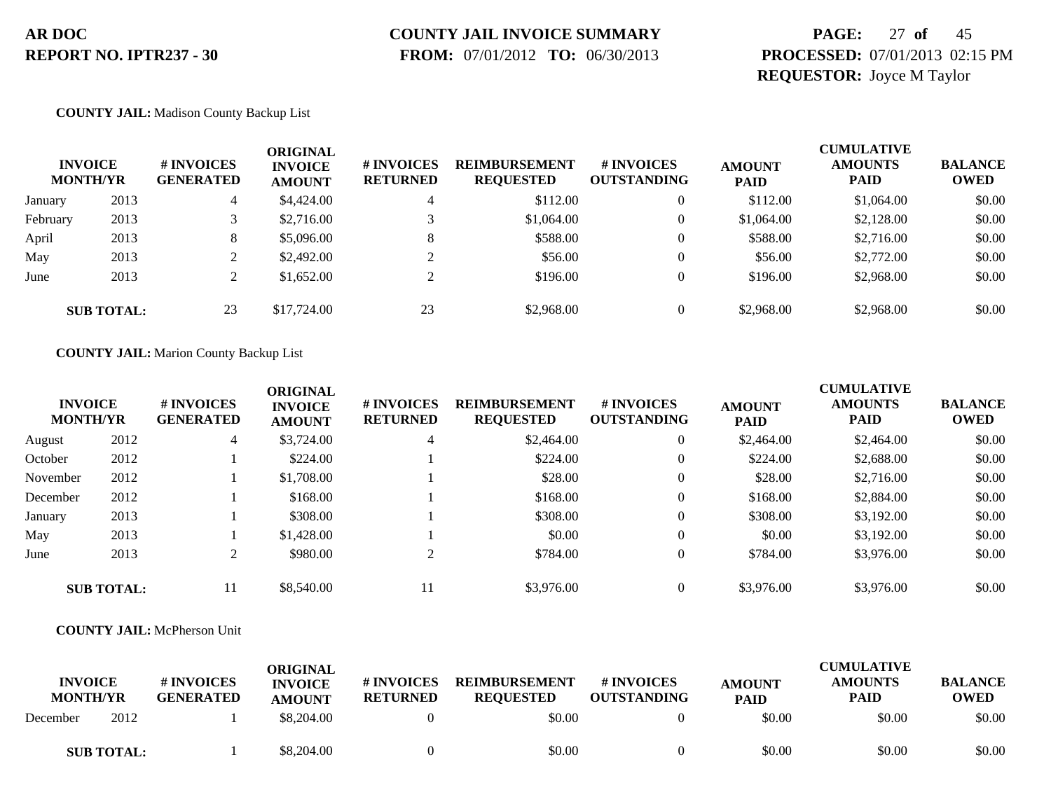# AR DOC
## REPORT NO. IPTR237 - 30

**COUNTY JAIL INVOICE SUMMARY**
**FROM:** 07/01/2012 **TO:** 06/30/2013

**PROCESSED:** 07/01/2013 02:15 PM
**REQUESTOR:** Joyce M Taylor

**COUNTY JAIL:** Madison County Backup List

| INVOICE MONTH/YR | | # INVOICES GENERATED | ORIGINAL INVOICE AMOUNT | # INVOICES RETURNED | REIMBURSEMENT REQUESTED | # INVOICES OUTSTANDING | AMOUNT PAID | CUMULATIVE AMOUNTS PAID | BALANCE OWED |
|---|---|---|---|---|---|---|---|---|---|
| January | 2013 | 4 | $4,424.00 | 4 | $112.00 | 0 | $112.00 | $1,064.00 | $0.00 |
| February | 2013 | 3 | $2,716.00 | 3 | $1,064.00 | 0 | $1,064.00 | $2,128.00 | $0.00 |
| April | 2013 | 8 | $5,096.00 | 8 | $588.00 | 0 | $588.00 | $2,716.00 | $0.00 |
| May | 2013 | 2 | $2,492.00 | 2 | $56.00 | 0 | $56.00 | $2,772.00 | $0.00 |
| June | 2013 | 2 | $1,652.00 | 2 | $196.00 | 0 | $196.00 | $2,968.00 | $0.00 |
| **SUB TOTAL:** | | 23 | $17,724.00 | 23 | $2,968.00 | 0 | $2,968.00 | $2,968.00 | $0.00 |

**COUNTY JAIL:** Marion County Backup List

| INVOICE MONTH/YR | | # INVOICES GENERATED | ORIGINAL INVOICE AMOUNT | # INVOICES RETURNED | REIMBURSEMENT REQUESTED | # INVOICES OUTSTANDING | AMOUNT PAID | CUMULATIVE AMOUNTS PAID | BALANCE OWED |
|---|---|---|---|---|---|---|---|---|---|
| August | 2012 | 4 | $3,724.00 | 4 | $2,464.00 | 0 | $2,464.00 | $2,464.00 | $0.00 |
| October | 2012 | 1 | $224.00 | 1 | $224.00 | 0 | $224.00 | $2,688.00 | $0.00 |
| November | 2012 | 1 | $1,708.00 | 1 | $28.00 | 0 | $28.00 | $2,716.00 | $0.00 |
| December | 2012 | 1 | $168.00 | 1 | $168.00 | 0 | $168.00 | $2,884.00 | $0.00 |
| January | 2013 | 1 | $308.00 | 1 | $308.00 | 0 | $308.00 | $3,192.00 | $0.00 |
| May | 2013 | 1 | $1,428.00 | 1 | $0.00 | 0 | $0.00 | $3,192.00 | $0.00 |
| June | 2013 | 2 | $980.00 | 2 | $784.00 | 0 | $784.00 | $3,976.00 | $0.00 |
| **SUB TOTAL:** | | 11 | $8,540.00 | 11 | $3,976.00 | 0 | $3,976.00 | $3,976.00 | $0.00 |

**COUNTY JAIL:** McPherson Unit

| INVOICE MONTH/YR | | # INVOICES GENERATED | ORIGINAL INVOICE AMOUNT | # INVOICES RETURNED | REIMBURSEMENT REQUESTED | # INVOICES OUTSTANDING | AMOUNT PAID | CUMULATIVE AMOUNTS PAID | BALANCE OWED |
|---|---|---|---|---|---|---|---|---|---|
| December | 2012 | 1 | $8,204.00 | 0 | $0.00 | 0 | $0.00 | $0.00 | $0.00 |
| **SUB TOTAL:** | | 1 | $8,204.00 | 0 | $0.00 | 0 | $0.00 | $0.00 | $0.00 |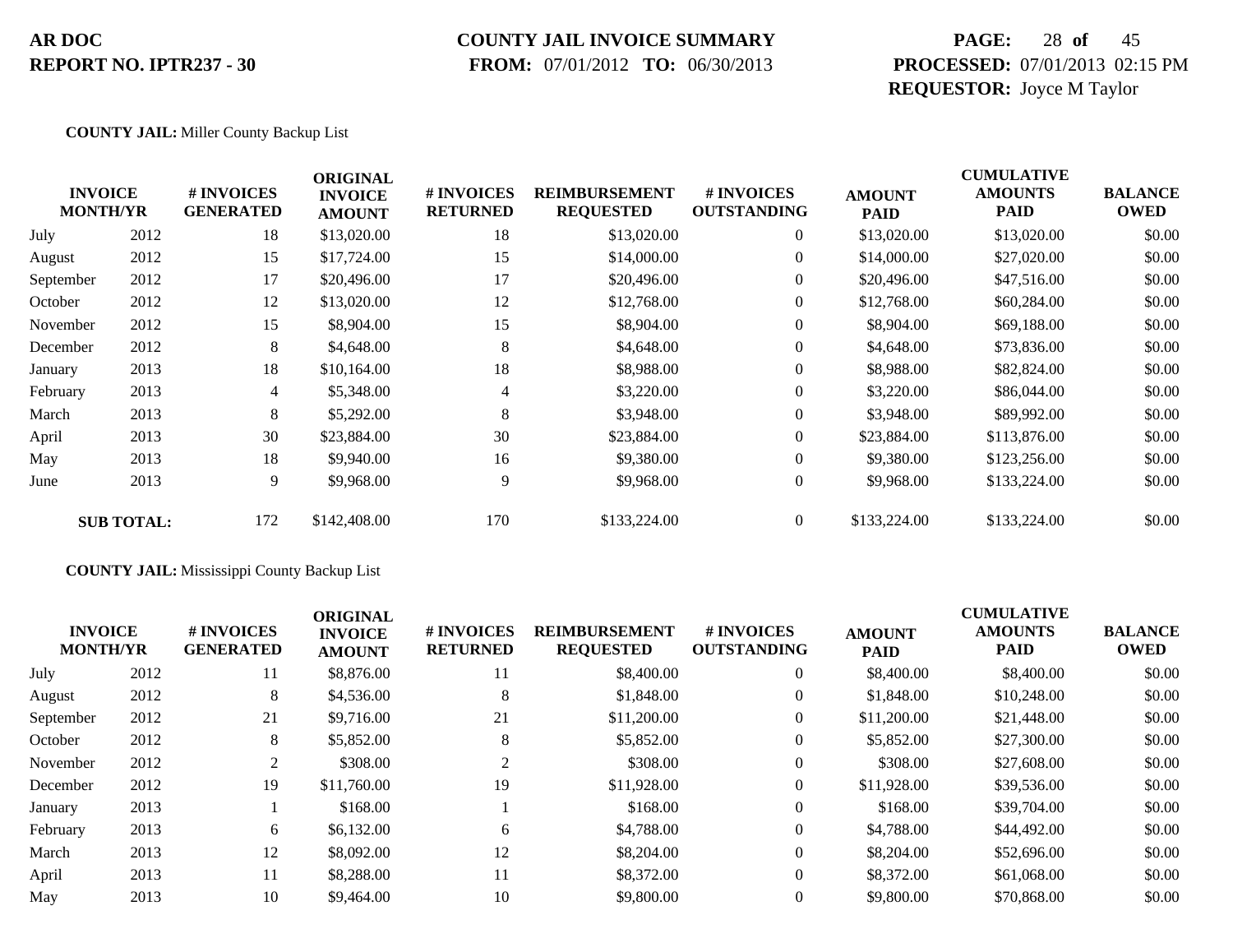**AR DOC**
**REPORT NO. IPTR237 - 30**

**COUNTY JAIL INVOICE SUMMARY**
**FROM:** 07/01/2012 **TO:** 06/30/2013

**PROCESSED:** 07/01/2013 02:15 PM
**REQUESTOR:** Joyce M Taylor

**COUNTY JAIL:** Miller County Backup List

| INVOICE MONTH/YR | | # INVOICES GENERATED | ORIGINAL INVOICE AMOUNT | # INVOICES RETURNED | REIMBURSEMENT REQUESTED | # INVOICES OUTSTANDING | AMOUNT PAID | CUMULATIVE AMOUNTS PAID | BALANCE OWED |
|---|---|---|---|---|---|---|---|---|---|
| July | 2012 | 18 | $13,020.00 | 18 | $13,020.00 | 0 | $13,020.00 | $13,020.00 | $0.00 |
| August | 2012 | 15 | $17,724.00 | 15 | $14,000.00 | 0 | $14,000.00 | $27,020.00 | $0.00 |
| September | 2012 | 17 | $20,496.00 | 17 | $20,496.00 | 0 | $20,496.00 | $47,516.00 | $0.00 |
| October | 2012 | 12 | $13,020.00 | 12 | $12,768.00 | 0 | $12,768.00 | $60,284.00 | $0.00 |
| November | 2012 | 15 | $8,904.00 | 15 | $8,904.00 | 0 | $8,904.00 | $69,188.00 | $0.00 |
| December | 2012 | 8 | $4,648.00 | 8 | $4,648.00 | 0 | $4,648.00 | $73,836.00 | $0.00 |
| January | 2013 | 18 | $10,164.00 | 18 | $8,988.00 | 0 | $8,988.00 | $82,824.00 | $0.00 |
| February | 2013 | 4 | $5,348.00 | 4 | $3,220.00 | 0 | $3,220.00 | $86,044.00 | $0.00 |
| March | 2013 | 8 | $5,292.00 | 8 | $3,948.00 | 0 | $3,948.00 | $89,992.00 | $0.00 |
| April | 2013 | 30 | $23,884.00 | 30 | $23,884.00 | 0 | $23,884.00 | $113,876.00 | $0.00 |
| May | 2013 | 18 | $9,940.00 | 16 | $9,380.00 | 0 | $9,380.00 | $123,256.00 | $0.00 |
| June | 2013 | 9 | $9,968.00 | 9 | $9,968.00 | 0 | $9,968.00 | $133,224.00 | $0.00 |
| **SUB TOTAL:** | | 172 | $142,408.00 | 170 | $133,224.00 | 0 | $133,224.00 | $133,224.00 | $0.00 |

**COUNTY JAIL:** Mississippi County Backup List

| INVOICE MONTH/YR | | # INVOICES GENERATED | ORIGINAL INVOICE AMOUNT | # INVOICES RETURNED | REIMBURSEMENT REQUESTED | # INVOICES OUTSTANDING | AMOUNT PAID | CUMULATIVE AMOUNTS PAID | BALANCE OWED |
|---|---|---|---|---|---|---|---|---|---|
| July | 2012 | 11 | $8,876.00 | 11 | $8,400.00 | 0 | $8,400.00 | $8,400.00 | $0.00 |
| August | 2012 | 8 | $4,536.00 | 8 | $1,848.00 | 0 | $1,848.00 | $10,248.00 | $0.00 |
| September | 2012 | 21 | $9,716.00 | 21 | $11,200.00 | 0 | $11,200.00 | $21,448.00 | $0.00 |
| October | 2012 | 8 | $5,852.00 | 8 | $5,852.00 | 0 | $5,852.00 | $27,300.00 | $0.00 |
| November | 2012 | 2 | $308.00 | 2 | $308.00 | 0 | $308.00 | $27,608.00 | $0.00 |
| December | 2012 | 19 | $11,760.00 | 19 | $11,928.00 | 0 | $11,928.00 | $39,536.00 | $0.00 |
| January | 2013 | 1 | $168.00 | 1 | $168.00 | 0 | $168.00 | $39,704.00 | $0.00 |
| February | 2013 | 6 | $6,132.00 | 6 | $4,788.00 | 0 | $4,788.00 | $44,492.00 | $0.00 |
| March | 2013 | 12 | $8,092.00 | 12 | $8,204.00 | 0 | $8,204.00 | $52,696.00 | $0.00 |
| April | 2013 | 11 | $8,288.00 | 11 | $8,372.00 | 0 | $8,372.00 | $61,068.00 | $0.00 |
| May | 2013 | 10 | $9,464.00 | 10 | $9,800.00 | 0 | $9,800.00 | $70,868.00 | $0.00 |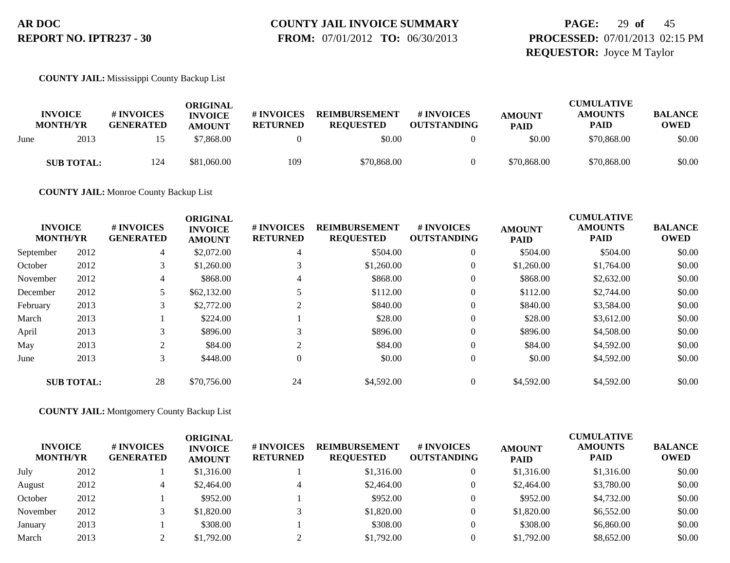**AR DOC**
**REPORT NO. IPTR237 - 30**

**COUNTY JAIL INVOICE SUMMARY**
**FROM:** 07/01/2012 **TO:** 06/30/2013

**PROCESSED:** 07/01/2013 02:15 PM
**REQUESTOR:** Joyce M Taylor

**COUNTY JAIL:** Mississippi County Backup List

| INVOICE MONTH/YR | | # INVOICES GENERATED | ORIGINAL INVOICE AMOUNT | # INVOICES RETURNED | REIMBURSEMENT REQUESTED | # INVOICES OUTSTANDING | AMOUNT PAID | CUMULATIVE AMOUNTS PAID | BALANCE OWED |
|---|---|---|---|---|---|---|---|---|---|
| June | 2013 | 15 | $7,868.00 | 0 | $0.00 | 0 | $0.00 | $70,868.00 | $0.00 |
| **SUB TOTAL:** | | 124 | $81,060.00 | 109 | $70,868.00 | 0 | $70,868.00 | $70,868.00 | $0.00 |

**COUNTY JAIL:** Monroe County Backup List

| INVOICE MONTH/YR | | # INVOICES GENERATED | ORIGINAL INVOICE AMOUNT | # INVOICES RETURNED | REIMBURSEMENT REQUESTED | # INVOICES OUTSTANDING | AMOUNT PAID | CUMULATIVE AMOUNTS PAID | BALANCE OWED |
|---|---|---|---|---|---|---|---|---|---|
| September | 2012 | 4 | $2,072.00 | 4 | $504.00 | 0 | $504.00 | $504.00 | $0.00 |
| October | 2012 | 3 | $1,260.00 | 3 | $1,260.00 | 0 | $1,260.00 | $1,764.00 | $0.00 |
| November | 2012 | 4 | $868.00 | 4 | $868.00 | 0 | $868.00 | $2,632.00 | $0.00 |
| December | 2012 | 5 | $62,132.00 | 5 | $112.00 | 0 | $112.00 | $2,744.00 | $0.00 |
| February | 2013 | 3 | $2,772.00 | 2 | $840.00 | 0 | $840.00 | $3,584.00 | $0.00 |
| March | 2013 | 1 | $224.00 | 1 | $28.00 | 0 | $28.00 | $3,612.00 | $0.00 |
| April | 2013 | 3 | $896.00 | 3 | $896.00 | 0 | $896.00 | $4,508.00 | $0.00 |
| May | 2013 | 2 | $84.00 | 2 | $84.00 | 0 | $84.00 | $4,592.00 | $0.00 |
| June | 2013 | 3 | $448.00 | 0 | $0.00 | 0 | $0.00 | $4,592.00 | $0.00 |
| **SUB TOTAL:** | | 28 | $70,756.00 | 24 | $4,592.00 | 0 | $4,592.00 | $4,592.00 | $0.00 |

**COUNTY JAIL:** Montgomery County Backup List

| INVOICE MONTH/YR | | # INVOICES GENERATED | ORIGINAL INVOICE AMOUNT | # INVOICES RETURNED | REIMBURSEMENT REQUESTED | # INVOICES OUTSTANDING | AMOUNT PAID | CUMULATIVE AMOUNTS PAID | BALANCE OWED |
|---|---|---|---|---|---|---|---|---|---|
| July | 2012 | 1 | $1,316.00 | 1 | $1,316.00 | 0 | $1,316.00 | $1,316.00 | $0.00 |
| August | 2012 | 4 | $2,464.00 | 4 | $2,464.00 | 0 | $2,464.00 | $3,780.00 | $0.00 |
| October | 2012 | 1 | $952.00 | 1 | $952.00 | 0 | $952.00 | $4,732.00 | $0.00 |
| November | 2012 | 3 | $1,820.00 | 3 | $1,820.00 | 0 | $1,820.00 | $6,552.00 | $0.00 |
| January | 2013 | 1 | $308.00 | 1 | $308.00 | 0 | $308.00 | $6,860.00 | $0.00 |
| March | 2013 | 2 | $1,792.00 | 2 | $1,792.00 | 0 | $1,792.00 | $8,652.00 | $0.00 |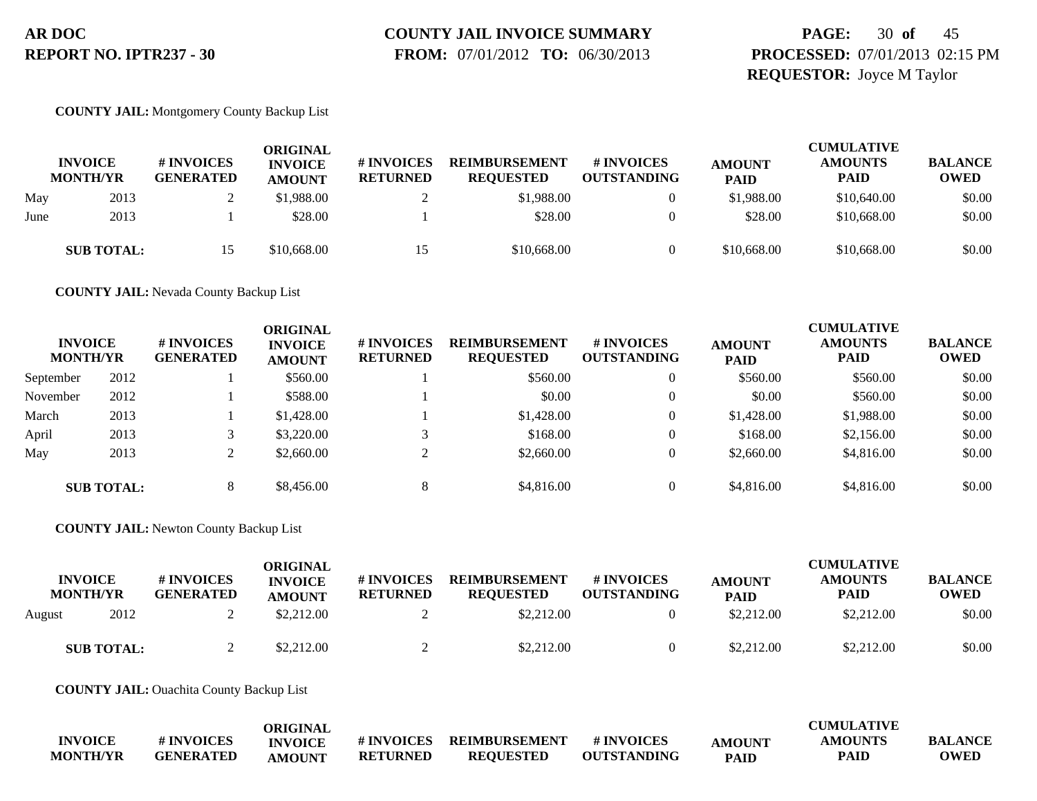**COUNTY JAIL:** Montgomery County Backup List

| INVOICE MONTH/YR | | # INVOICES GENERATED | ORIGINAL INVOICE AMOUNT | # INVOICES RETURNED | REIMBURSEMENT REQUESTED | # INVOICES OUTSTANDING | AMOUNT PAID | CUMULATIVE AMOUNTS PAID | BALANCE OWED |
|---|---|---|---|---|---|---|---|---|---|
| May | 2013 | 2 | $1,988.00 | 2 | $1,988.00 | 0 | $1,988.00 | $10,640.00 | $0.00 |
| June | 2013 | 1 | $28.00 | 1 | $28.00 | 0 | $28.00 | $10,668.00 | $0.00 |
| **SUB TOTAL:** | | 15 | $10,668.00 | 15 | $10,668.00 | 0 | $10,668.00 | $10,668.00 | $0.00 |

**COUNTY JAIL:** Nevada County Backup List

| INVOICE MONTH/YR | | # INVOICES GENERATED | ORIGINAL INVOICE AMOUNT | # INVOICES RETURNED | REIMBURSEMENT REQUESTED | # INVOICES OUTSTANDING | AMOUNT PAID | CUMULATIVE AMOUNTS PAID | BALANCE OWED |
|---|---|---|---|---|---|---|---|---|---|
| September | 2012 | 1 | $560.00 | 1 | $560.00 | 0 | $560.00 | $560.00 | $0.00 |
| November | 2012 | 1 | $588.00 | 1 | $0.00 | 0 | $0.00 | $560.00 | $0.00 |
| March | 2013 | 1 | $1,428.00 | 1 | $1,428.00 | 0 | $1,428.00 | $1,988.00 | $0.00 |
| April | 2013 | 3 | $3,220.00 | 3 | $168.00 | 0 | $168.00 | $2,156.00 | $0.00 |
| May | 2013 | 2 | $2,660.00 | 2 | $2,660.00 | 0 | $2,660.00 | $4,816.00 | $0.00 |
| **SUB TOTAL:** | | 8 | $8,456.00 | 8 | $4,816.00 | 0 | $4,816.00 | $4,816.00 | $0.00 |

**COUNTY JAIL:** Newton County Backup List

| INVOICE MONTH/YR | | # INVOICES GENERATED | ORIGINAL INVOICE AMOUNT | # INVOICES RETURNED | REIMBURSEMENT REQUESTED | # INVOICES OUTSTANDING | AMOUNT PAID | CUMULATIVE AMOUNTS PAID | BALANCE OWED |
|---|---|---|---|---|---|---|---|---|---|
| August | 2012 | 2 | $2,212.00 | 2 | $2,212.00 | 0 | $2,212.00 | $2,212.00 | $0.00 |
| **SUB TOTAL:** | | 2 | $2,212.00 | 2 | $2,212.00 | 0 | $2,212.00 | $2,212.00 | $0.00 |

**COUNTY JAIL:** Ouachita County Backup List

| INVOICE MONTH/YR | | # INVOICES GENERATED | ORIGINAL INVOICE AMOUNT | # INVOICES RETURNED | REIMBURSEMENT REQUESTED | # INVOICES OUTSTANDING | AMOUNT PAID | CUMULATIVE AMOUNTS PAID | BALANCE OWED |
|---|---|---|---|---|---|---|---|---|---|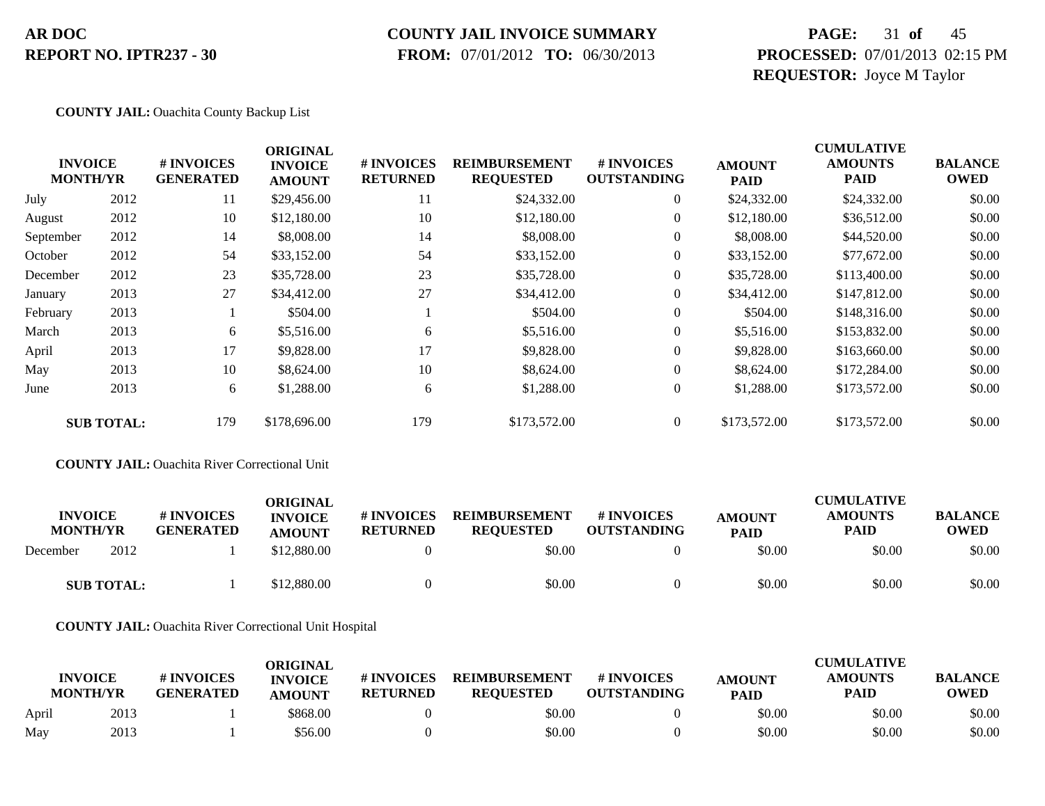**AR DOC**
**REPORT NO. IPTR237 - 30**

**COUNTY JAIL INVOICE SUMMARY**
**FROM:** 07/01/2012 **TO:** 06/30/2013

**PAGE:** 31 **of** 45
**PROCESSED:** 07/01/2013 02:15 PM
**REQUESTOR:** Joyce M Taylor

**COUNTY JAIL:** Ouachita County Backup List

| INVOICE MONTH/YR | | # INVOICES GENERATED | ORIGINAL INVOICE AMOUNT | # INVOICES RETURNED | REIMBURSEMENT REQUESTED | # INVOICES OUTSTANDING | AMOUNT PAID | CUMULATIVE AMOUNTS PAID | BALANCE OWED |
|---|---|---|---|---|---|---|---|---|---|
| July | 2012 | 11 | $29,456.00 | 11 | $24,332.00 | 0 | $24,332.00 | $24,332.00 | $0.00 |
| August | 2012 | 10 | $12,180.00 | 10 | $12,180.00 | 0 | $12,180.00 | $36,512.00 | $0.00 |
| September | 2012 | 14 | $8,008.00 | 14 | $8,008.00 | 0 | $8,008.00 | $44,520.00 | $0.00 |
| October | 2012 | 54 | $33,152.00 | 54 | $33,152.00 | 0 | $33,152.00 | $77,672.00 | $0.00 |
| December | 2012 | 23 | $35,728.00 | 23 | $35,728.00 | 0 | $35,728.00 | $113,400.00 | $0.00 |
| January | 2013 | 27 | $34,412.00 | 27 | $34,412.00 | 0 | $34,412.00 | $147,812.00 | $0.00 |
| February | 2013 | 1 | $504.00 | 1 | $504.00 | 0 | $504.00 | $148,316.00 | $0.00 |
| March | 2013 | 6 | $5,516.00 | 6 | $5,516.00 | 0 | $5,516.00 | $153,832.00 | $0.00 |
| April | 2013 | 17 | $9,828.00 | 17 | $9,828.00 | 0 | $9,828.00 | $163,660.00 | $0.00 |
| May | 2013 | 10 | $8,624.00 | 10 | $8,624.00 | 0 | $8,624.00 | $172,284.00 | $0.00 |
| June | 2013 | 6 | $1,288.00 | 6 | $1,288.00 | 0 | $1,288.00 | $173,572.00 | $0.00 |
| **SUB TOTAL:** | | 179 | $178,696.00 | 179 | $173,572.00 | 0 | $173,572.00 | $173,572.00 | $0.00 |

**COUNTY JAIL:** Ouachita River Correctional Unit

| INVOICE MONTH/YR | | # INVOICES GENERATED | ORIGINAL INVOICE AMOUNT | # INVOICES RETURNED | REIMBURSEMENT REQUESTED | # INVOICES OUTSTANDING | AMOUNT PAID | CUMULATIVE AMOUNTS PAID | BALANCE OWED |
|---|---|---|---|---|---|---|---|---|---|
| December | 2012 | 1 | $12,880.00 | 0 | $0.00 | 0 | $0.00 | $0.00 | $0.00 |
| **SUB TOTAL:** | | 1 | $12,880.00 | 0 | $0.00 | 0 | $0.00 | $0.00 | $0.00 |

**COUNTY JAIL:** Ouachita River Correctional Unit Hospital

| INVOICE MONTH/YR | | # INVOICES GENERATED | ORIGINAL INVOICE AMOUNT | # INVOICES RETURNED | REIMBURSEMENT REQUESTED | # INVOICES OUTSTANDING | AMOUNT PAID | CUMULATIVE AMOUNTS PAID | BALANCE OWED |
|---|---|---|---|---|---|---|---|---|---|
| April | 2013 | 1 | $868.00 | 0 | $0.00 | 0 | $0.00 | $0.00 | $0.00 |
| May | 2013 | 1 | $56.00 | 0 | $0.00 | 0 | $0.00 | $0.00 | $0.00 |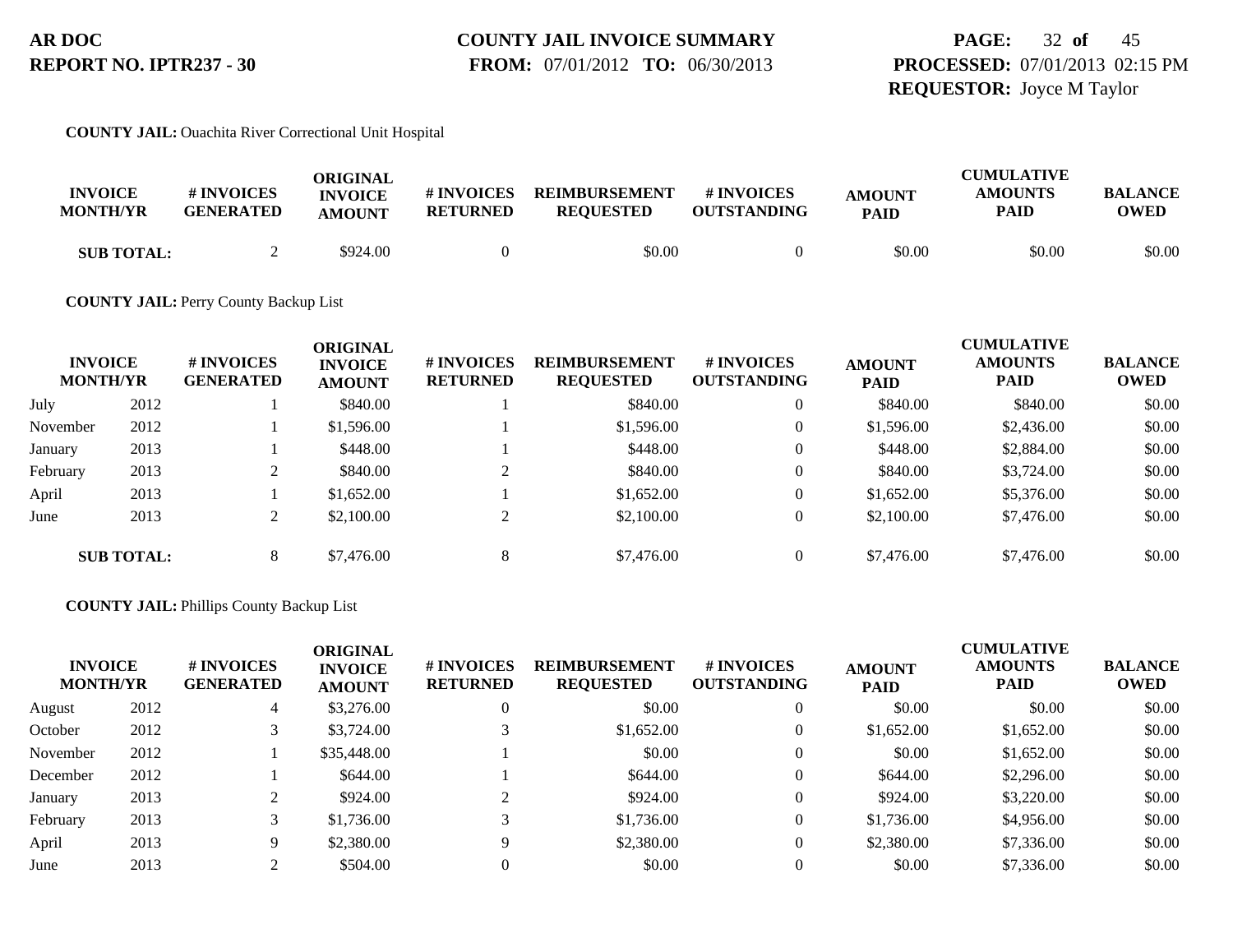**AR DOC**
**REPORT NO. IPTR237 - 30**

**COUNTY JAIL INVOICE SUMMARY**
**FROM:** 07/01/2012 **TO:** 06/30/2013

**PROCESSED:** 07/01/2013 02:15 PM
**REQUESTOR:** Joyce M Taylor

**COUNTY JAIL:** Ouachita River Correctional Unit Hospital

| INVOICE MONTH/YR | | # INVOICES GENERATED | ORIGINAL INVOICE AMOUNT | # INVOICES RETURNED | REIMBURSEMENT REQUESTED | # INVOICES OUTSTANDING | AMOUNT PAID | CUMULATIVE AMOUNTS PAID | BALANCE OWED |
|---|---|---|---|---|---|---|---|---|---|
| **SUB TOTAL:** | | 2 | $924.00 | 0 | $0.00 | 0 | $0.00 | $0.00 | $0.00 |

**COUNTY JAIL:** Perry County Backup List

| INVOICE MONTH/YR | | # INVOICES GENERATED | ORIGINAL INVOICE AMOUNT | # INVOICES RETURNED | REIMBURSEMENT REQUESTED | # INVOICES OUTSTANDING | AMOUNT PAID | CUMULATIVE AMOUNTS PAID | BALANCE OWED |
|---|---|---|---|---|---|---|---|---|---|
| July | 2012 | 1 | $840.00 | 1 | $840.00 | 0 | $840.00 | $840.00 | $0.00 |
| November | 2012 | 1 | $1,596.00 | 1 | $1,596.00 | 0 | $1,596.00 | $2,436.00 | $0.00 |
| January | 2013 | 1 | $448.00 | 1 | $448.00 | 0 | $448.00 | $2,884.00 | $0.00 |
| February | 2013 | 2 | $840.00 | 2 | $840.00 | 0 | $840.00 | $3,724.00 | $0.00 |
| April | 2013 | 1 | $1,652.00 | 1 | $1,652.00 | 0 | $1,652.00 | $5,376.00 | $0.00 |
| June | 2013 | 2 | $2,100.00 | 2 | $2,100.00 | 0 | $2,100.00 | $7,476.00 | $0.00 |
| **SUB TOTAL:** | | 8 | $7,476.00 | 8 | $7,476.00 | 0 | $7,476.00 | $7,476.00 | $0.00 |

**COUNTY JAIL:** Phillips County Backup List

| INVOICE MONTH/YR | | # INVOICES GENERATED | ORIGINAL INVOICE AMOUNT | # INVOICES RETURNED | REIMBURSEMENT REQUESTED | # INVOICES OUTSTANDING | AMOUNT PAID | CUMULATIVE AMOUNTS PAID | BALANCE OWED |
|---|---|---|---|---|---|---|---|---|---|
| August | 2012 | 4 | $3,276.00 | 0 | $0.00 | 0 | $0.00 | $0.00 | $0.00 |
| October | 2012 | 3 | $3,724.00 | 3 | $1,652.00 | 0 | $1,652.00 | $1,652.00 | $0.00 |
| November | 2012 | 1 | $35,448.00 | 1 | $0.00 | 0 | $0.00 | $1,652.00 | $0.00 |
| December | 2012 | 1 | $644.00 | 1 | $644.00 | 0 | $644.00 | $2,296.00 | $0.00 |
| January | 2013 | 2 | $924.00 | 2 | $924.00 | 0 | $924.00 | $3,220.00 | $0.00 |
| February | 2013 | 3 | $1,736.00 | 3 | $1,736.00 | 0 | $1,736.00 | $4,956.00 | $0.00 |
| April | 2013 | 9 | $2,380.00 | 9 | $2,380.00 | 0 | $2,380.00 | $7,336.00 | $0.00 |
| June | 2013 | 2 | $504.00 | 0 | $0.00 | 0 | $0.00 | $7,336.00 | $0.00 |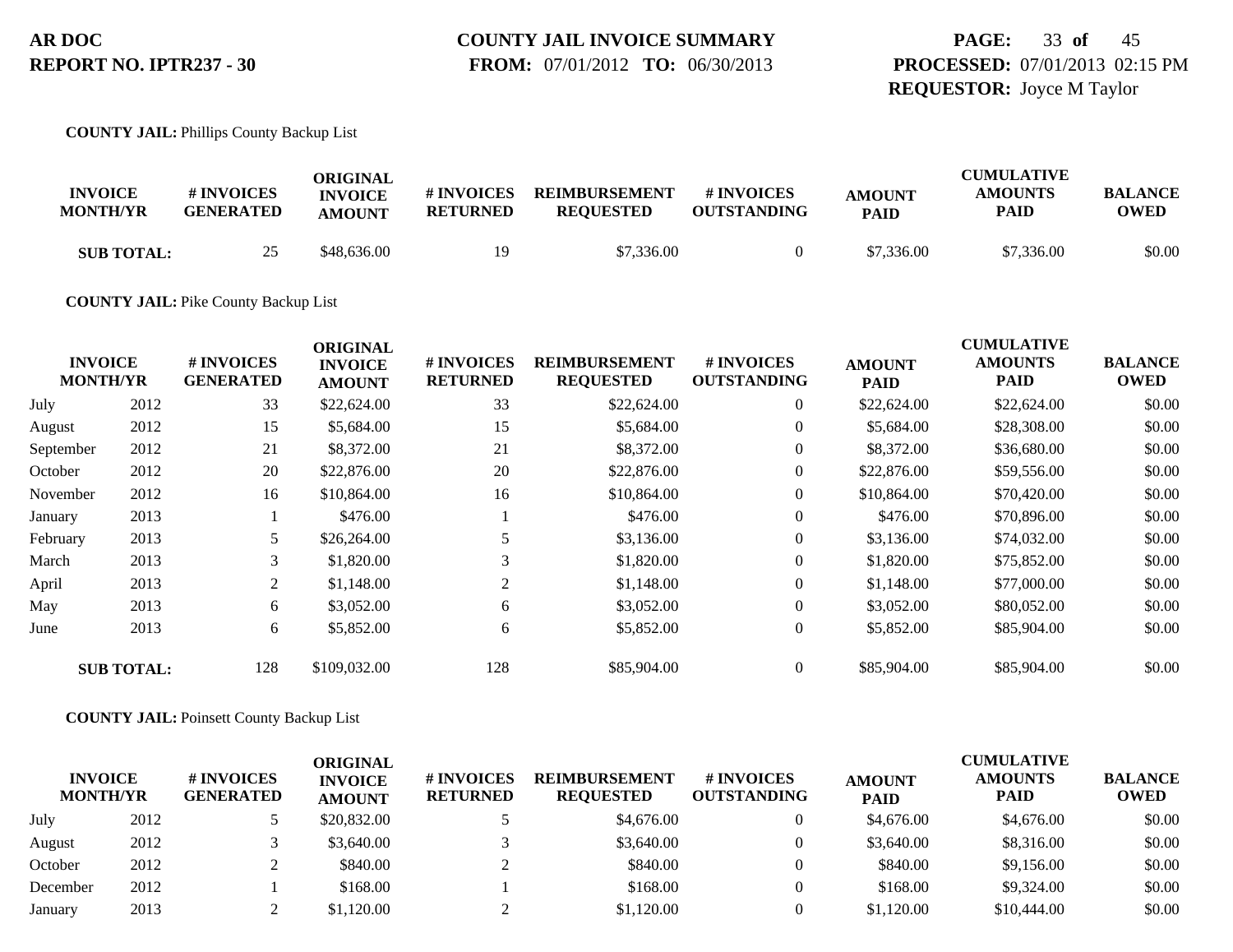**COUNTY JAIL:** Phillips County Backup List

| INVOICE MONTH/YR | | # INVOICES GENERATED | ORIGINAL INVOICE AMOUNT | # INVOICES RETURNED | REIMBURSEMENT REQUESTED | # INVOICES OUTSTANDING | AMOUNT PAID | CUMULATIVE AMOUNTS PAID | BALANCE OWED |
|---|---|---|---|---|---|---|---|---|---|
| SUB TOTAL: | | 25 | $48,636.00 | 19 | $7,336.00 | 0 | $7,336.00 | $7,336.00 | $0.00 |

**COUNTY JAIL:** Pike County Backup List

| INVOICE MONTH/YR | | # INVOICES GENERATED | ORIGINAL INVOICE AMOUNT | # INVOICES RETURNED | REIMBURSEMENT REQUESTED | # INVOICES OUTSTANDING | AMOUNT PAID | CUMULATIVE AMOUNTS PAID | BALANCE OWED |
|---|---|---|---|---|---|---|---|---|---|
| July | 2012 | 33 | $22,624.00 | 33 | $22,624.00 | 0 | $22,624.00 | $22,624.00 | $0.00 |
| August | 2012 | 15 | $5,684.00 | 15 | $5,684.00 | 0 | $5,684.00 | $28,308.00 | $0.00 |
| September | 2012 | 21 | $8,372.00 | 21 | $8,372.00 | 0 | $8,372.00 | $36,680.00 | $0.00 |
| October | 2012 | 20 | $22,876.00 | 20 | $22,876.00 | 0 | $22,876.00 | $59,556.00 | $0.00 |
| November | 2012 | 16 | $10,864.00 | 16 | $10,864.00 | 0 | $10,864.00 | $70,420.00 | $0.00 |
| January | 2013 | 1 | $476.00 | 1 | $476.00 | 0 | $476.00 | $70,896.00 | $0.00 |
| February | 2013 | 5 | $26,264.00 | 5 | $3,136.00 | 0 | $3,136.00 | $74,032.00 | $0.00 |
| March | 2013 | 3 | $1,820.00 | 3 | $1,820.00 | 0 | $1,820.00 | $75,852.00 | $0.00 |
| April | 2013 | 2 | $1,148.00 | 2 | $1,148.00 | 0 | $1,148.00 | $77,000.00 | $0.00 |
| May | 2013 | 6 | $3,052.00 | 6 | $3,052.00 | 0 | $3,052.00 | $80,052.00 | $0.00 |
| June | 2013 | 6 | $5,852.00 | 6 | $5,852.00 | 0 | $5,852.00 | $85,904.00 | $0.00 |
| SUB TOTAL: | | 128 | $109,032.00 | 128 | $85,904.00 | 0 | $85,904.00 | $85,904.00 | $0.00 |

**COUNTY JAIL:** Poinsett County Backup List

| INVOICE MONTH/YR | | # INVOICES GENERATED | ORIGINAL INVOICE AMOUNT | # INVOICES RETURNED | REIMBURSEMENT REQUESTED | # INVOICES OUTSTANDING | AMOUNT PAID | CUMULATIVE AMOUNTS PAID | BALANCE OWED |
|---|---|---|---|---|---|---|---|---|---|
| July | 2012 | 5 | $20,832.00 | 5 | $4,676.00 | 0 | $4,676.00 | $4,676.00 | $0.00 |
| August | 2012 | 3 | $3,640.00 | 3 | $3,640.00 | 0 | $3,640.00 | $8,316.00 | $0.00 |
| October | 2012 | 2 | $840.00 | 2 | $840.00 | 0 | $840.00 | $9,156.00 | $0.00 |
| December | 2012 | 1 | $168.00 | 1 | $168.00 | 0 | $168.00 | $9,324.00 | $0.00 |
| January | 2013 | 2 | $1,120.00 | 2 | $1,120.00 | 0 | $1,120.00 | $10,444.00 | $0.00 |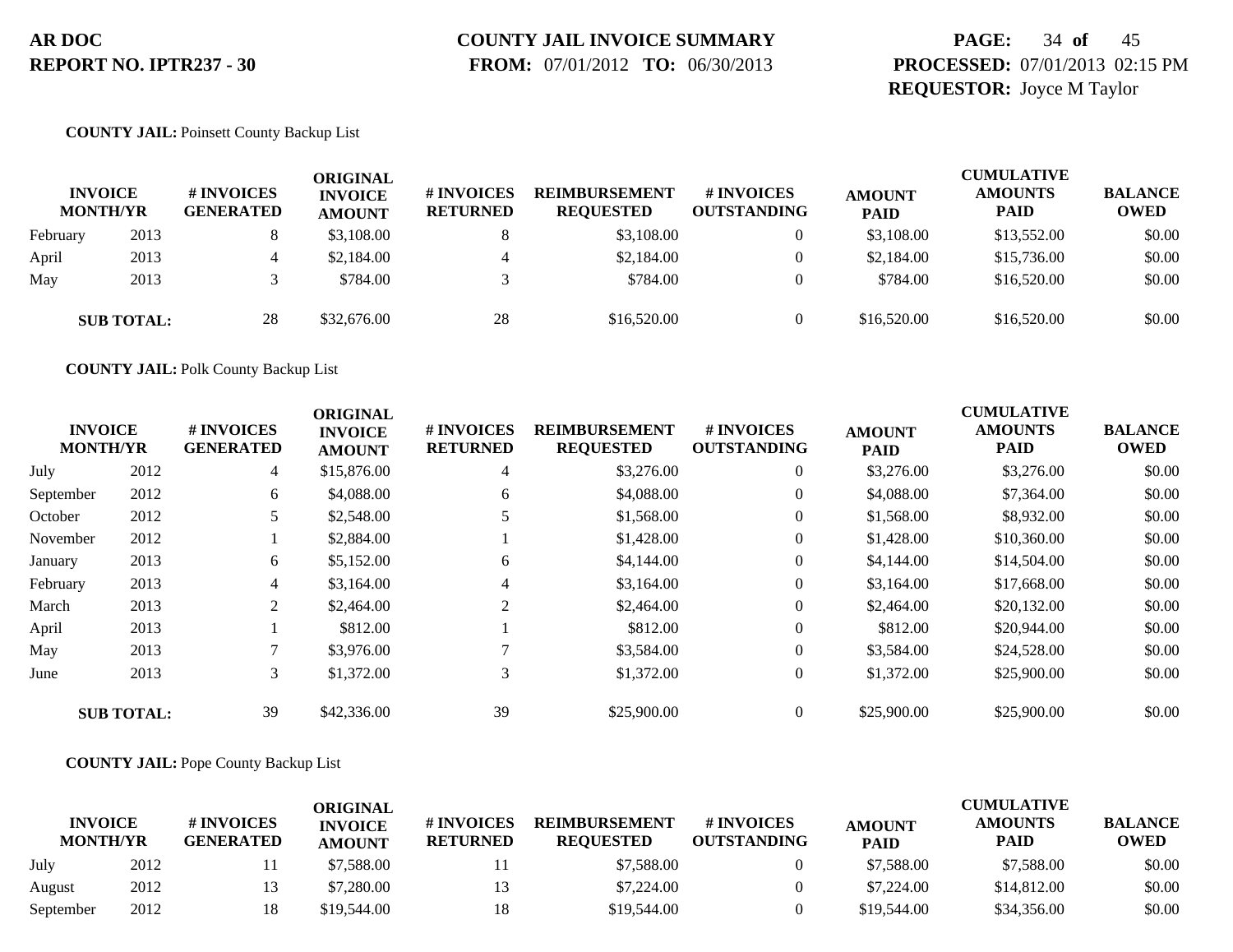**COUNTY JAIL:** Poinsett County Backup List

| INVOICE MONTH/YR | | # INVOICES GENERATED | ORIGINAL INVOICE AMOUNT | # INVOICES RETURNED | REIMBURSEMENT REQUESTED | # INVOICES OUTSTANDING | AMOUNT PAID | CUMULATIVE AMOUNTS PAID | BALANCE OWED |
|---|---|---|---|---|---|---|---|---|---|
| February | 2013 | 8 | $3,108.00 | 8 | $3,108.00 | 0 | $3,108.00 | $13,552.00 | $0.00 |
| April | 2013 | 4 | $2,184.00 | 4 | $2,184.00 | 0 | $2,184.00 | $15,736.00 | $0.00 |
| May | 2013 | 3 | $784.00 | 3 | $784.00 | 0 | $784.00 | $16,520.00 | $0.00 |
| **SUB TOTAL:** | | 28 | $32,676.00 | 28 | $16,520.00 | 0 | $16,520.00 | $16,520.00 | $0.00 |

**COUNTY JAIL:** Polk County Backup List

| INVOICE MONTH/YR | | # INVOICES GENERATED | ORIGINAL INVOICE AMOUNT | # INVOICES RETURNED | REIMBURSEMENT REQUESTED | # INVOICES OUTSTANDING | AMOUNT PAID | CUMULATIVE AMOUNTS PAID | BALANCE OWED |
|---|---|---|---|---|---|---|---|---|---|
| July | 2012 | 4 | $15,876.00 | 4 | $3,276.00 | 0 | $3,276.00 | $3,276.00 | $0.00 |
| September | 2012 | 6 | $4,088.00 | 6 | $4,088.00 | 0 | $4,088.00 | $7,364.00 | $0.00 |
| October | 2012 | 5 | $2,548.00 | 5 | $1,568.00 | 0 | $1,568.00 | $8,932.00 | $0.00 |
| November | 2012 | 1 | $2,884.00 | 1 | $1,428.00 | 0 | $1,428.00 | $10,360.00 | $0.00 |
| January | 2013 | 6 | $5,152.00 | 6 | $4,144.00 | 0 | $4,144.00 | $14,504.00 | $0.00 |
| February | 2013 | 4 | $3,164.00 | 4 | $3,164.00 | 0 | $3,164.00 | $17,668.00 | $0.00 |
| March | 2013 | 2 | $2,464.00 | 2 | $2,464.00 | 0 | $2,464.00 | $20,132.00 | $0.00 |
| April | 2013 | 1 | $812.00 | 1 | $812.00 | 0 | $812.00 | $20,944.00 | $0.00 |
| May | 2013 | 7 | $3,976.00 | 7 | $3,584.00 | 0 | $3,584.00 | $24,528.00 | $0.00 |
| June | 2013 | 3 | $1,372.00 | 3 | $1,372.00 | 0 | $1,372.00 | $25,900.00 | $0.00 |
| **SUB TOTAL:** | | 39 | $42,336.00 | 39 | $25,900.00 | 0 | $25,900.00 | $25,900.00 | $0.00 |

**COUNTY JAIL:** Pope County Backup List

| INVOICE MONTH/YR | | # INVOICES GENERATED | ORIGINAL INVOICE AMOUNT | # INVOICES RETURNED | REIMBURSEMENT REQUESTED | # INVOICES OUTSTANDING | AMOUNT PAID | CUMULATIVE AMOUNTS PAID | BALANCE OWED |
|---|---|---|---|---|---|---|---|---|---|
| July | 2012 | 11 | $7,588.00 | 11 | $7,588.00 | 0 | $7,588.00 | $7,588.00 | $0.00 |
| August | 2012 | 13 | $7,280.00 | 13 | $7,224.00 | 0 | $7,224.00 | $14,812.00 | $0.00 |
| September | 2012 | 18 | $19,544.00 | 18 | $19,544.00 | 0 | $19,544.00 | $34,356.00 | $0.00 |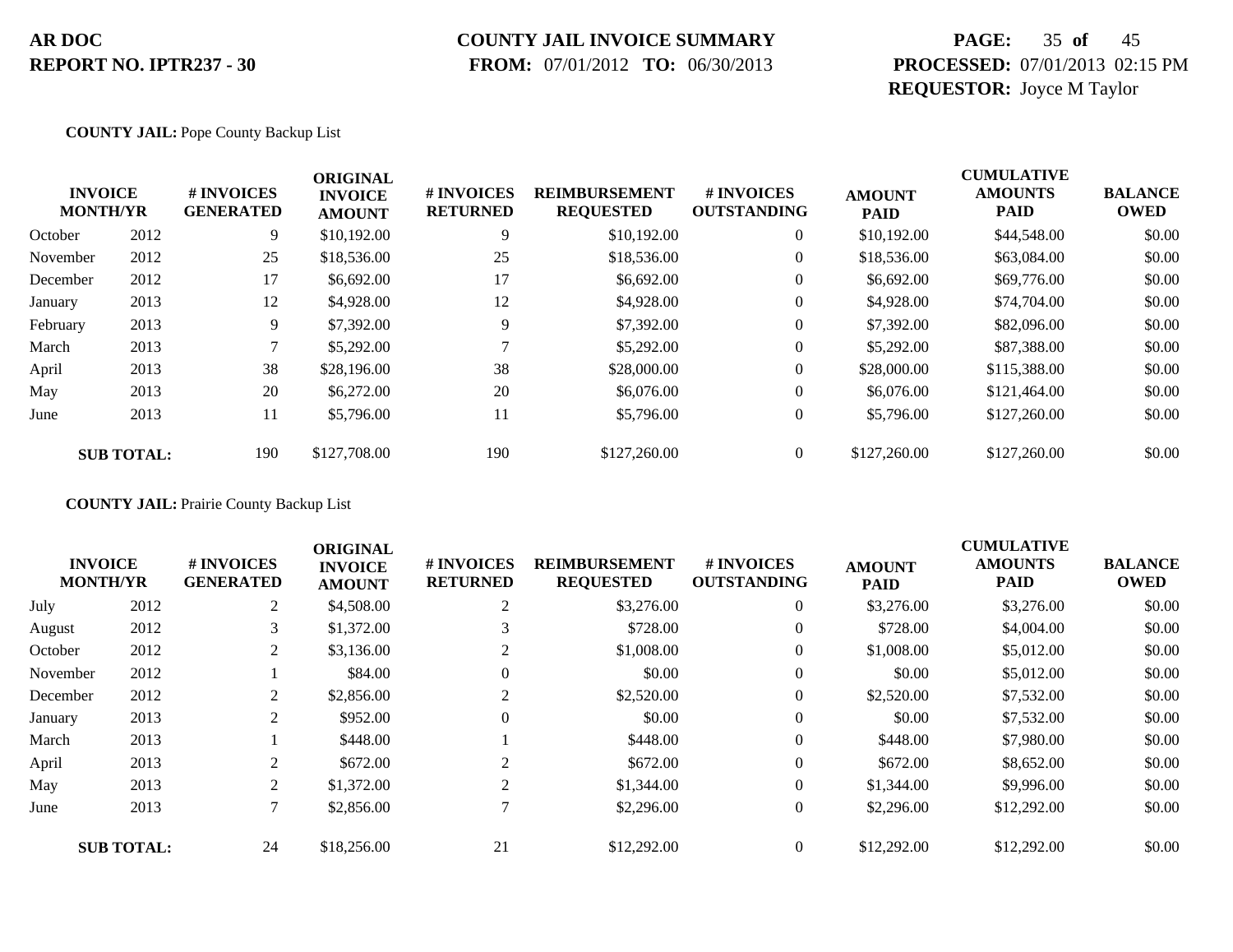**AR DOC**
**REPORT NO. IPTR237 - 30**

**COUNTY JAIL INVOICE SUMMARY**
**FROM:** 07/01/2012 **TO:** 06/30/2013

**PROCESSED:** 07/01/2013 02:15 PM
**REQUESTOR:** Joyce M Taylor

**COUNTY JAIL:** Pope County Backup List

| INVOICE MONTH/YR | | # INVOICES GENERATED | ORIGINAL INVOICE AMOUNT | # INVOICES RETURNED | REIMBURSEMENT REQUESTED | # INVOICES OUTSTANDING | AMOUNT PAID | CUMULATIVE AMOUNTS PAID | BALANCE OWED |
|---|---|---|---|---|---|---|---|---|---|
| October | 2012 | 9 | $10,192.00 | 9 | $10,192.00 | 0 | $10,192.00 | $44,548.00 | $0.00 |
| November | 2012 | 25 | $18,536.00 | 25 | $18,536.00 | 0 | $18,536.00 | $63,084.00 | $0.00 |
| December | 2012 | 17 | $6,692.00 | 17 | $6,692.00 | 0 | $6,692.00 | $69,776.00 | $0.00 |
| January | 2013 | 12 | $4,928.00 | 12 | $4,928.00 | 0 | $4,928.00 | $74,704.00 | $0.00 |
| February | 2013 | 9 | $7,392.00 | 9 | $7,392.00 | 0 | $7,392.00 | $82,096.00 | $0.00 |
| March | 2013 | 7 | $5,292.00 | 7 | $5,292.00 | 0 | $5,292.00 | $87,388.00 | $0.00 |
| April | 2013 | 38 | $28,196.00 | 38 | $28,000.00 | 0 | $28,000.00 | $115,388.00 | $0.00 |
| May | 2013 | 20 | $6,272.00 | 20 | $6,076.00 | 0 | $6,076.00 | $121,464.00 | $0.00 |
| June | 2013 | 11 | $5,796.00 | 11 | $5,796.00 | 0 | $5,796.00 | $127,260.00 | $0.00 |
| **SUB TOTAL:** | | 190 | $127,708.00 | 190 | $127,260.00 | 0 | $127,260.00 | $127,260.00 | $0.00 |

**COUNTY JAIL:** Prairie County Backup List

| INVOICE MONTH/YR | | # INVOICES GENERATED | ORIGINAL INVOICE AMOUNT | # INVOICES RETURNED | REIMBURSEMENT REQUESTED | # INVOICES OUTSTANDING | AMOUNT PAID | CUMULATIVE AMOUNTS PAID | BALANCE OWED |
|---|---|---|---|---|---|---|---|---|---|
| July | 2012 | 2 | $4,508.00 | 2 | $3,276.00 | 0 | $3,276.00 | $3,276.00 | $0.00 |
| August | 2012 | 3 | $1,372.00 | 3 | $728.00 | 0 | $728.00 | $4,004.00 | $0.00 |
| October | 2012 | 2 | $3,136.00 | 2 | $1,008.00 | 0 | $1,008.00 | $5,012.00 | $0.00 |
| November | 2012 | 1 | $84.00 | 0 | $0.00 | 0 | $0.00 | $5,012.00 | $0.00 |
| December | 2012 | 2 | $2,856.00 | 2 | $2,520.00 | 0 | $2,520.00 | $7,532.00 | $0.00 |
| January | 2013 | 2 | $952.00 | 0 | $0.00 | 0 | $0.00 | $7,532.00 | $0.00 |
| March | 2013 | 1 | $448.00 | 1 | $448.00 | 0 | $448.00 | $7,980.00 | $0.00 |
| April | 2013 | 2 | $672.00 | 2 | $672.00 | 0 | $672.00 | $8,652.00 | $0.00 |
| May | 2013 | 2 | $1,372.00 | 2 | $1,344.00 | 0 | $1,344.00 | $9,996.00 | $0.00 |
| June | 2013 | 7 | $2,856.00 | 7 | $2,296.00 | 0 | $2,296.00 | $12,292.00 | $0.00 |
| **SUB TOTAL:** | | 24 | $18,256.00 | 21 | $12,292.00 | 0 | $12,292.00 | $12,292.00 | $0.00 |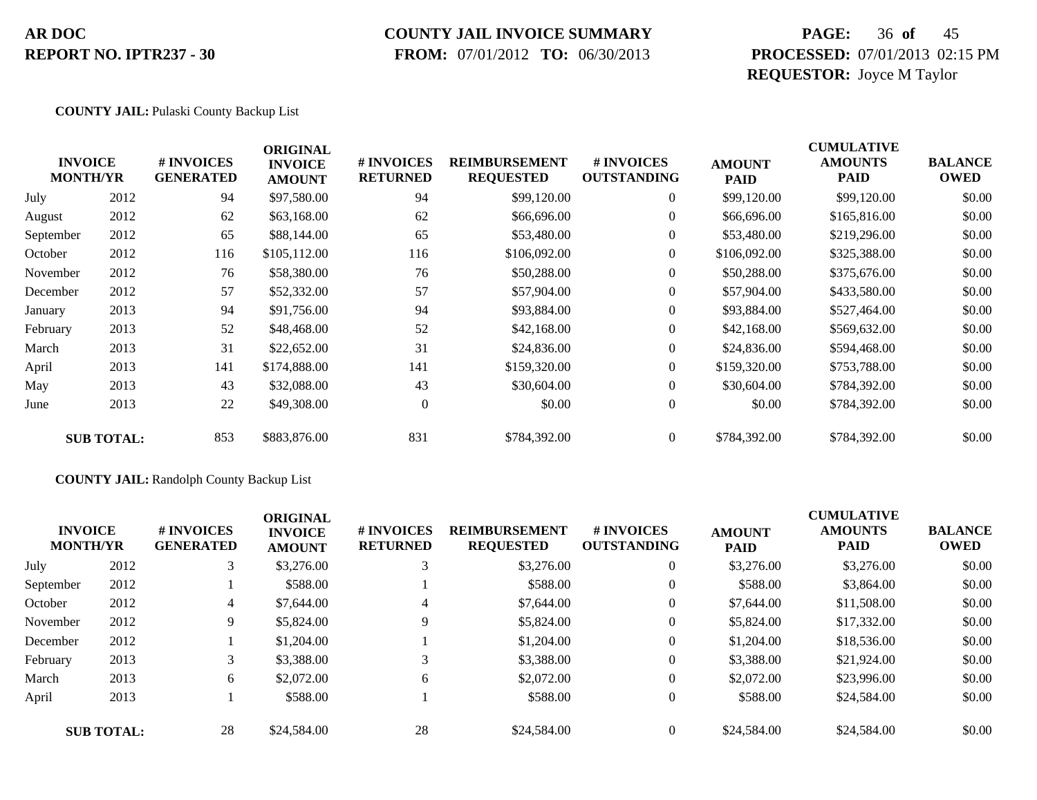**AR DOC**
**REPORT NO. IPTR237 - 30**

**COUNTY JAIL INVOICE SUMMARY**
**FROM:** 07/01/2012 **TO:** 06/30/2013

**PROCESSED:** 07/01/2013 02:15 PM
**REQUESTOR:** Joyce M Taylor

**COUNTY JAIL:** Pulaski County Backup List

| INVOICE MONTH/YR | | # INVOICES GENERATED | ORIGINAL INVOICE AMOUNT | # INVOICES RETURNED | REIMBURSEMENT REQUESTED | # INVOICES OUTSTANDING | AMOUNT PAID | CUMULATIVE AMOUNTS PAID | BALANCE OWED |
|---|---|---|---|---|---|---|---|---|---|
| July | 2012 | 94 | $97,580.00 | 94 | $99,120.00 | 0 | $99,120.00 | $99,120.00 | $0.00 |
| August | 2012 | 62 | $63,168.00 | 62 | $66,696.00 | 0 | $66,696.00 | $165,816.00 | $0.00 |
| September | 2012 | 65 | $88,144.00 | 65 | $53,480.00 | 0 | $53,480.00 | $219,296.00 | $0.00 |
| October | 2012 | 116 | $105,112.00 | 116 | $106,092.00 | 0 | $106,092.00 | $325,388.00 | $0.00 |
| November | 2012 | 76 | $58,380.00 | 76 | $50,288.00 | 0 | $50,288.00 | $375,676.00 | $0.00 |
| December | 2012 | 57 | $52,332.00 | 57 | $57,904.00 | 0 | $57,904.00 | $433,580.00 | $0.00 |
| January | 2013 | 94 | $91,756.00 | 94 | $93,884.00 | 0 | $93,884.00 | $527,464.00 | $0.00 |
| February | 2013 | 52 | $48,468.00 | 52 | $42,168.00 | 0 | $42,168.00 | $569,632.00 | $0.00 |
| March | 2013 | 31 | $22,652.00 | 31 | $24,836.00 | 0 | $24,836.00 | $594,468.00 | $0.00 |
| April | 2013 | 141 | $174,888.00 | 141 | $159,320.00 | 0 | $159,320.00 | $753,788.00 | $0.00 |
| May | 2013 | 43 | $32,088.00 | 43 | $30,604.00 | 0 | $30,604.00 | $784,392.00 | $0.00 |
| June | 2013 | 22 | $49,308.00 | 0 | $0.00 | 0 | $0.00 | $784,392.00 | $0.00 |
| **SUB TOTAL:** | | 853 | $883,876.00 | 831 | $784,392.00 | 0 | $784,392.00 | $784,392.00 | $0.00 |

**COUNTY JAIL:** Randolph County Backup List

| INVOICE MONTH/YR | | # INVOICES GENERATED | ORIGINAL INVOICE AMOUNT | # INVOICES RETURNED | REIMBURSEMENT REQUESTED | # INVOICES OUTSTANDING | AMOUNT PAID | CUMULATIVE AMOUNTS PAID | BALANCE OWED |
|---|---|---|---|---|---|---|---|---|---|
| July | 2012 | 3 | $3,276.00 | 3 | $3,276.00 | 0 | $3,276.00 | $3,276.00 | $0.00 |
| September | 2012 | 1 | $588.00 | 1 | $588.00 | 0 | $588.00 | $3,864.00 | $0.00 |
| October | 2012 | 4 | $7,644.00 | 4 | $7,644.00 | 0 | $7,644.00 | $11,508.00 | $0.00 |
| November | 2012 | 9 | $5,824.00 | 9 | $5,824.00 | 0 | $5,824.00 | $17,332.00 | $0.00 |
| December | 2012 | 1 | $1,204.00 | 1 | $1,204.00 | 0 | $1,204.00 | $18,536.00 | $0.00 |
| February | 2013 | 3 | $3,388.00 | 3 | $3,388.00 | 0 | $3,388.00 | $21,924.00 | $0.00 |
| March | 2013 | 6 | $2,072.00 | 6 | $2,072.00 | 0 | $2,072.00 | $23,996.00 | $0.00 |
| April | 2013 | 1 | $588.00 | 1 | $588.00 | 0 | $588.00 | $24,584.00 | $0.00 |
| **SUB TOTAL:** | | 28 | $24,584.00 | 28 | $24,584.00 | 0 | $24,584.00 | $24,584.00 | $0.00 |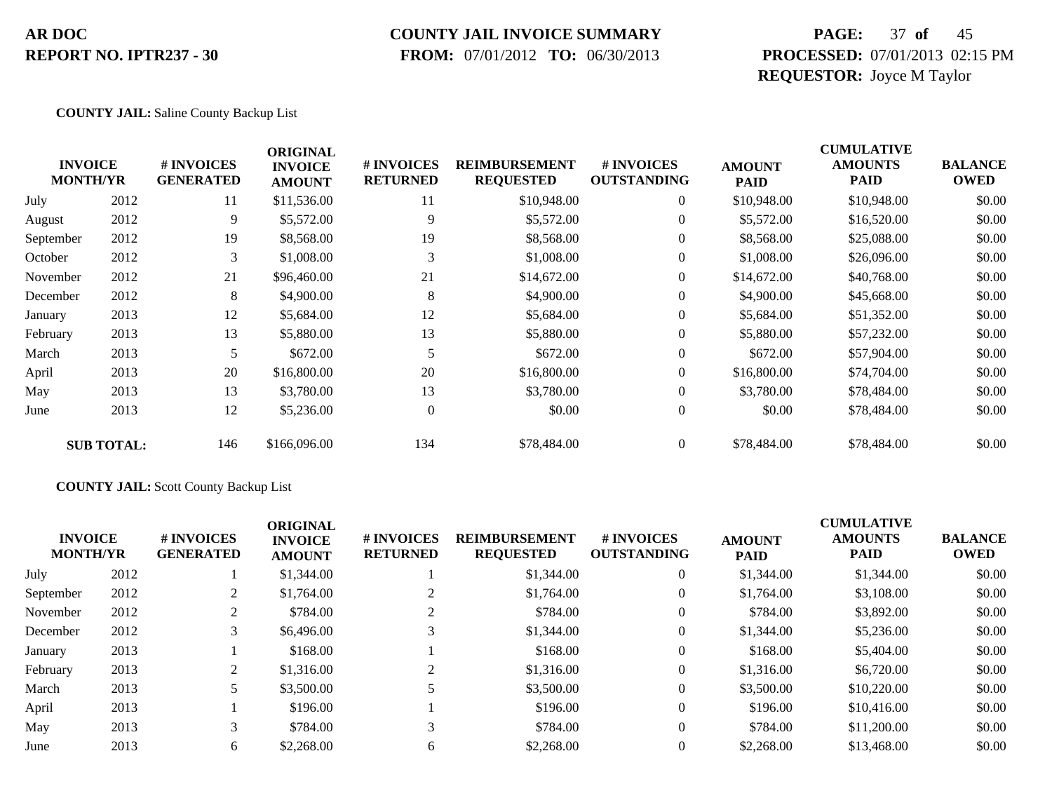**AR DOC**
**REPORT NO. IPTR237 - 30**

**COUNTY JAIL INVOICE SUMMARY**
**FROM:** 07/01/2012 **TO:** 06/30/2013

**PROCESSED:** 07/01/2013 02:15 PM
**REQUESTOR:** Joyce M Taylor

**COUNTY JAIL:** Saline County Backup List

| INVOICE MONTH/YR | | # INVOICES GENERATED | ORIGINAL INVOICE AMOUNT | # INVOICES RETURNED | REIMBURSEMENT REQUESTED | # INVOICES OUTSTANDING | AMOUNT PAID | CUMULATIVE AMOUNTS PAID | BALANCE OWED |
|---|---|---|---|---|---|---|---|---|---|
| July | 2012 | 11 | $11,536.00 | 11 | $10,948.00 | 0 | $10,948.00 | $10,948.00 | $0.00 |
| August | 2012 | 9 | $5,572.00 | 9 | $5,572.00 | 0 | $5,572.00 | $16,520.00 | $0.00 |
| September | 2012 | 19 | $8,568.00 | 19 | $8,568.00 | 0 | $8,568.00 | $25,088.00 | $0.00 |
| October | 2012 | 3 | $1,008.00 | 3 | $1,008.00 | 0 | $1,008.00 | $26,096.00 | $0.00 |
| November | 2012 | 21 | $96,460.00 | 21 | $14,672.00 | 0 | $14,672.00 | $40,768.00 | $0.00 |
| December | 2012 | 8 | $4,900.00 | 8 | $4,900.00 | 0 | $4,900.00 | $45,668.00 | $0.00 |
| January | 2013 | 12 | $5,684.00 | 12 | $5,684.00 | 0 | $5,684.00 | $51,352.00 | $0.00 |
| February | 2013 | 13 | $5,880.00 | 13 | $5,880.00 | 0 | $5,880.00 | $57,232.00 | $0.00 |
| March | 2013 | 5 | $672.00 | 5 | $672.00 | 0 | $672.00 | $57,904.00 | $0.00 |
| April | 2013 | 20 | $16,800.00 | 20 | $16,800.00 | 0 | $16,800.00 | $74,704.00 | $0.00 |
| May | 2013 | 13 | $3,780.00 | 13 | $3,780.00 | 0 | $3,780.00 | $78,484.00 | $0.00 |
| June | 2013 | 12 | $5,236.00 | 0 | $0.00 | 0 | $0.00 | $78,484.00 | $0.00 |
| **SUB TOTAL:** | | 146 | $166,096.00 | 134 | $78,484.00 | 0 | $78,484.00 | $78,484.00 | $0.00 |

**COUNTY JAIL:** Scott County Backup List

| INVOICE MONTH/YR | | # INVOICES GENERATED | ORIGINAL INVOICE AMOUNT | # INVOICES RETURNED | REIMBURSEMENT REQUESTED | # INVOICES OUTSTANDING | AMOUNT PAID | CUMULATIVE AMOUNTS PAID | BALANCE OWED |
|---|---|---|---|---|---|---|---|---|---|
| July | 2012 | 1 | $1,344.00 | 1 | $1,344.00 | 0 | $1,344.00 | $1,344.00 | $0.00 |
| September | 2012 | 2 | $1,764.00 | 2 | $1,764.00 | 0 | $1,764.00 | $3,108.00 | $0.00 |
| November | 2012 | 2 | $784.00 | 2 | $784.00 | 0 | $784.00 | $3,892.00 | $0.00 |
| December | 2012 | 3 | $6,496.00 | 3 | $1,344.00 | 0 | $1,344.00 | $5,236.00 | $0.00 |
| January | 2013 | 1 | $168.00 | 1 | $168.00 | 0 | $168.00 | $5,404.00 | $0.00 |
| February | 2013 | 2 | $1,316.00 | 2 | $1,316.00 | 0 | $1,316.00 | $6,720.00 | $0.00 |
| March | 2013 | 5 | $3,500.00 | 5 | $3,500.00 | 0 | $3,500.00 | $10,220.00 | $0.00 |
| April | 2013 | 1 | $196.00 | 1 | $196.00 | 0 | $196.00 | $10,416.00 | $0.00 |
| May | 2013 | 3 | $784.00 | 3 | $784.00 | 0 | $784.00 | $11,200.00 | $0.00 |
| June | 2013 | 6 | $2,268.00 | 6 | $2,268.00 | 0 | $2,268.00 | $13,468.00 | $0.00 |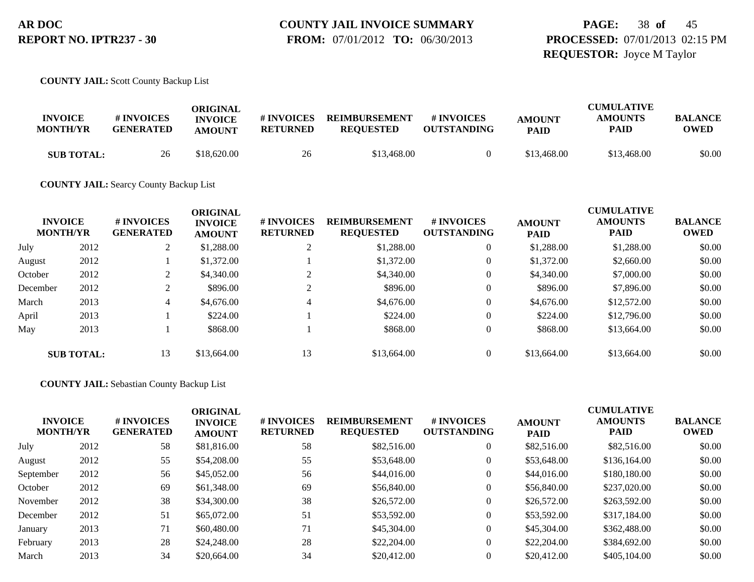**AR DOC**
**REPORT NO. IPTR237 - 30**

**COUNTY JAIL INVOICE SUMMARY**
**FROM:** 07/01/2012 **TO:** 06/30/2013

**PROCESSED:** 07/01/2013 02:15 PM
**REQUESTOR:** Joyce M Taylor

**COUNTY JAIL:** Scott County Backup List

| INVOICE MONTH/YR | | # INVOICES GENERATED | ORIGINAL INVOICE AMOUNT | # INVOICES RETURNED | REIMBURSEMENT REQUESTED | # INVOICES OUTSTANDING | AMOUNT PAID | CUMULATIVE AMOUNTS PAID | BALANCE OWED |
|---|---|---|---|---|---|---|---|---|---|
| **SUB TOTAL:** | | 26 | $18,620.00 | 26 | $13,468.00 | 0 | $13,468.00 | $13,468.00 | $0.00 |

**COUNTY JAIL:** Searcy County Backup List

| INVOICE MONTH/YR | | # INVOICES GENERATED | ORIGINAL INVOICE AMOUNT | # INVOICES RETURNED | REIMBURSEMENT REQUESTED | # INVOICES OUTSTANDING | AMOUNT PAID | CUMULATIVE AMOUNTS PAID | BALANCE OWED |
|---|---|---|---|---|---|---|---|---|---|
| July | 2012 | 2 | $1,288.00 | 2 | $1,288.00 | 0 | $1,288.00 | $1,288.00 | $0.00 |
| August | 2012 | 1 | $1,372.00 | 1 | $1,372.00 | 0 | $1,372.00 | $2,660.00 | $0.00 |
| October | 2012 | 2 | $4,340.00 | 2 | $4,340.00 | 0 | $4,340.00 | $7,000.00 | $0.00 |
| December | 2012 | 2 | $896.00 | 2 | $896.00 | 0 | $896.00 | $7,896.00 | $0.00 |
| March | 2013 | 4 | $4,676.00 | 4 | $4,676.00 | 0 | $4,676.00 | $12,572.00 | $0.00 |
| April | 2013 | 1 | $224.00 | 1 | $224.00 | 0 | $224.00 | $12,796.00 | $0.00 |
| May | 2013 | 1 | $868.00 | 1 | $868.00 | 0 | $868.00 | $13,664.00 | $0.00 |
| **SUB TOTAL:** | | 13 | $13,664.00 | 13 | $13,664.00 | 0 | $13,664.00 | $13,664.00 | $0.00 |

**COUNTY JAIL:** Sebastian County Backup List

| INVOICE MONTH/YR | | # INVOICES GENERATED | ORIGINAL INVOICE AMOUNT | # INVOICES RETURNED | REIMBURSEMENT REQUESTED | # INVOICES OUTSTANDING | AMOUNT PAID | CUMULATIVE AMOUNTS PAID | BALANCE OWED |
|---|---|---|---|---|---|---|---|---|---|
| July | 2012 | 58 | $81,816.00 | 58 | $82,516.00 | 0 | $82,516.00 | $82,516.00 | $0.00 |
| August | 2012 | 55 | $54,208.00 | 55 | $53,648.00 | 0 | $53,648.00 | $136,164.00 | $0.00 |
| September | 2012 | 56 | $45,052.00 | 56 | $44,016.00 | 0 | $44,016.00 | $180,180.00 | $0.00 |
| October | 2012 | 69 | $61,348.00 | 69 | $56,840.00 | 0 | $56,840.00 | $237,020.00 | $0.00 |
| November | 2012 | 38 | $34,300.00 | 38 | $26,572.00 | 0 | $26,572.00 | $263,592.00 | $0.00 |
| December | 2012 | 51 | $65,072.00 | 51 | $53,592.00 | 0 | $53,592.00 | $317,184.00 | $0.00 |
| January | 2013 | 71 | $60,480.00 | 71 | $45,304.00 | 0 | $45,304.00 | $362,488.00 | $0.00 |
| February | 2013 | 28 | $24,248.00 | 28 | $22,204.00 | 0 | $22,204.00 | $384,692.00 | $0.00 |
| March | 2013 | 34 | $20,664.00 | 34 | $20,412.00 | 0 | $20,412.00 | $405,104.00 | $0.00 |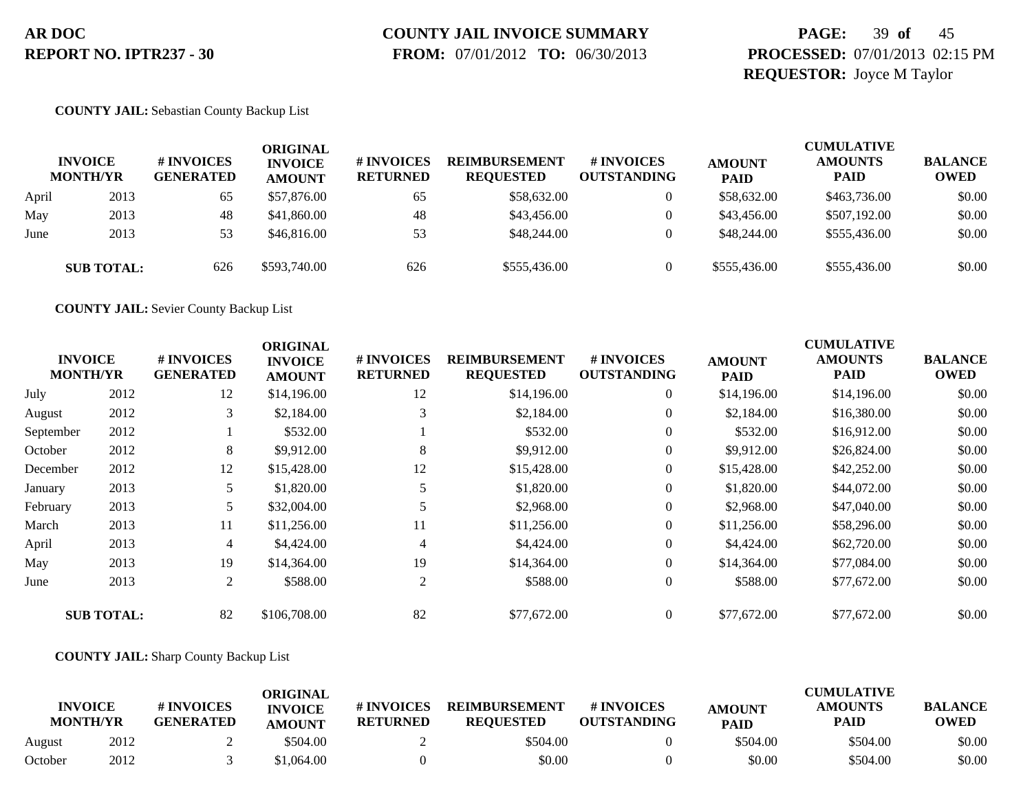**COUNTY JAIL:** Sebastian County Backup List

| INVOICE MONTH/YR | | # INVOICES GENERATED | ORIGINAL INVOICE AMOUNT | # INVOICES RETURNED | REIMBURSEMENT REQUESTED | # INVOICES OUTSTANDING | AMOUNT PAID | CUMULATIVE AMOUNTS PAID | BALANCE OWED |
|---|---|---|---|---|---|---|---|---|---|
| April | 2013 | 65 | $57,876.00 | 65 | $58,632.00 | 0 | $58,632.00 | $463,736.00 | $0.00 |
| May | 2013 | 48 | $41,860.00 | 48 | $43,456.00 | 0 | $43,456.00 | $507,192.00 | $0.00 |
| June | 2013 | 53 | $46,816.00 | 53 | $48,244.00 | 0 | $48,244.00 | $555,436.00 | $0.00 |
| **SUB TOTAL:** | | 626 | $593,740.00 | 626 | $555,436.00 | 0 | $555,436.00 | $555,436.00 | $0.00 |

**COUNTY JAIL:** Sevier County Backup List

| INVOICE MONTH/YR | | # INVOICES GENERATED | ORIGINAL INVOICE AMOUNT | # INVOICES RETURNED | REIMBURSEMENT REQUESTED | # INVOICES OUTSTANDING | AMOUNT PAID | CUMULATIVE AMOUNTS PAID | BALANCE OWED |
|---|---|---|---|---|---|---|---|---|---|
| July | 2012 | 12 | $14,196.00 | 12 | $14,196.00 | 0 | $14,196.00 | $14,196.00 | $0.00 |
| August | 2012 | 3 | $2,184.00 | 3 | $2,184.00 | 0 | $2,184.00 | $16,380.00 | $0.00 |
| September | 2012 | 1 | $532.00 | 1 | $532.00 | 0 | $532.00 | $16,912.00 | $0.00 |
| October | 2012 | 8 | $9,912.00 | 8 | $9,912.00 | 0 | $9,912.00 | $26,824.00 | $0.00 |
| December | 2012 | 12 | $15,428.00 | 12 | $15,428.00 | 0 | $15,428.00 | $42,252.00 | $0.00 |
| January | 2013 | 5 | $1,820.00 | 5 | $1,820.00 | 0 | $1,820.00 | $44,072.00 | $0.00 |
| February | 2013 | 5 | $32,004.00 | 5 | $2,968.00 | 0 | $2,968.00 | $47,040.00 | $0.00 |
| March | 2013 | 11 | $11,256.00 | 11 | $11,256.00 | 0 | $11,256.00 | $58,296.00 | $0.00 |
| April | 2013 | 4 | $4,424.00 | 4 | $4,424.00 | 0 | $4,424.00 | $62,720.00 | $0.00 |
| May | 2013 | 19 | $14,364.00 | 19 | $14,364.00 | 0 | $14,364.00 | $77,084.00 | $0.00 |
| June | 2013 | 2 | $588.00 | 2 | $588.00 | 0 | $588.00 | $77,672.00 | $0.00 |
| **SUB TOTAL:** | | 82 | $106,708.00 | 82 | $77,672.00 | 0 | $77,672.00 | $77,672.00 | $0.00 |

**COUNTY JAIL:** Sharp County Backup List

| INVOICE MONTH/YR | | # INVOICES GENERATED | ORIGINAL INVOICE AMOUNT | # INVOICES RETURNED | REIMBURSEMENT REQUESTED | # INVOICES OUTSTANDING | AMOUNT PAID | CUMULATIVE AMOUNTS PAID | BALANCE OWED |
|---|---|---|---|---|---|---|---|---|---|
| August | 2012 | 2 | $504.00 | 2 | $504.00 | 0 | $504.00 | $504.00 | $0.00 |
| October | 2012 | 3 | $1,064.00 | 0 | $0.00 | 0 | $0.00 | $504.00 | $0.00 |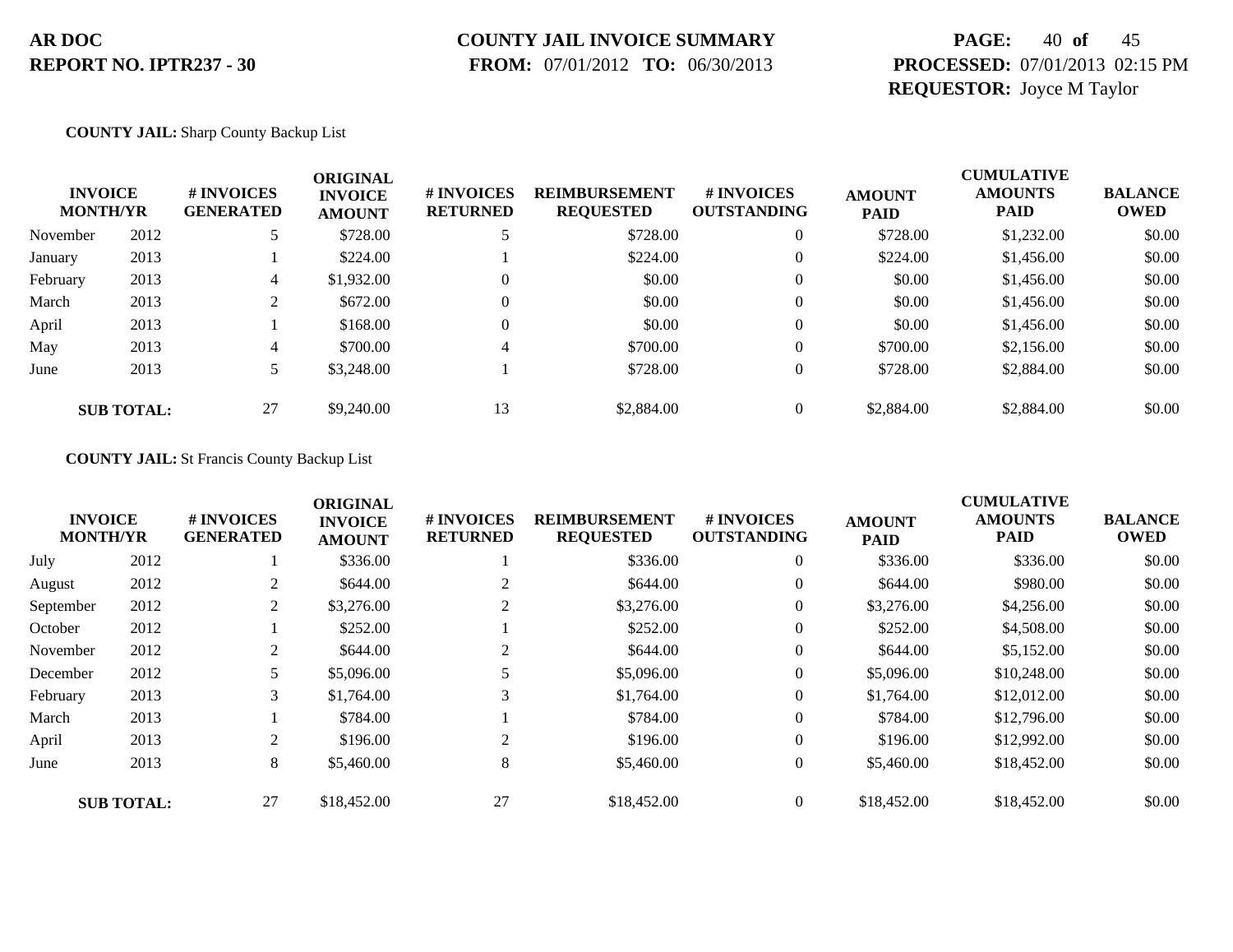**COUNTY JAIL:** Sharp County Backup List

| INVOICE MONTH/YR | | # INVOICES GENERATED | ORIGINAL INVOICE AMOUNT | # INVOICES RETURNED | REIMBURSEMENT REQUESTED | # INVOICES OUTSTANDING | AMOUNT PAID | CUMULATIVE AMOUNTS PAID | BALANCE OWED |
|---|---|---|---|---|---|---|---|---|---|
| November | 2012 | 5 | $728.00 | 5 | $728.00 | 0 | $728.00 | $1,232.00 | $0.00 |
| January | 2013 | 1 | $224.00 | 1 | $224.00 | 0 | $224.00 | $1,456.00 | $0.00 |
| February | 2013 | 4 | $1,932.00 | 0 | $0.00 | 0 | $0.00 | $1,456.00 | $0.00 |
| March | 2013 | 2 | $672.00 | 0 | $0.00 | 0 | $0.00 | $1,456.00 | $0.00 |
| April | 2013 | 1 | $168.00 | 0 | $0.00 | 0 | $0.00 | $1,456.00 | $0.00 |
| May | 2013 | 4 | $700.00 | 4 | $700.00 | 0 | $700.00 | $2,156.00 | $0.00 |
| June | 2013 | 5 | $3,248.00 | 1 | $728.00 | 0 | $728.00 | $2,884.00 | $0.00 |
| **SUB TOTAL:** | | 27 | $9,240.00 | 13 | $2,884.00 | 0 | $2,884.00 | $2,884.00 | $0.00 |

**COUNTY JAIL:** St Francis County Backup List

| INVOICE MONTH/YR | | # INVOICES GENERATED | ORIGINAL INVOICE AMOUNT | # INVOICES RETURNED | REIMBURSEMENT REQUESTED | # INVOICES OUTSTANDING | AMOUNT PAID | CUMULATIVE AMOUNTS PAID | BALANCE OWED |
|---|---|---|---|---|---|---|---|---|---|
| July | 2012 | 1 | $336.00 | 1 | $336.00 | 0 | $336.00 | $336.00 | $0.00 |
| August | 2012 | 2 | $644.00 | 2 | $644.00 | 0 | $644.00 | $980.00 | $0.00 |
| September | 2012 | 2 | $3,276.00 | 2 | $3,276.00 | 0 | $3,276.00 | $4,256.00 | $0.00 |
| October | 2012 | 1 | $252.00 | 1 | $252.00 | 0 | $252.00 | $4,508.00 | $0.00 |
| November | 2012 | 2 | $644.00 | 2 | $644.00 | 0 | $644.00 | $5,152.00 | $0.00 |
| December | 2012 | 5 | $5,096.00 | 5 | $5,096.00 | 0 | $5,096.00 | $10,248.00 | $0.00 |
| February | 2013 | 3 | $1,764.00 | 3 | $1,764.00 | 0 | $1,764.00 | $12,012.00 | $0.00 |
| March | 2013 | 1 | $784.00 | 1 | $784.00 | 0 | $784.00 | $12,796.00 | $0.00 |
| April | 2013 | 2 | $196.00 | 2 | $196.00 | 0 | $196.00 | $12,992.00 | $0.00 |
| June | 2013 | 8 | $5,460.00 | 8 | $5,460.00 | 0 | $5,460.00 | $18,452.00 | $0.00 |
| **SUB TOTAL:** | | 27 | $18,452.00 | 27 | $18,452.00 | 0 | $18,452.00 | $18,452.00 | $0.00 |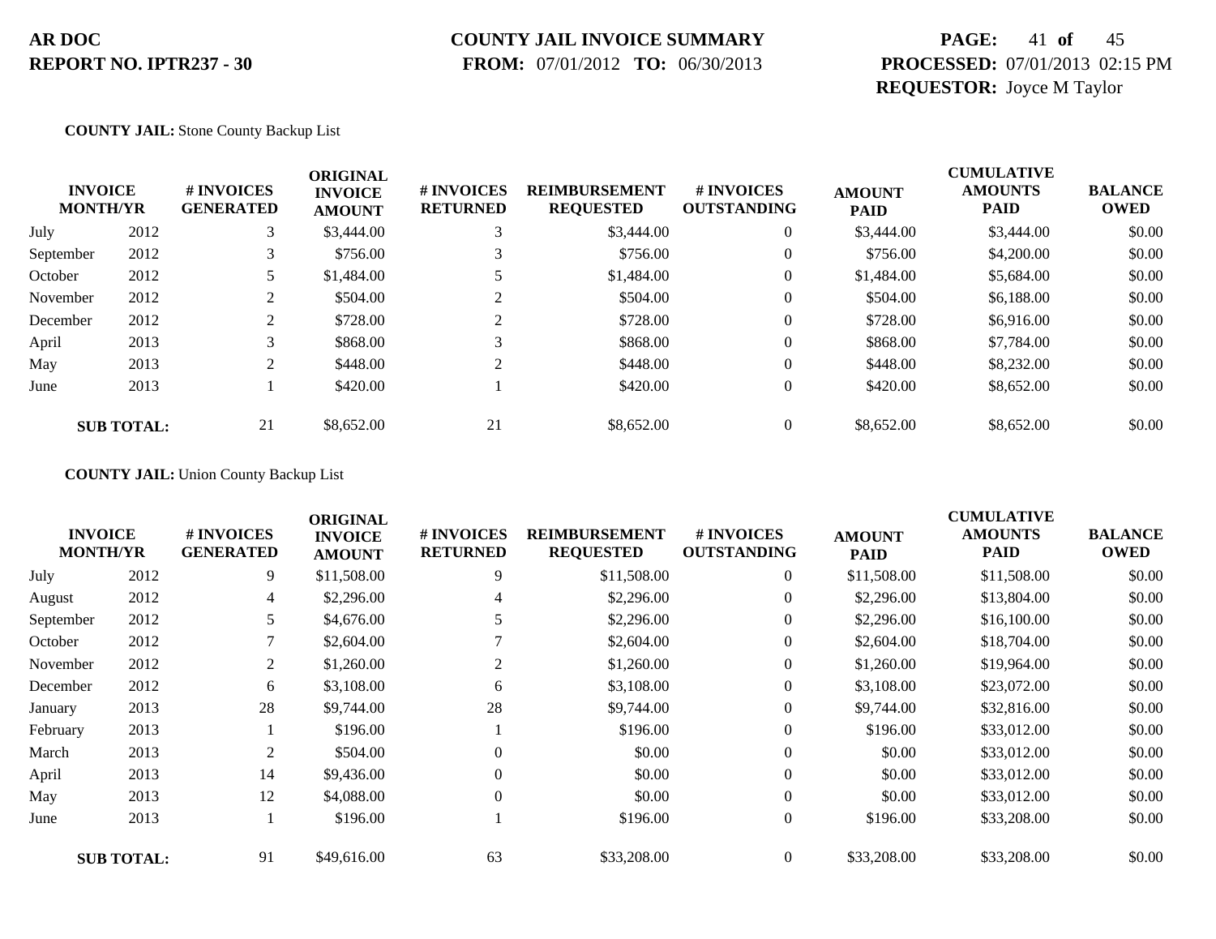**AR DOC**
**REPORT NO. IPTR237 - 30**

**COUNTY JAIL INVOICE SUMMARY**
**FROM:** 07/01/2012 **TO:** 06/30/2013

**PROCESSED:** 07/01/2013 02:15 PM
**REQUESTOR:** Joyce M Taylor

**COUNTY JAIL:** Stone County Backup List

| INVOICE MONTH/YR | | # INVOICES GENERATED | ORIGINAL INVOICE AMOUNT | # INVOICES RETURNED | REIMBURSEMENT REQUESTED | # INVOICES OUTSTANDING | AMOUNT PAID | CUMULATIVE AMOUNTS PAID | BALANCE OWED |
|---|---|---|---|---|---|---|---|---|---|
| July | 2012 | 3 | $3,444.00 | 3 | $3,444.00 | 0 | $3,444.00 | $3,444.00 | $0.00 |
| September | 2012 | 3 | $756.00 | 3 | $756.00 | 0 | $756.00 | $4,200.00 | $0.00 |
| October | 2012 | 5 | $1,484.00 | 5 | $1,484.00 | 0 | $1,484.00 | $5,684.00 | $0.00 |
| November | 2012 | 2 | $504.00 | 2 | $504.00 | 0 | $504.00 | $6,188.00 | $0.00 |
| December | 2012 | 2 | $728.00 | 2 | $728.00 | 0 | $728.00 | $6,916.00 | $0.00 |
| April | 2013 | 3 | $868.00 | 3 | $868.00 | 0 | $868.00 | $7,784.00 | $0.00 |
| May | 2013 | 2 | $448.00 | 2 | $448.00 | 0 | $448.00 | $8,232.00 | $0.00 |
| June | 2013 | 1 | $420.00 | 1 | $420.00 | 0 | $420.00 | $8,652.00 | $0.00 |
| **SUB TOTAL:** | | 21 | $8,652.00 | 21 | $8,652.00 | 0 | $8,652.00 | $8,652.00 | $0.00 |

**COUNTY JAIL:** Union County Backup List

| INVOICE MONTH/YR | | # INVOICES GENERATED | ORIGINAL INVOICE AMOUNT | # INVOICES RETURNED | REIMBURSEMENT REQUESTED | # INVOICES OUTSTANDING | AMOUNT PAID | CUMULATIVE AMOUNTS PAID | BALANCE OWED |
|---|---|---|---|---|---|---|---|---|---|
| July | 2012 | 9 | $11,508.00 | 9 | $11,508.00 | 0 | $11,508.00 | $11,508.00 | $0.00 |
| August | 2012 | 4 | $2,296.00 | 4 | $2,296.00 | 0 | $2,296.00 | $13,804.00 | $0.00 |
| September | 2012 | 5 | $4,676.00 | 5 | $2,296.00 | 0 | $2,296.00 | $16,100.00 | $0.00 |
| October | 2012 | 7 | $2,604.00 | 7 | $2,604.00 | 0 | $2,604.00 | $18,704.00 | $0.00 |
| November | 2012 | 2 | $1,260.00 | 2 | $1,260.00 | 0 | $1,260.00 | $19,964.00 | $0.00 |
| December | 2012 | 6 | $3,108.00 | 6 | $3,108.00 | 0 | $3,108.00 | $23,072.00 | $0.00 |
| January | 2013 | 28 | $9,744.00 | 28 | $9,744.00 | 0 | $9,744.00 | $32,816.00 | $0.00 |
| February | 2013 | 1 | $196.00 | 1 | $196.00 | 0 | $196.00 | $33,012.00 | $0.00 |
| March | 2013 | 2 | $504.00 | 0 | $0.00 | 0 | $0.00 | $33,012.00 | $0.00 |
| April | 2013 | 14 | $9,436.00 | 0 | $0.00 | 0 | $0.00 | $33,012.00 | $0.00 |
| May | 2013 | 12 | $4,088.00 | 0 | $0.00 | 0 | $0.00 | $33,012.00 | $0.00 |
| June | 2013 | 1 | $196.00 | 1 | $196.00 | 0 | $196.00 | $33,208.00 | $0.00 |
| **SUB TOTAL:** | | 91 | $49,616.00 | 63 | $33,208.00 | 0 | $33,208.00 | $33,208.00 | $0.00 |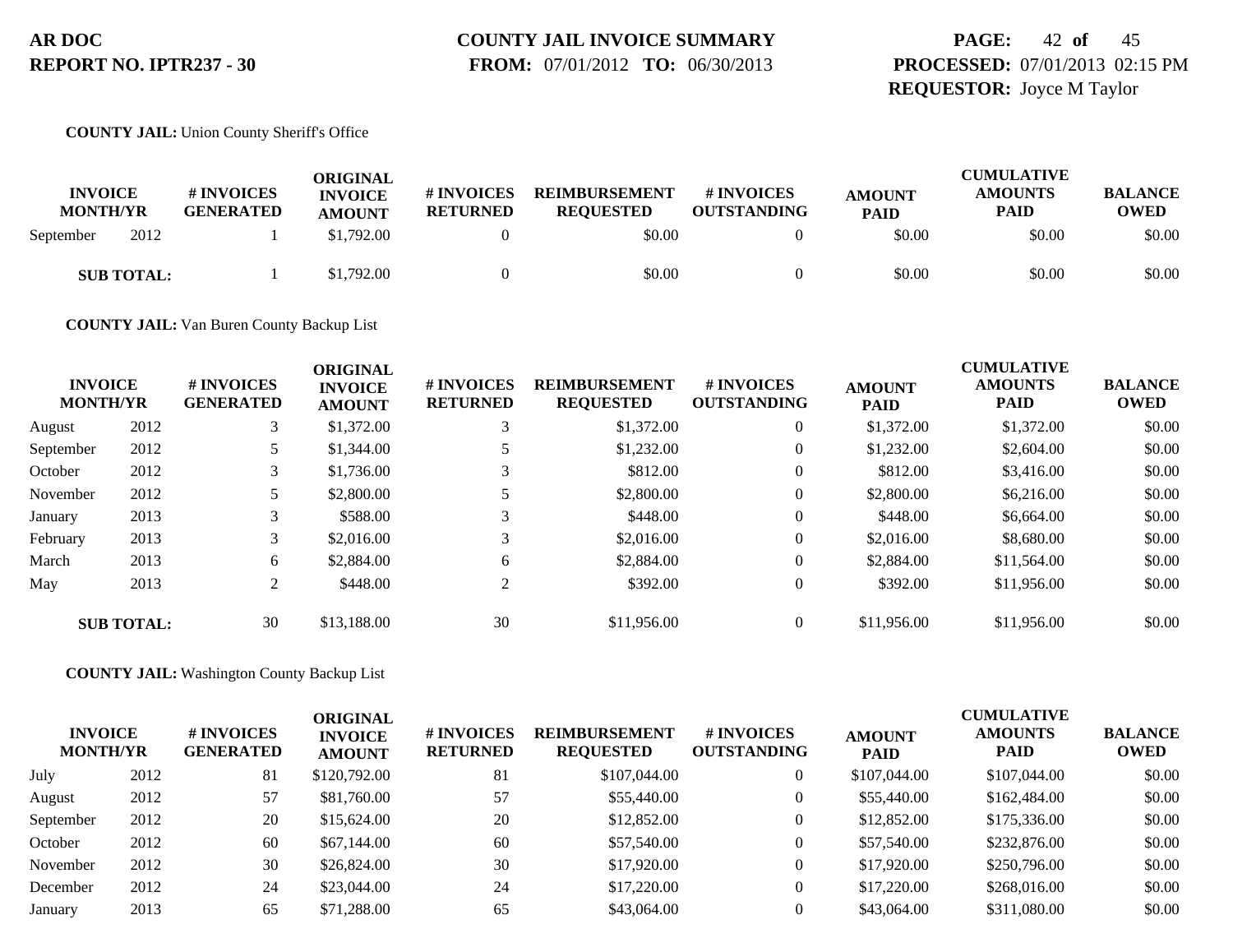**COUNTY JAIL:** Union County Sheriff's Office

| INVOICE MONTH/YR | | # INVOICES GENERATED | ORIGINAL INVOICE AMOUNT | # INVOICES RETURNED | REIMBURSEMENT REQUESTED | # INVOICES OUTSTANDING | AMOUNT PAID | CUMULATIVE AMOUNTS PAID | BALANCE OWED |
|---|---|---|---|---|---|---|---|---|---|
| September | 2012 | 1 | $1,792.00 | 0 | $0.00 | 0 | $0.00 | $0.00 | $0.00 |
| **SUB TOTAL:** | | 1 | $1,792.00 | 0 | $0.00 | 0 | $0.00 | $0.00 | $0.00 |

**COUNTY JAIL:** Van Buren County Backup List

| INVOICE MONTH/YR | | # INVOICES GENERATED | ORIGINAL INVOICE AMOUNT | # INVOICES RETURNED | REIMBURSEMENT REQUESTED | # INVOICES OUTSTANDING | AMOUNT PAID | CUMULATIVE AMOUNTS PAID | BALANCE OWED |
|---|---|---|---|---|---|---|---|---|---|
| August | 2012 | 3 | $1,372.00 | 3 | $1,372.00 | 0 | $1,372.00 | $1,372.00 | $0.00 |
| September | 2012 | 5 | $1,344.00 | 5 | $1,232.00 | 0 | $1,232.00 | $2,604.00 | $0.00 |
| October | 2012 | 3 | $1,736.00 | 3 | $812.00 | 0 | $812.00 | $3,416.00 | $0.00 |
| November | 2012 | 5 | $2,800.00 | 5 | $2,800.00 | 0 | $2,800.00 | $6,216.00 | $0.00 |
| January | 2013 | 3 | $588.00 | 3 | $448.00 | 0 | $448.00 | $6,664.00 | $0.00 |
| February | 2013 | 3 | $2,016.00 | 3 | $2,016.00 | 0 | $2,016.00 | $8,680.00 | $0.00 |
| March | 2013 | 6 | $2,884.00 | 6 | $2,884.00 | 0 | $2,884.00 | $11,564.00 | $0.00 |
| May | 2013 | 2 | $448.00 | 2 | $392.00 | 0 | $392.00 | $11,956.00 | $0.00 |
| **SUB TOTAL:** | | 30 | $13,188.00 | 30 | $11,956.00 | 0 | $11,956.00 | $11,956.00 | $0.00 |

**COUNTY JAIL:** Washington County Backup List

| INVOICE MONTH/YR | | # INVOICES GENERATED | ORIGINAL INVOICE AMOUNT | # INVOICES RETURNED | REIMBURSEMENT REQUESTED | # INVOICES OUTSTANDING | AMOUNT PAID | CUMULATIVE AMOUNTS PAID | BALANCE OWED |
|---|---|---|---|---|---|---|---|---|---|
| July | 2012 | 81 | $120,792.00 | 81 | $107,044.00 | 0 | $107,044.00 | $107,044.00 | $0.00 |
| August | 2012 | 57 | $81,760.00 | 57 | $55,440.00 | 0 | $55,440.00 | $162,484.00 | $0.00 |
| September | 2012 | 20 | $15,624.00 | 20 | $12,852.00 | 0 | $12,852.00 | $175,336.00 | $0.00 |
| October | 2012 | 60 | $67,144.00 | 60 | $57,540.00 | 0 | $57,540.00 | $232,876.00 | $0.00 |
| November | 2012 | 30 | $26,824.00 | 30 | $17,920.00 | 0 | $17,920.00 | $250,796.00 | $0.00 |
| December | 2012 | 24 | $23,044.00 | 24 | $17,220.00 | 0 | $17,220.00 | $268,016.00 | $0.00 |
| January | 2013 | 65 | $71,288.00 | 65 | $43,064.00 | 0 | $43,064.00 | $311,080.00 | $0.00 |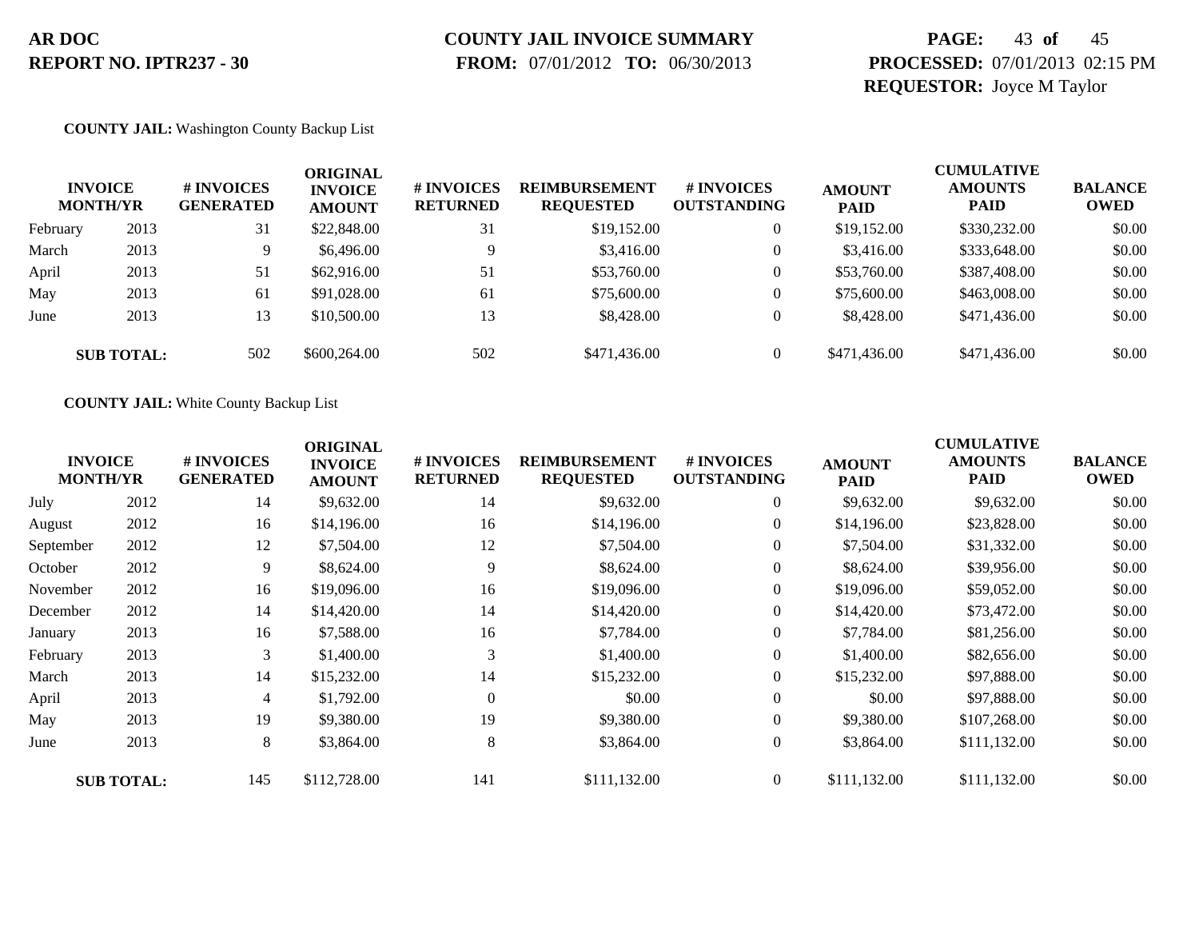**COUNTY JAIL:** Washington County Backup List

| INVOICE MONTH/YR | | # INVOICES GENERATED | ORIGINAL INVOICE AMOUNT | # INVOICES RETURNED | REIMBURSEMENT REQUESTED | # INVOICES OUTSTANDING | AMOUNT PAID | CUMULATIVE AMOUNTS PAID | BALANCE OWED |
|---|---|---|---|---|---|---|---|---|---|
| February | 2013 | 31 | $22,848.00 | 31 | $19,152.00 | 0 | $19,152.00 | $330,232.00 | $0.00 |
| March | 2013 | 9 | $6,496.00 | 9 | $3,416.00 | 0 | $3,416.00 | $333,648.00 | $0.00 |
| April | 2013 | 51 | $62,916.00 | 51 | $53,760.00 | 0 | $53,760.00 | $387,408.00 | $0.00 |
| May | 2013 | 61 | $91,028.00 | 61 | $75,600.00 | 0 | $75,600.00 | $463,008.00 | $0.00 |
| June | 2013 | 13 | $10,500.00 | 13 | $8,428.00 | 0 | $8,428.00 | $471,436.00 | $0.00 |
| **SUB TOTAL:** | | 502 | $600,264.00 | 502 | $471,436.00 | 0 | $471,436.00 | $471,436.00 | $0.00 |

**COUNTY JAIL:** White County Backup List

| INVOICE MONTH/YR | | # INVOICES GENERATED | ORIGINAL INVOICE AMOUNT | # INVOICES RETURNED | REIMBURSEMENT REQUESTED | # INVOICES OUTSTANDING | AMOUNT PAID | CUMULATIVE AMOUNTS PAID | BALANCE OWED |
|---|---|---|---|---|---|---|---|---|---|
| July | 2012 | 14 | $9,632.00 | 14 | $9,632.00 | 0 | $9,632.00 | $9,632.00 | $0.00 |
| August | 2012 | 16 | $14,196.00 | 16 | $14,196.00 | 0 | $14,196.00 | $23,828.00 | $0.00 |
| September | 2012 | 12 | $7,504.00 | 12 | $7,504.00 | 0 | $7,504.00 | $31,332.00 | $0.00 |
| October | 2012 | 9 | $8,624.00 | 9 | $8,624.00 | 0 | $8,624.00 | $39,956.00 | $0.00 |
| November | 2012 | 16 | $19,096.00 | 16 | $19,096.00 | 0 | $19,096.00 | $59,052.00 | $0.00 |
| December | 2012 | 14 | $14,420.00 | 14 | $14,420.00 | 0 | $14,420.00 | $73,472.00 | $0.00 |
| January | 2013 | 16 | $7,588.00 | 16 | $7,784.00 | 0 | $7,784.00 | $81,256.00 | $0.00 |
| February | 2013 | 3 | $1,400.00 | 3 | $1,400.00 | 0 | $1,400.00 | $82,656.00 | $0.00 |
| March | 2013 | 14 | $15,232.00 | 14 | $15,232.00 | 0 | $15,232.00 | $97,888.00 | $0.00 |
| April | 2013 | 4 | $1,792.00 | 0 | $0.00 | 0 | $0.00 | $97,888.00 | $0.00 |
| May | 2013 | 19 | $9,380.00 | 19 | $9,380.00 | 0 | $9,380.00 | $107,268.00 | $0.00 |
| June | 2013 | 8 | $3,864.00 | 8 | $3,864.00 | 0 | $3,864.00 | $111,132.00 | $0.00 |
| **SUB TOTAL:** | | 145 | $112,728.00 | 141 | $111,132.00 | 0 | $111,132.00 | $111,132.00 | $0.00 |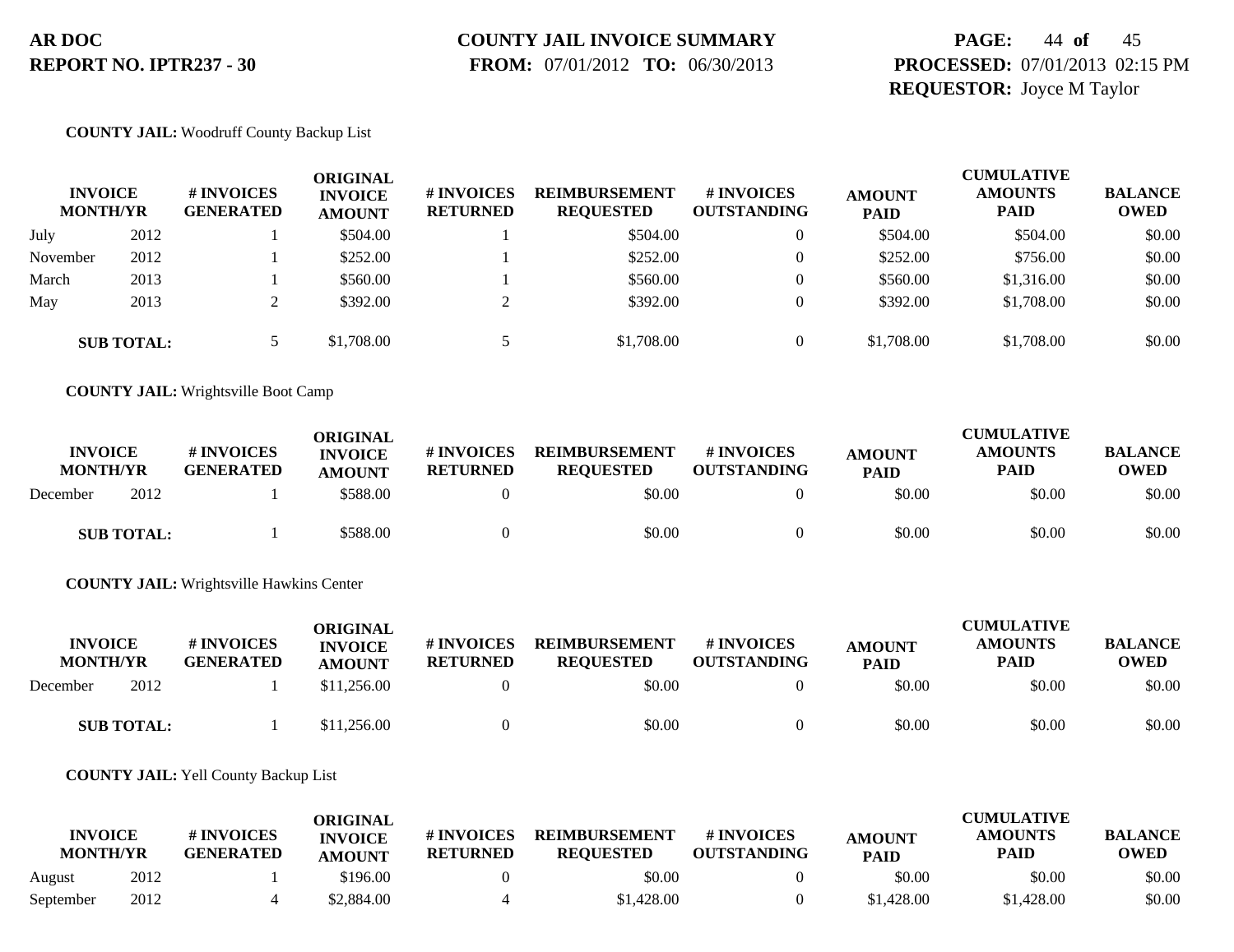**COUNTY JAIL:** Woodruff County Backup List

| INVOICE MONTH/YR | | # INVOICES GENERATED | ORIGINAL INVOICE AMOUNT | # INVOICES RETURNED | REIMBURSEMENT REQUESTED | # INVOICES OUTSTANDING | AMOUNT PAID | CUMULATIVE AMOUNTS PAID | BALANCE OWED |
|---|---|---|---|---|---|---|---|---|---|
| July | 2012 | 1 | $504.00 | 1 | $504.00 | 0 | $504.00 | $504.00 | $0.00 |
| November | 2012 | 1 | $252.00 | 1 | $252.00 | 0 | $252.00 | $756.00 | $0.00 |
| March | 2013 | 1 | $560.00 | 1 | $560.00 | 0 | $560.00 | $1,316.00 | $0.00 |
| May | 2013 | 2 | $392.00 | 2 | $392.00 | 0 | $392.00 | $1,708.00 | $0.00 |
| **SUB TOTAL:** | | 5 | $1,708.00 | 5 | $1,708.00 | 0 | $1,708.00 | $1,708.00 | $0.00 |

**COUNTY JAIL:** Wrightsville Boot Camp

| INVOICE MONTH/YR | | # INVOICES GENERATED | ORIGINAL INVOICE AMOUNT | # INVOICES RETURNED | REIMBURSEMENT REQUESTED | # INVOICES OUTSTANDING | AMOUNT PAID | CUMULATIVE AMOUNTS PAID | BALANCE OWED |
|---|---|---|---|---|---|---|---|---|---|
| December | 2012 | 1 | $588.00 | 0 | $0.00 | 0 | $0.00 | $0.00 | $0.00 |
| **SUB TOTAL:** | | 1 | $588.00 | 0 | $0.00 | 0 | $0.00 | $0.00 | $0.00 |

**COUNTY JAIL:** Wrightsville Hawkins Center

| INVOICE MONTH/YR | | # INVOICES GENERATED | ORIGINAL INVOICE AMOUNT | # INVOICES RETURNED | REIMBURSEMENT REQUESTED | # INVOICES OUTSTANDING | AMOUNT PAID | CUMULATIVE AMOUNTS PAID | BALANCE OWED |
|---|---|---|---|---|---|---|---|---|---|
| December | 2012 | 1 | $11,256.00 | 0 | $0.00 | 0 | $0.00 | $0.00 | $0.00 |
| **SUB TOTAL:** | | 1 | $11,256.00 | 0 | $0.00 | 0 | $0.00 | $0.00 | $0.00 |

**COUNTY JAIL:** Yell County Backup List

| INVOICE MONTH/YR | | # INVOICES GENERATED | ORIGINAL INVOICE AMOUNT | # INVOICES RETURNED | REIMBURSEMENT REQUESTED | # INVOICES OUTSTANDING | AMOUNT PAID | CUMULATIVE AMOUNTS PAID | BALANCE OWED |
|---|---|---|---|---|---|---|---|---|---|
| August | 2012 | 1 | $196.00 | 0 | $0.00 | 0 | $0.00 | $0.00 | $0.00 |
| September | 2012 | 4 | $2,884.00 | 4 | $1,428.00 | 0 | $1,428.00 | $1,428.00 | $0.00 |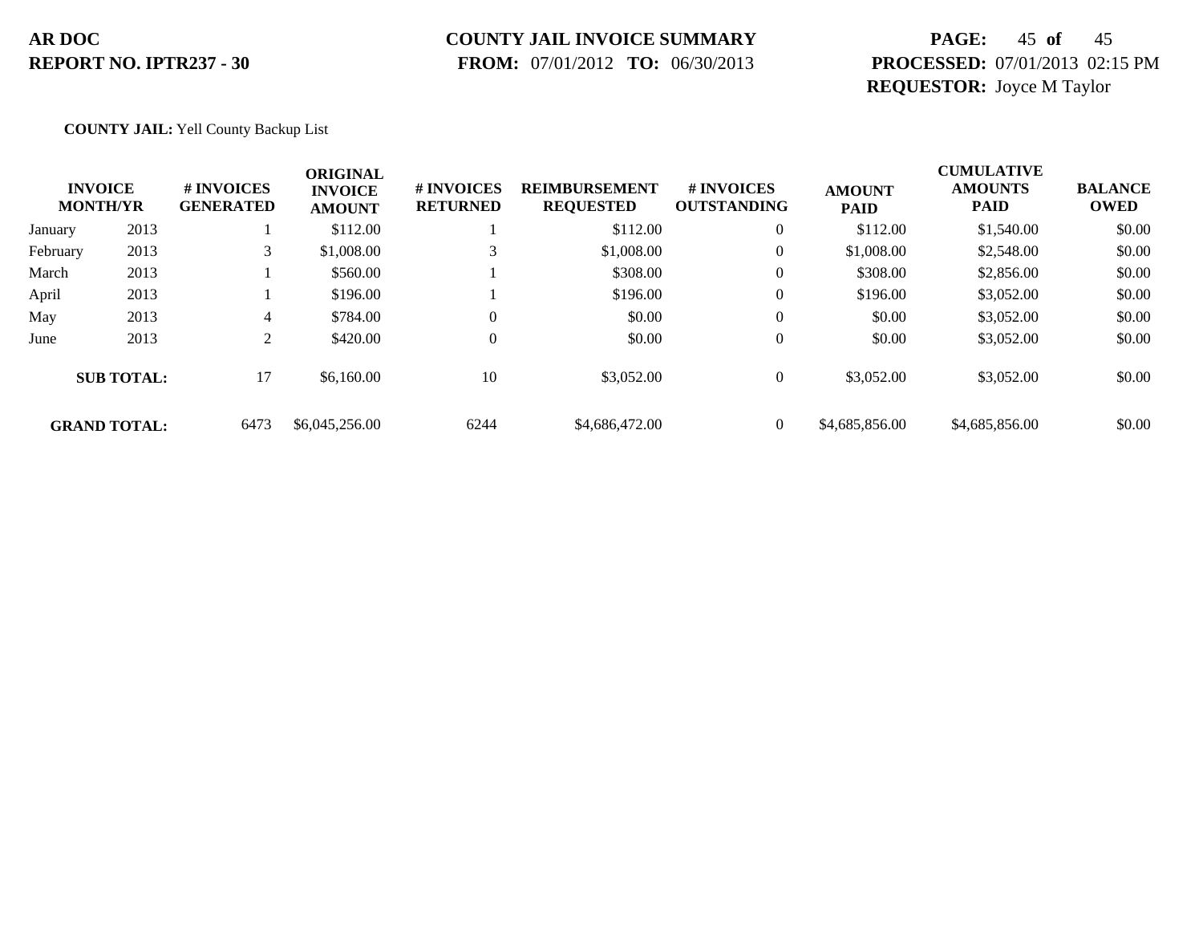**AR DOC** | **COUNTY JAIL INVOICE SUMMARY** | **PAGE:** 45 **of** 45

**REPORT NO. IPTR237 - 30** | **FROM:** 07/01/2012 **TO:** 06/30/2013 | **PROCESSED:** 07/01/2013 02:15 PM

**REQUESTOR:** Joyce M Taylor

**COUNTY JAIL:** Yell County Backup List

| INVOICE MONTH/YR | | # INVOICES GENERATED | ORIGINAL INVOICE AMOUNT | # INVOICES RETURNED | REIMBURSEMENT REQUESTED | # INVOICES OUTSTANDING | AMOUNT PAID | CUMULATIVE AMOUNTS PAID | BALANCE OWED |
|---|---|---|---|---|---|---|---|---|---|
| January | 2013 | 1 | $112.00 | 1 | $112.00 | 0 | $112.00 | $1,540.00 | $0.00 |
| February | 2013 | 3 | $1,008.00 | 3 | $1,008.00 | 0 | $1,008.00 | $2,548.00 | $0.00 |
| March | 2013 | 1 | $560.00 | 1 | $308.00 | 0 | $308.00 | $2,856.00 | $0.00 |
| April | 2013 | 1 | $196.00 | 1 | $196.00 | 0 | $196.00 | $3,052.00 | $0.00 |
| May | 2013 | 4 | $784.00 | 0 | $0.00 | 0 | $0.00 | $3,052.00 | $0.00 |
| June | 2013 | 2 | $420.00 | 0 | $0.00 | 0 | $0.00 | $3,052.00 | $0.00 |
| **SUB TOTAL:** | | 17 | $6,160.00 | 10 | $3,052.00 | 0 | $3,052.00 | $3,052.00 | $0.00 |
| **GRAND TOTAL:** | | 6473 | $6,045,256.00 | 6244 | $4,686,472.00 | 0 | $4,685,856.00 | $4,685,856.00 | $0.00 |